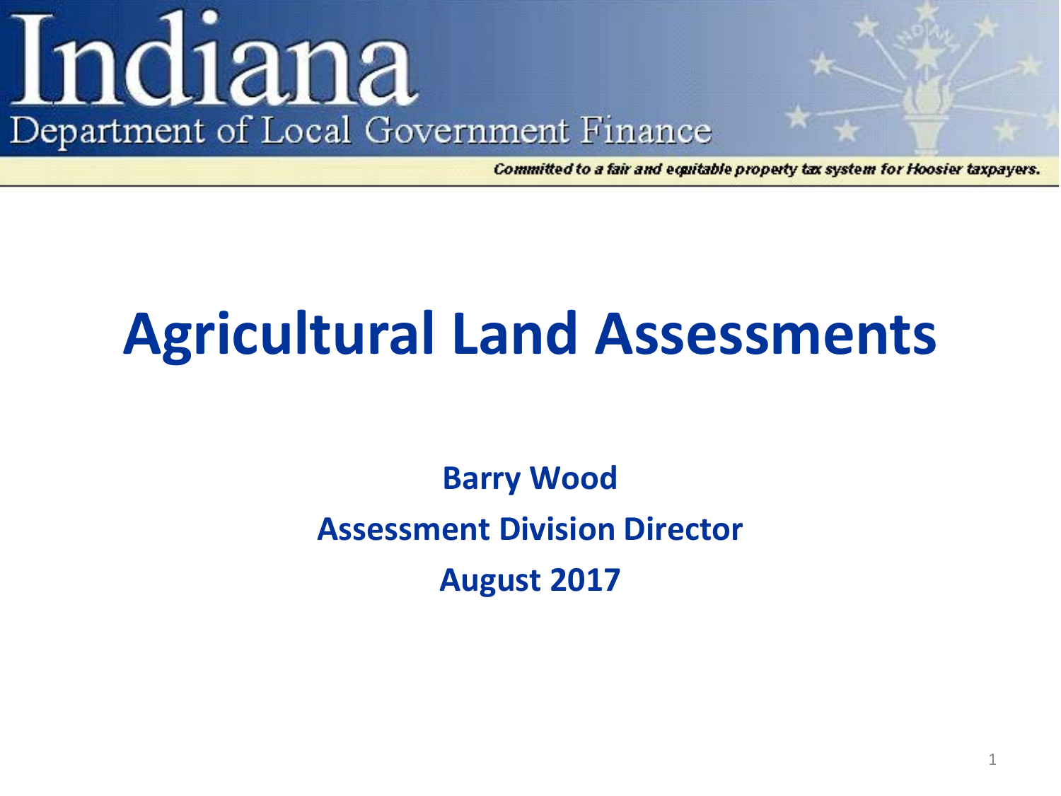Indiana

Department of Local Government Finance

*Committed to a fair and equitable property tax system for Hoosier taxpayers.*

# Agricultural Land Assessments

**Barry Wood**

**Assessment Division Director**

**August 2017**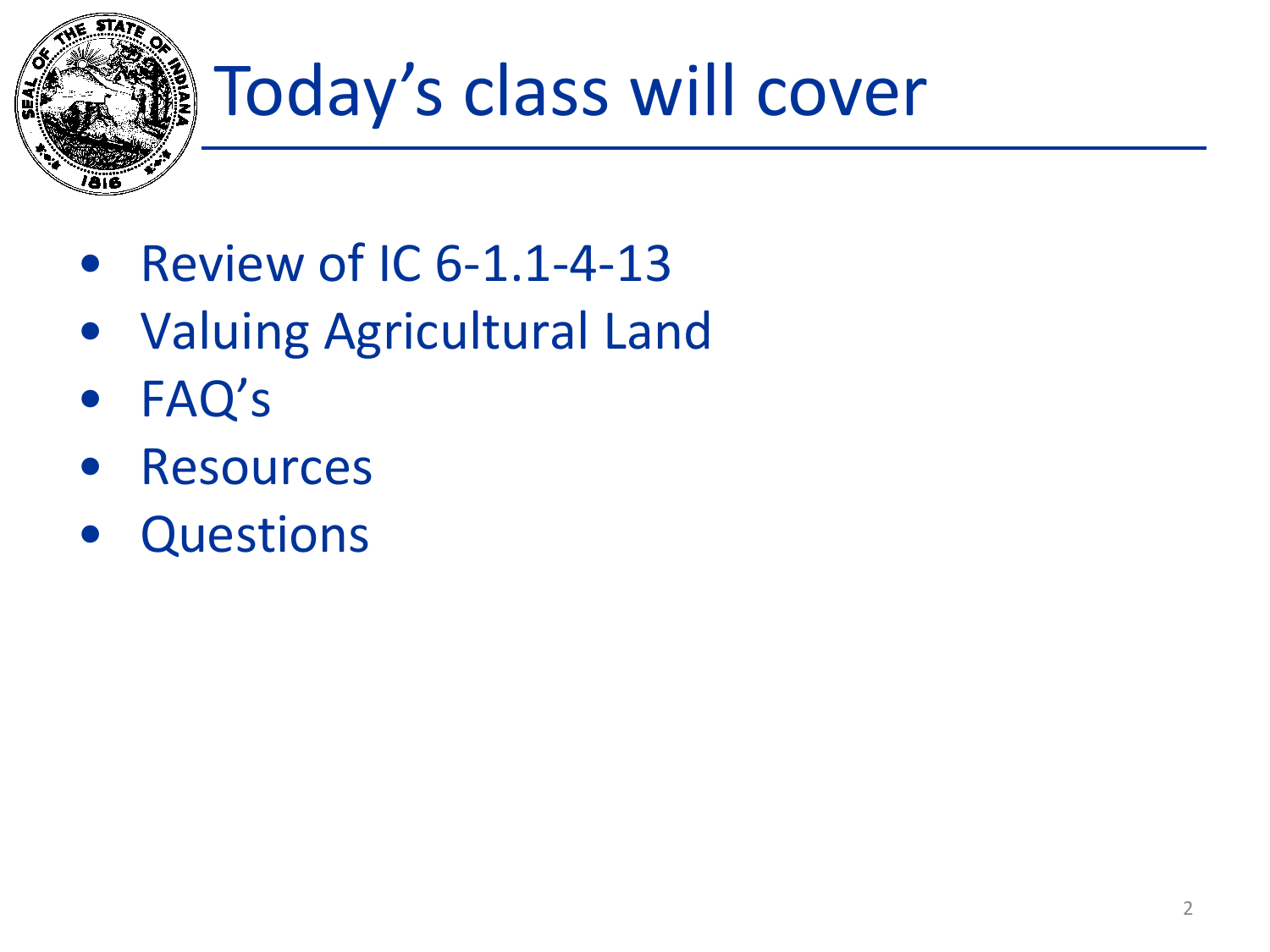# Today's class will cover

- Review of IC 6-1.1-4-13
- Valuing Agricultural Land
- FAQ's
- Resources
- Questions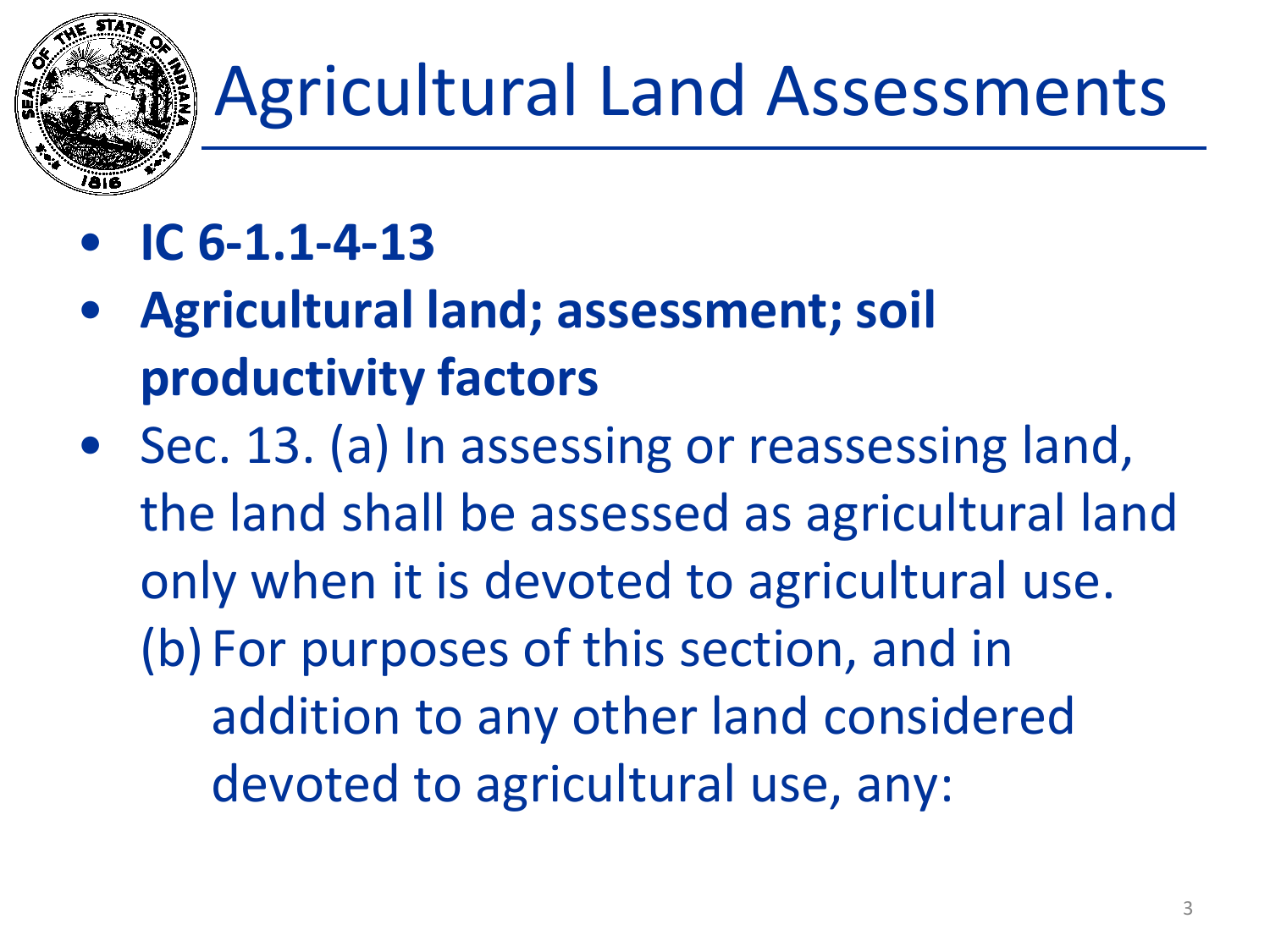# Agricultural Land Assessments

- **IC 6-1.1-4-13**
- **Agricultural land; assessment; soil productivity factors**
- Sec. 13. (a) In assessing or reassessing land, the land shall be assessed as agricultural land only when it is devoted to agricultural use.
  (b) For purposes of this section, and in addition to any other land considered devoted to agricultural use, any: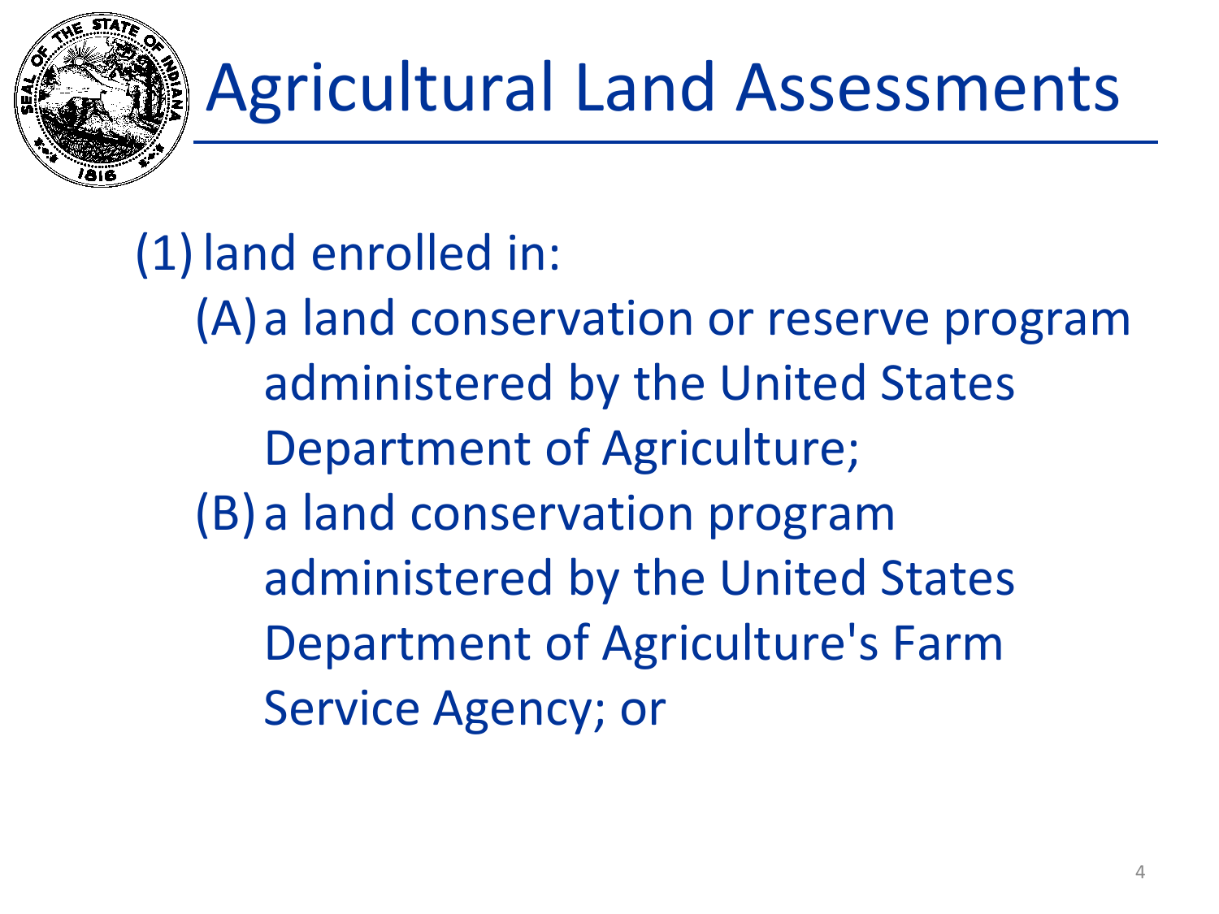# Agricultural Land Assessments

(1) land enrolled in:

   (A) a land conservation or reserve program administered by the United States Department of Agriculture;

   (B) a land conservation program administered by the United States Department of Agriculture's Farm Service Agency; or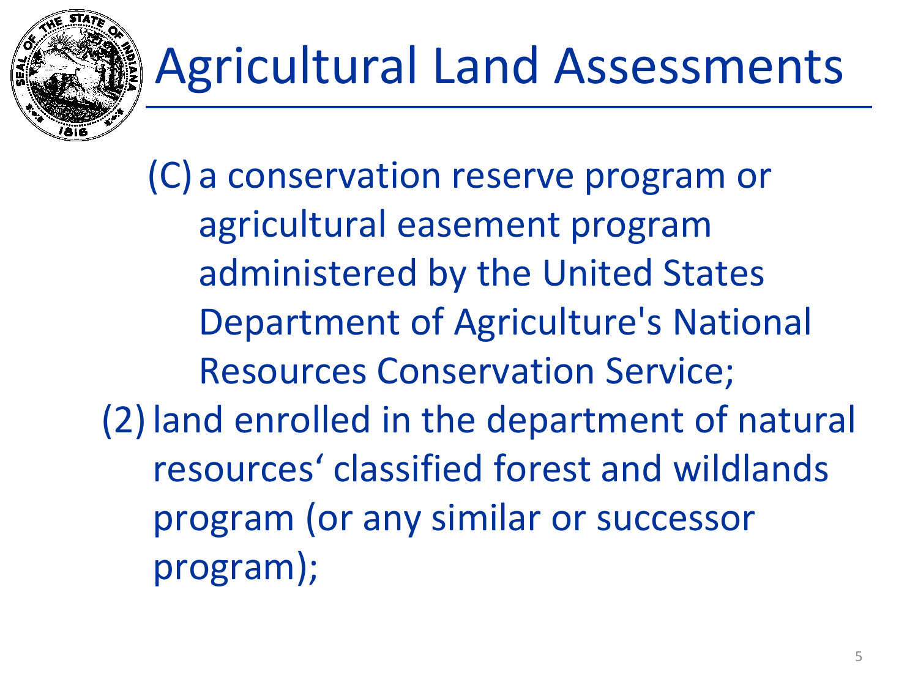# Agricultural Land Assessments

(C) a conservation reserve program or agricultural easement program administered by the United States Department of Agriculture's National Resources Conservation Service;

(2) land enrolled in the department of natural resources‘ classified forest and wildlands program (or any similar or successor program);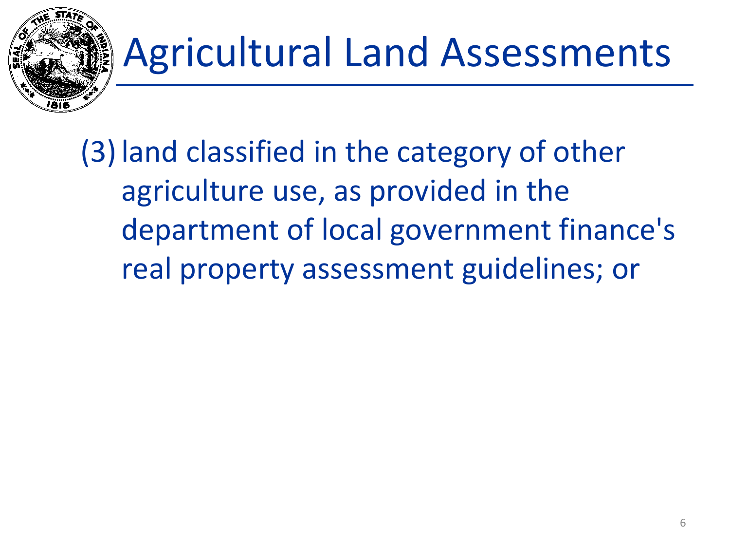# Agricultural Land Assessments

(3) land classified in the category of other agriculture use, as provided in the department of local government finance's real property assessment guidelines; or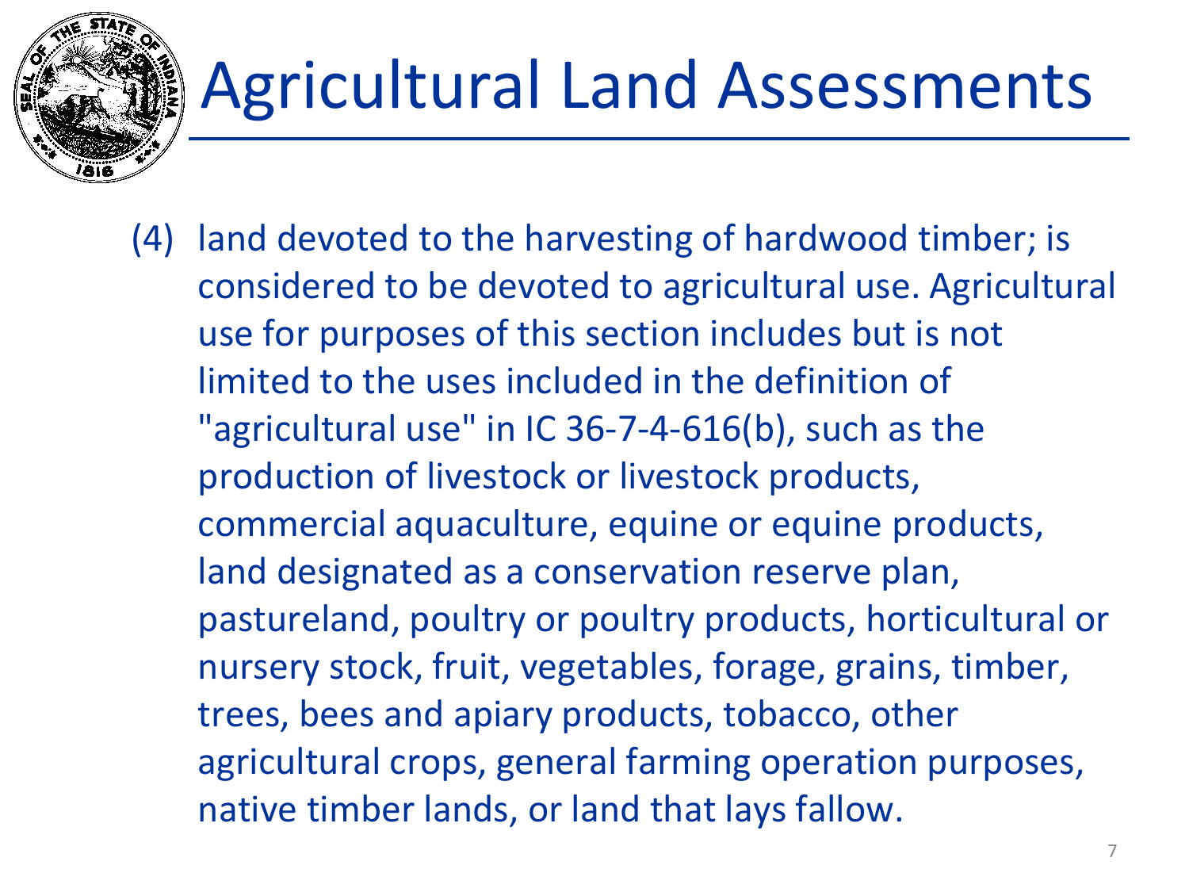# Agricultural Land Assessments

(4) land devoted to the harvesting of hardwood timber; is considered to be devoted to agricultural use. Agricultural use for purposes of this section includes but is not limited to the uses included in the definition of "agricultural use" in IC 36-7-4-616(b), such as the production of livestock or livestock products, commercial aquaculture, equine or equine products, land designated as a conservation reserve plan, pastureland, poultry or poultry products, horticultural or nursery stock, fruit, vegetables, forage, grains, timber, trees, bees and apiary products, tobacco, other agricultural crops, general farming operation purposes, native timber lands, or land that lays fallow.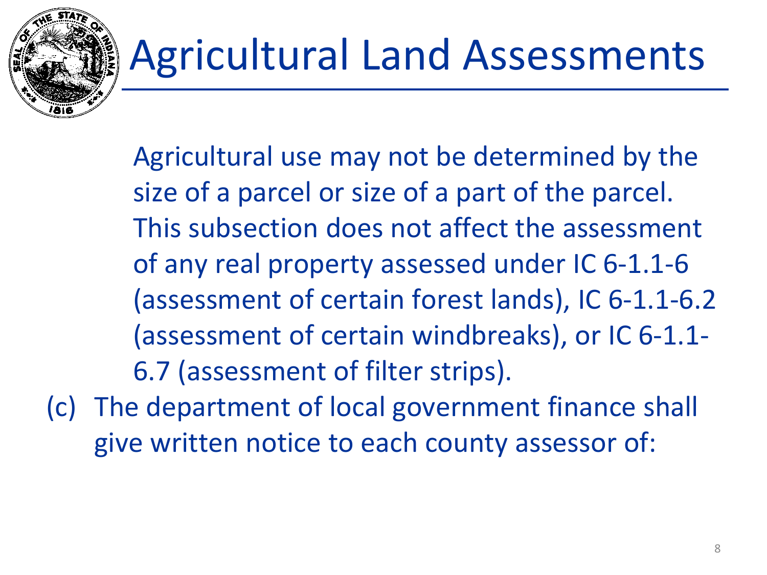# Agricultural Land Assessments

Agricultural use may not be determined by the size of a parcel or size of a part of the parcel. This subsection does not affect the assessment of any real property assessed under IC 6-1.1-6 (assessment of certain forest lands), IC 6-1.1-6.2 (assessment of certain windbreaks), or IC 6-1.1-6.7 (assessment of filter strips).

(c) The department of local government finance shall give written notice to each county assessor of: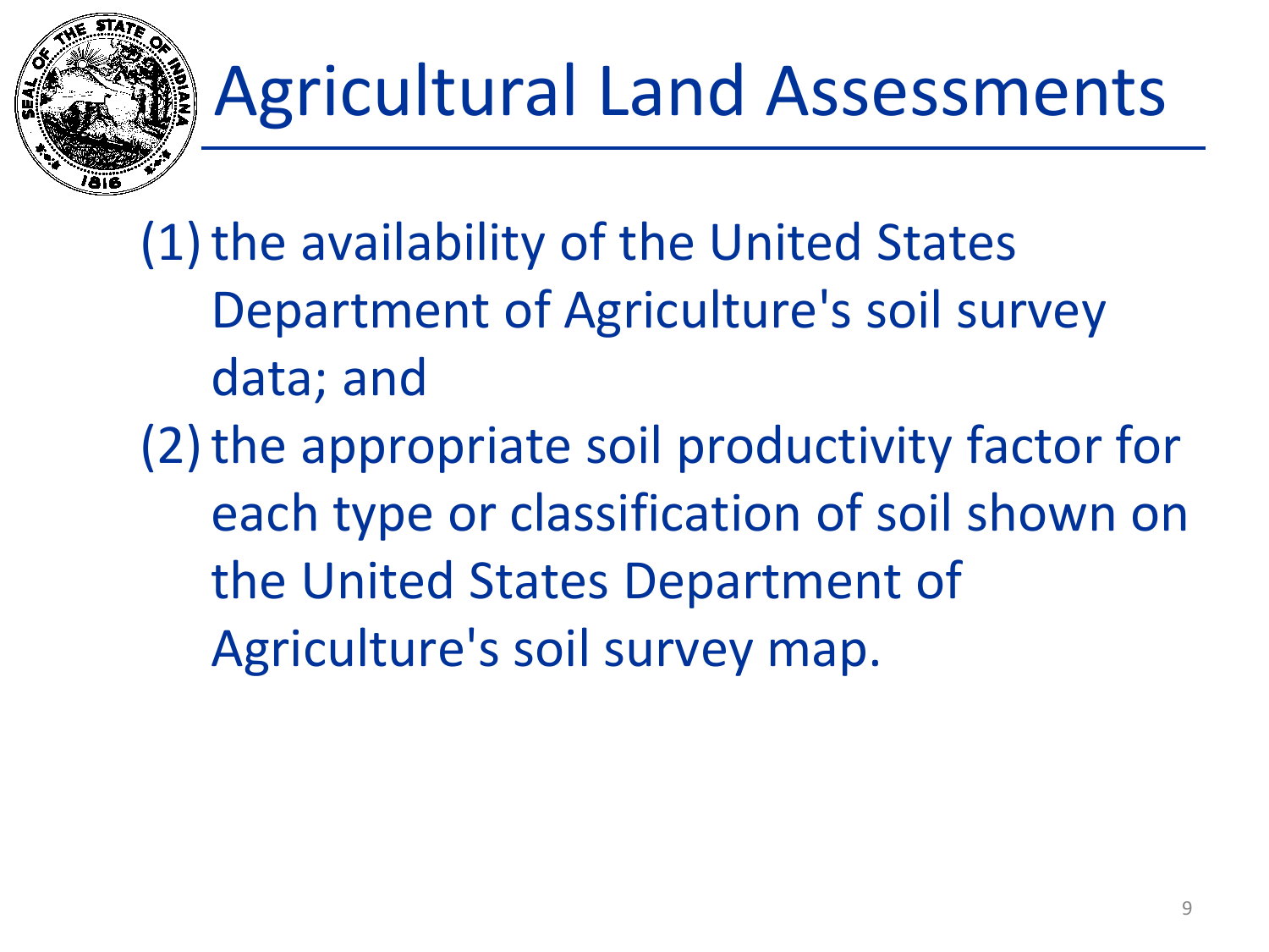# Agricultural Land Assessments

(1) the availability of the United States Department of Agriculture's soil survey data; and

(2) the appropriate soil productivity factor for each type or classification of soil shown on the United States Department of Agriculture's soil survey map.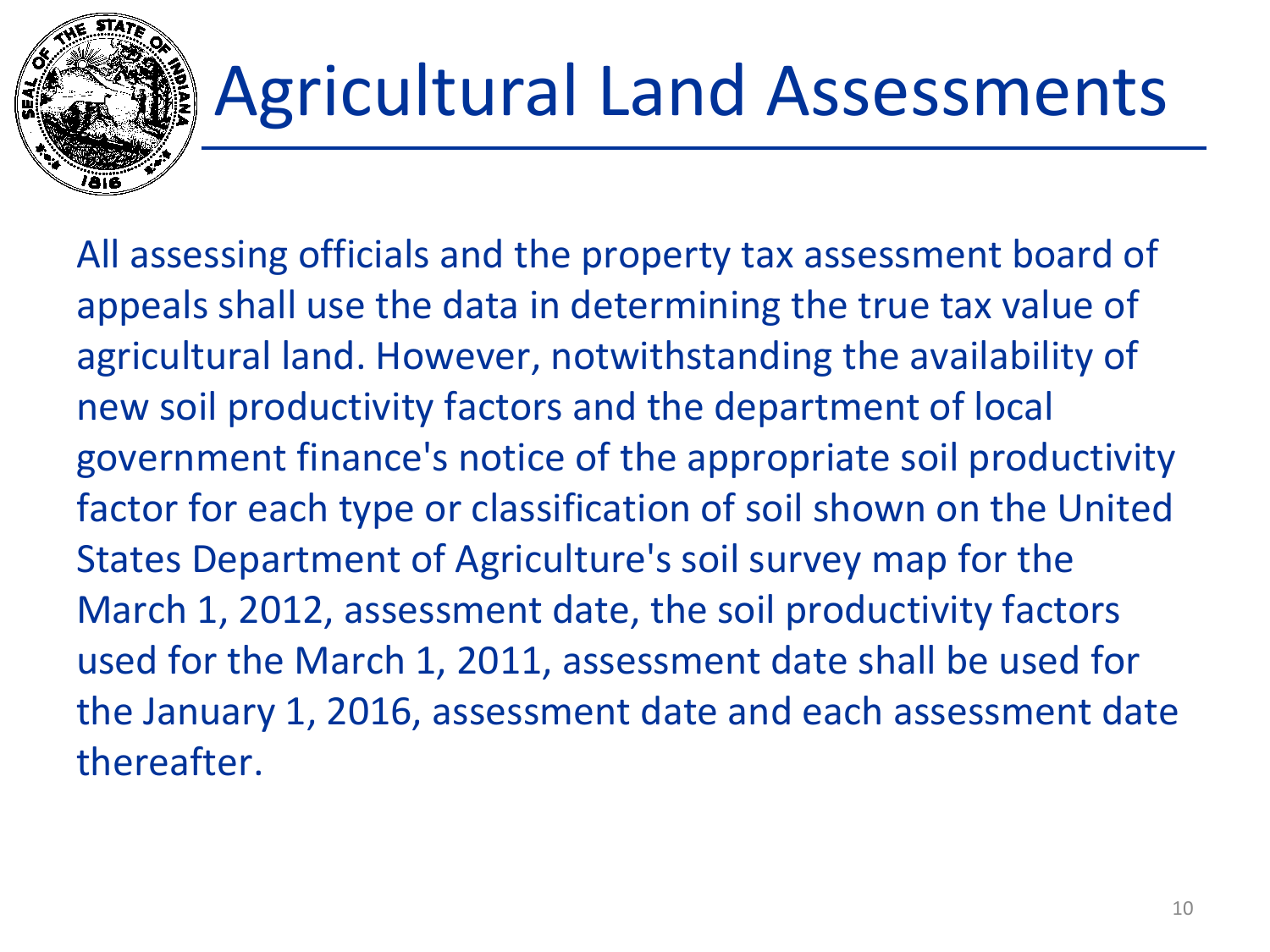# Agricultural Land Assessments

All assessing officials and the property tax assessment board of appeals shall use the data in determining the true tax value of agricultural land. However, notwithstanding the availability of new soil productivity factors and the department of local government finance's notice of the appropriate soil productivity factor for each type or classification of soil shown on the United States Department of Agriculture's soil survey map for the March 1, 2012, assessment date, the soil productivity factors used for the March 1, 2011, assessment date shall be used for the January 1, 2016, assessment date and each assessment date thereafter.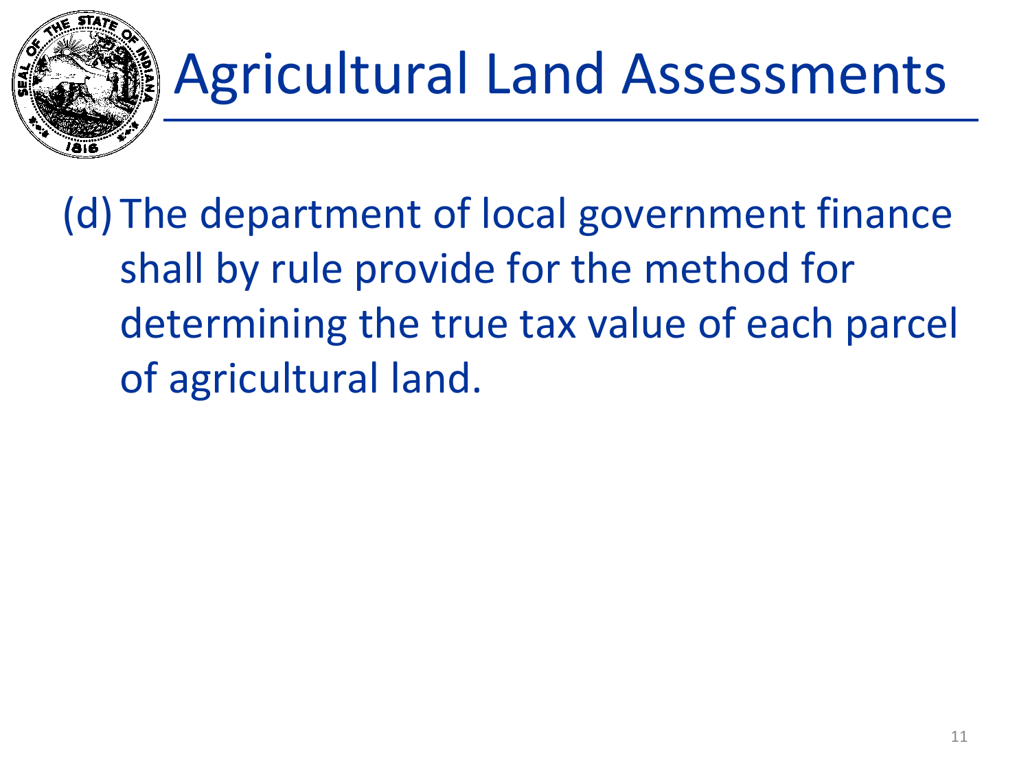# Agricultural Land Assessments

(d) The department of local government finance shall by rule provide for the method for determining the true tax value of each parcel of agricultural land.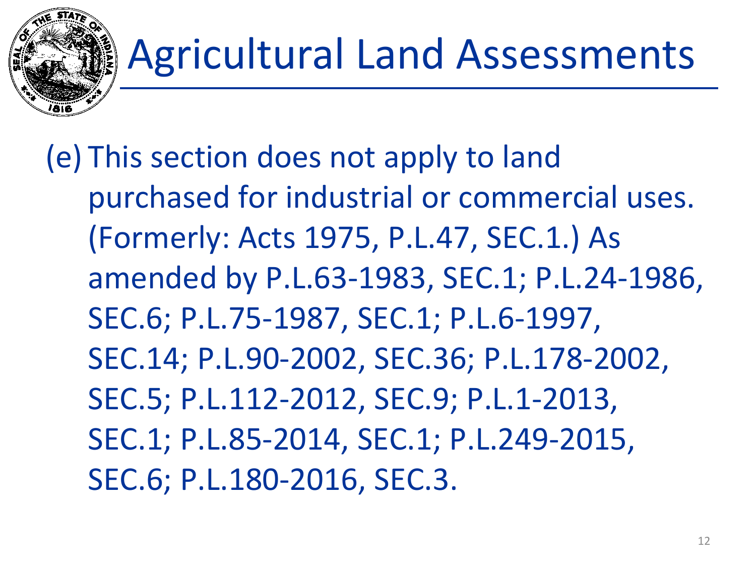# Agricultural Land Assessments

(e) This section does not apply to land purchased for industrial or commercial uses. (Formerly: Acts 1975, P.L.47, SEC.1.) As amended by P.L.63-1983, SEC.1; P.L.24-1986, SEC.6; P.L.75-1987, SEC.1; P.L.6-1997, SEC.14; P.L.90-2002, SEC.36; P.L.178-2002, SEC.5; P.L.112-2012, SEC.9; P.L.1-2013, SEC.1; P.L.85-2014, SEC.1; P.L.249-2015, SEC.6; P.L.180-2016, SEC.3.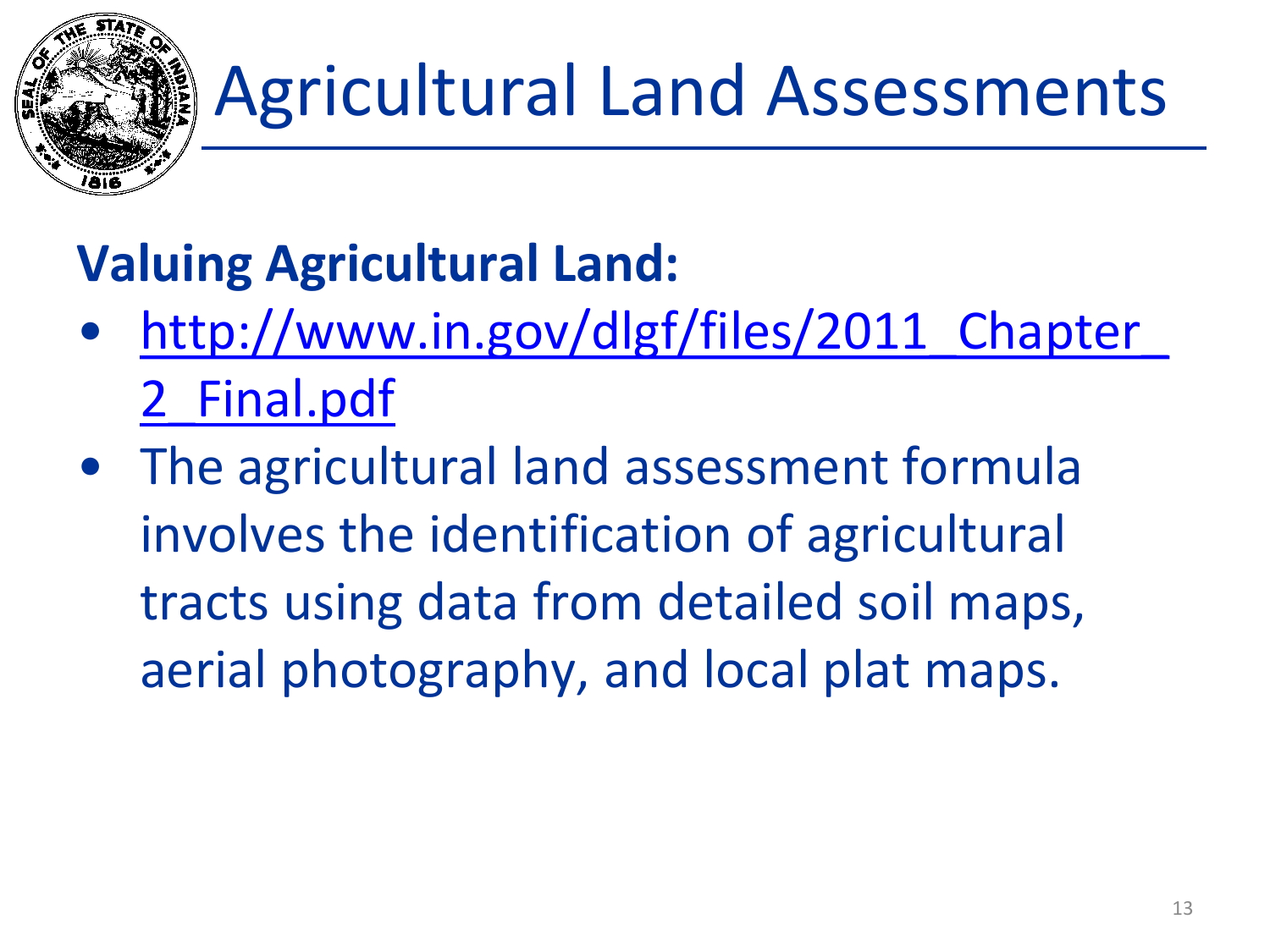# Agricultural Land Assessments

**Valuing Agricultural Land:**

- http://www.in.gov/dlgf/files/2011_Chapter_2_Final.pdf
- The agricultural land assessment formula involves the identification of agricultural tracts using data from detailed soil maps, aerial photography, and local plat maps.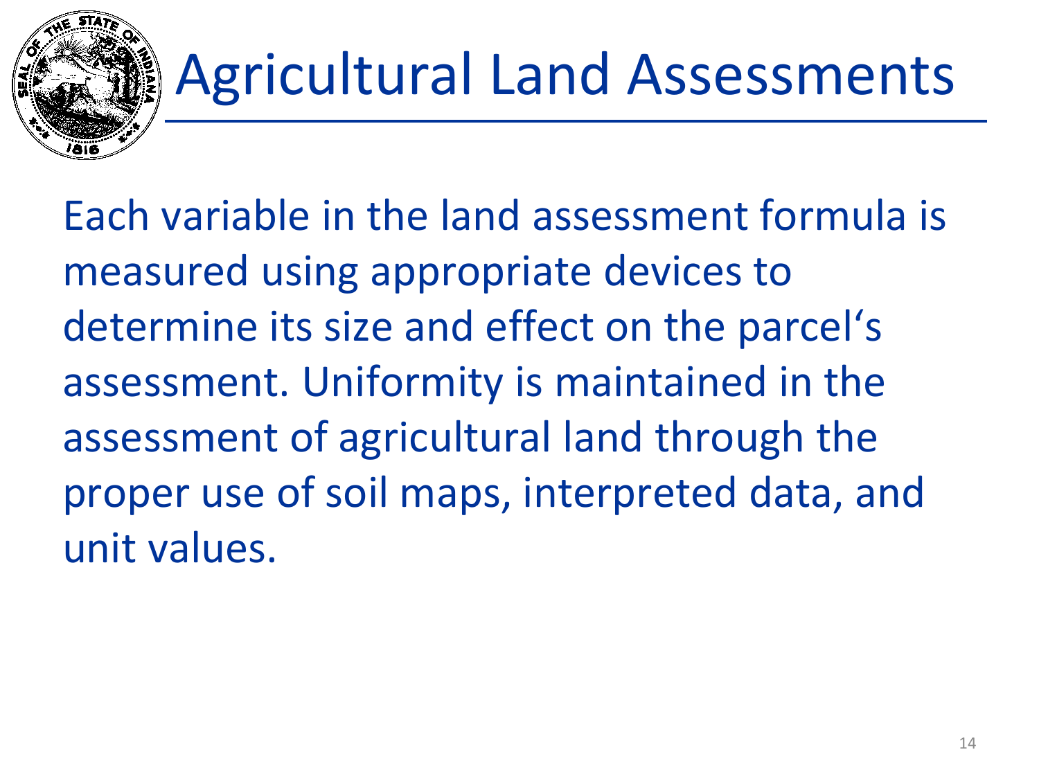# Agricultural Land Assessments

Each variable in the land assessment formula is measured using appropriate devices to determine its size and effect on the parcel's assessment. Uniformity is maintained in the assessment of agricultural land through the proper use of soil maps, interpreted data, and unit values.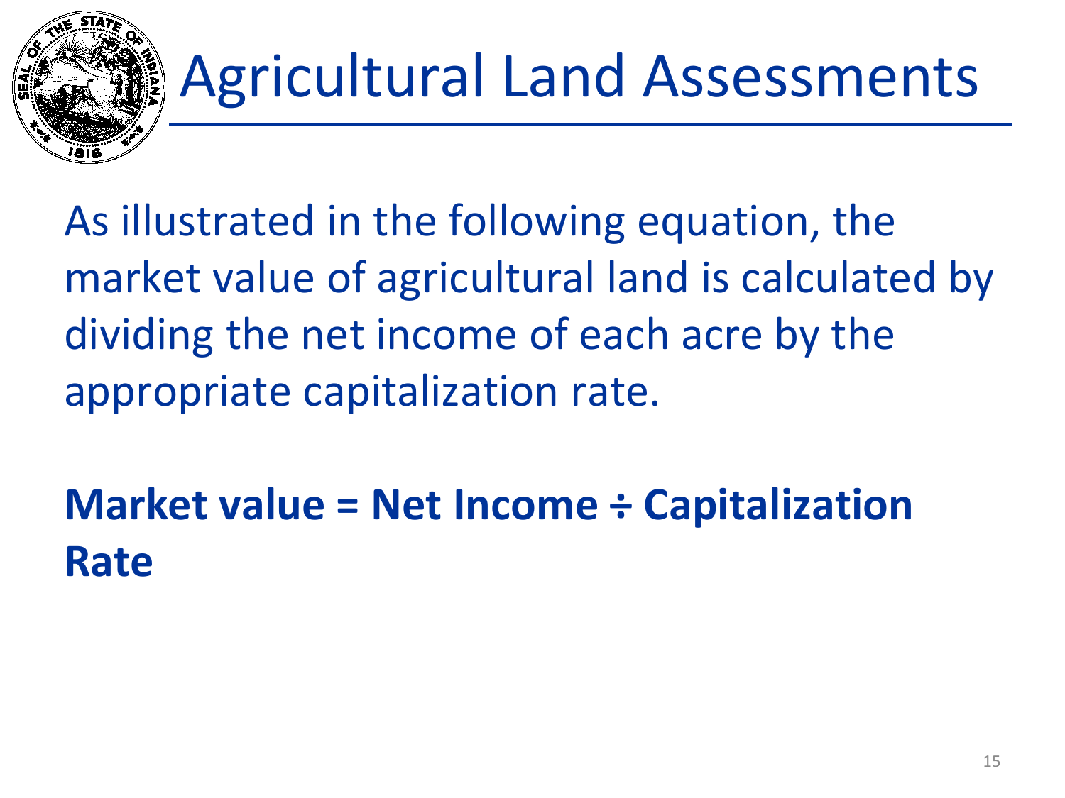# Agricultural Land Assessments

As illustrated in the following equation, the market value of agricultural land is calculated by dividing the net income of each acre by the appropriate capitalization rate.

**Market value = Net Income ÷ Capitalization Rate**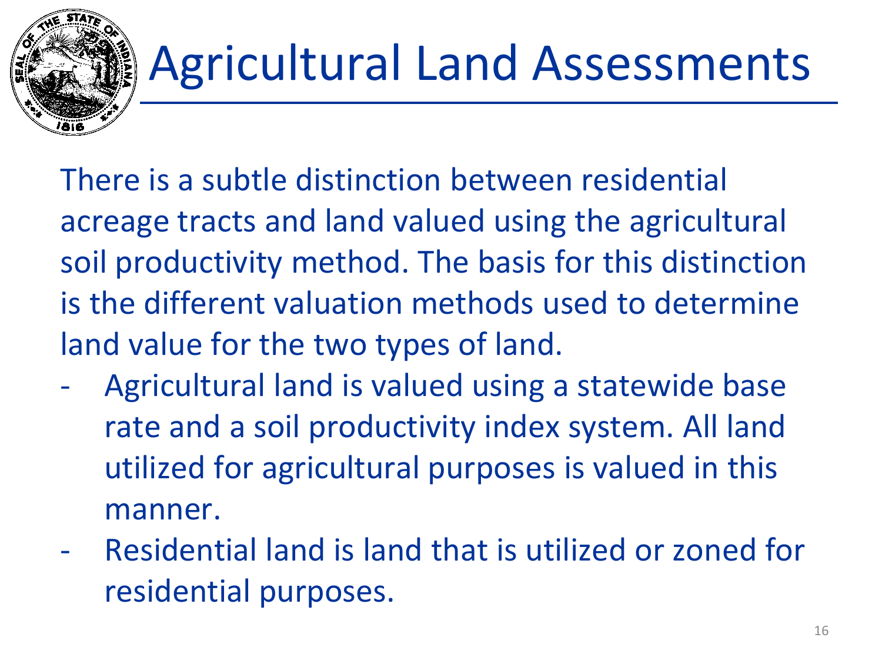# Agricultural Land Assessments

There is a subtle distinction between residential acreage tracts and land valued using the agricultural soil productivity method. The basis for this distinction is the different valuation methods used to determine land value for the two types of land.

- Agricultural land is valued using a statewide base rate and a soil productivity index system. All land utilized for agricultural purposes is valued in this manner.
- Residential land is land that is utilized or zoned for residential purposes.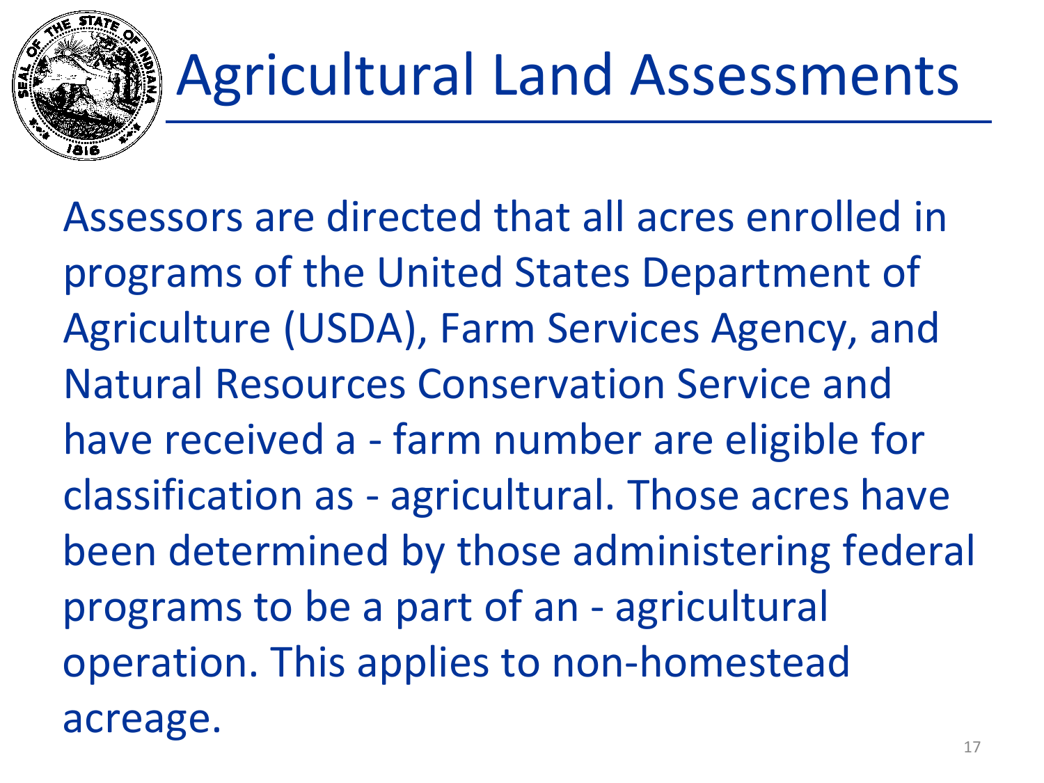# Agricultural Land Assessments

Assessors are directed that all acres enrolled in programs of the United States Department of Agriculture (USDA), Farm Services Agency, and Natural Resources Conservation Service and have received a - farm number are eligible for classification as - agricultural. Those acres have been determined by those administering federal programs to be a part of an - agricultural operation. This applies to non-homestead acreage.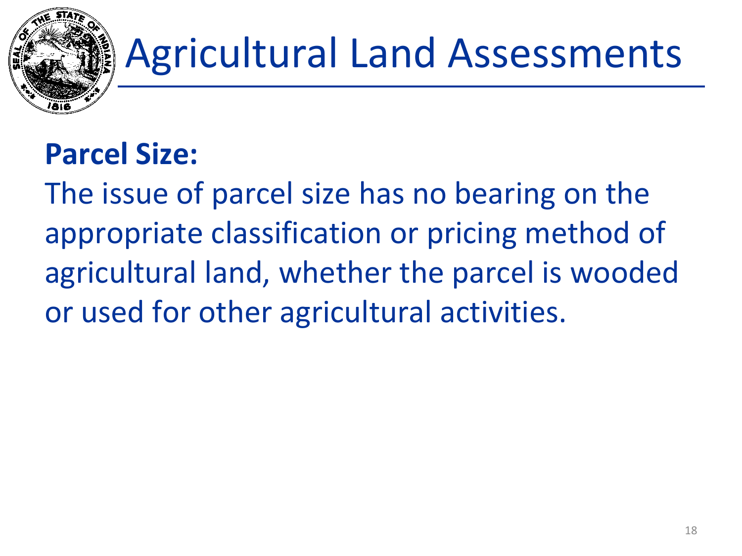# Agricultural Land Assessments

**Parcel Size:**

The issue of parcel size has no bearing on the appropriate classification or pricing method of agricultural land, whether the parcel is wooded or used for other agricultural activities.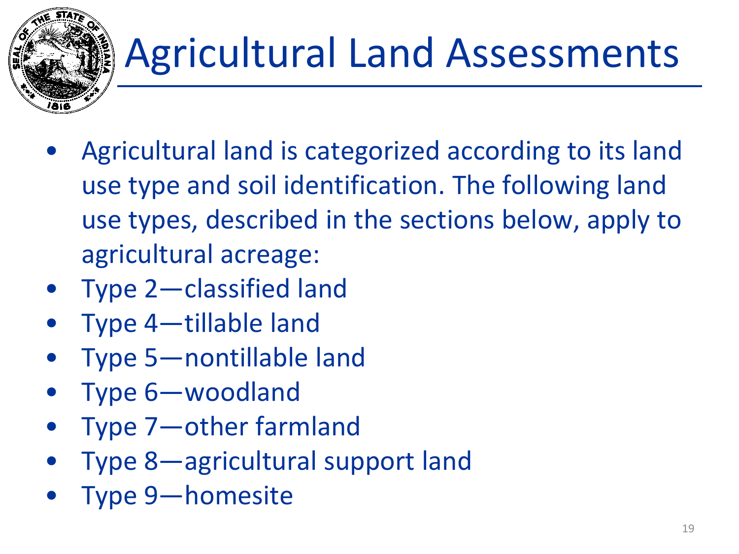# Agricultural Land Assessments

- Agricultural land is categorized according to its land use type and soil identification. The following land use types, described in the sections below, apply to agricultural acreage:
- Type 2—classified land
- Type 4—tillable land
- Type 5—nontillable land
- Type 6—woodland
- Type 7—other farmland
- Type 8—agricultural support land
- Type 9—homesite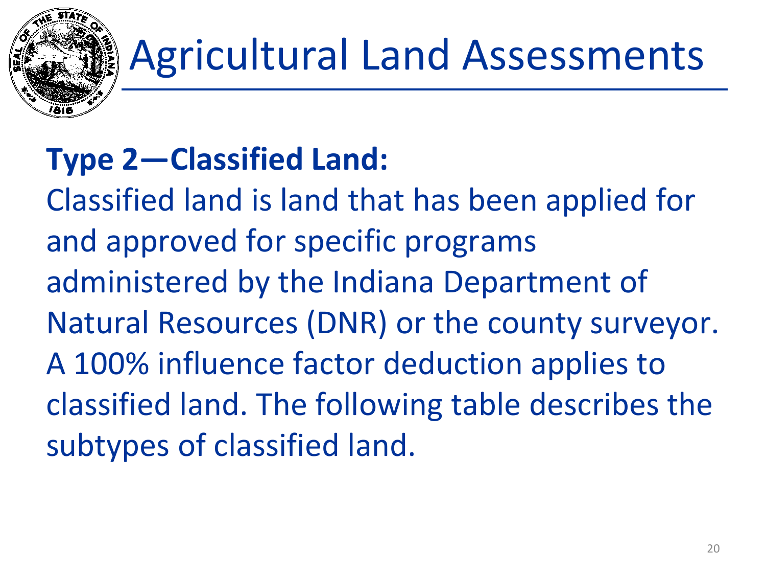# Agricultural Land Assessments

**Type 2—Classified Land:**

Classified land is land that has been applied for and approved for specific programs administered by the Indiana Department of Natural Resources (DNR) or the county surveyor. A 100% influence factor deduction applies to classified land. The following table describes the subtypes of classified land.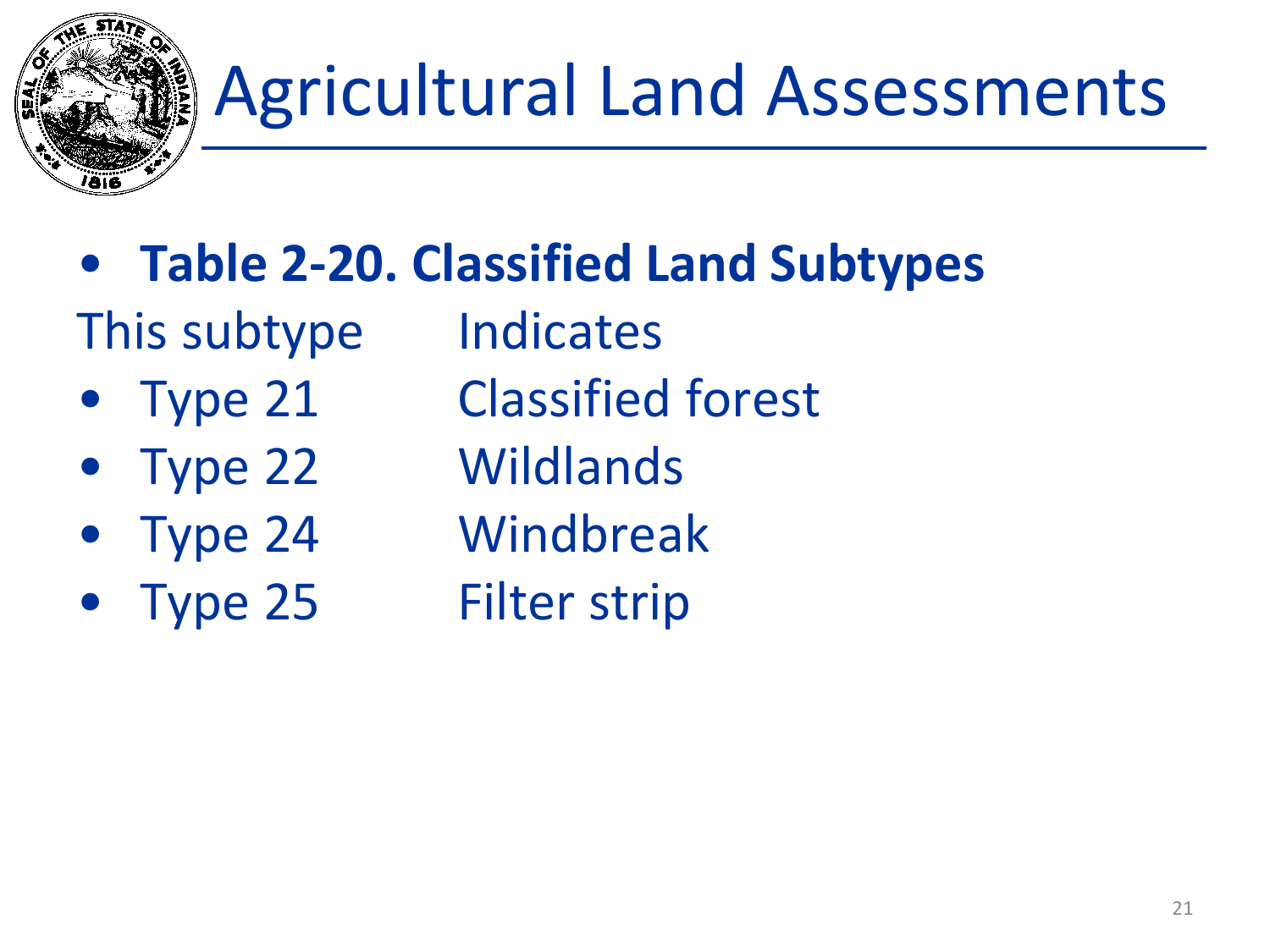# Agricultural Land Assessments

- **Table 2-20. Classified Land Subtypes**

| This subtype | Indicates |
|---|---|
| Type 21 | Classified forest |
| Type 22 | Wildlands |
| Type 24 | Windbreak |
| Type 25 | Filter strip |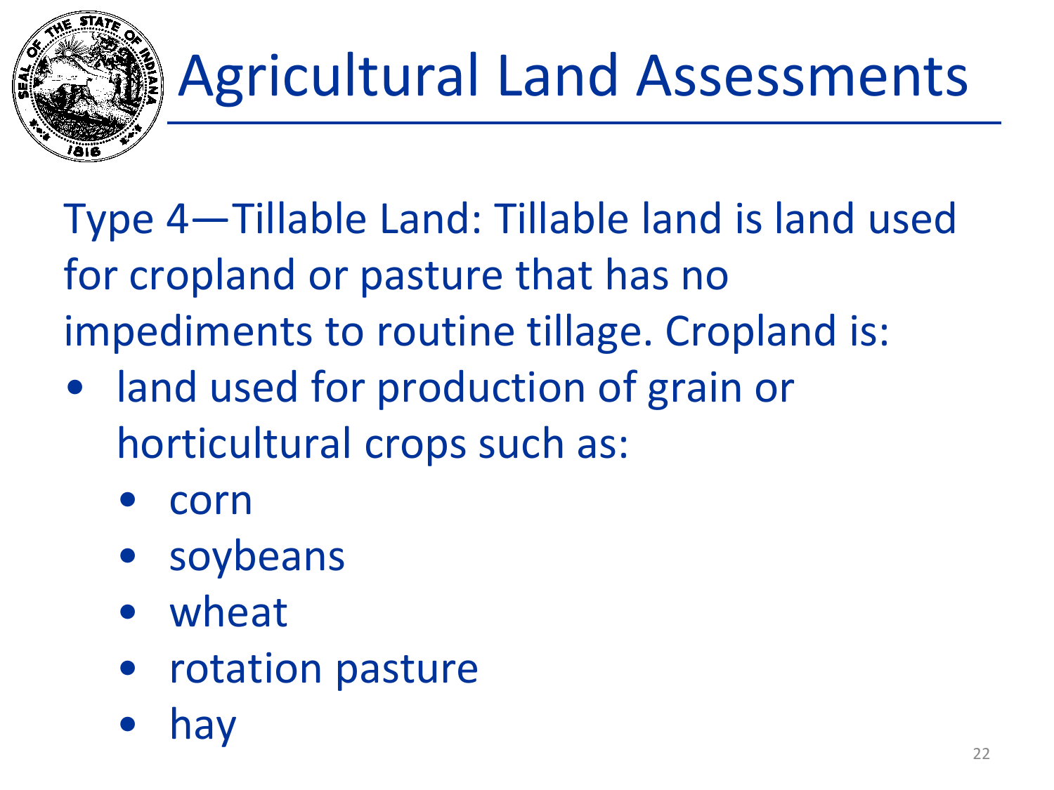# Agricultural Land Assessments

Type 4—Tillable Land: Tillable land is land used for cropland or pasture that has no impediments to routine tillage. Cropland is:

- land used for production of grain or horticultural crops such as:
  - corn
  - soybeans
  - wheat
  - rotation pasture
  - hay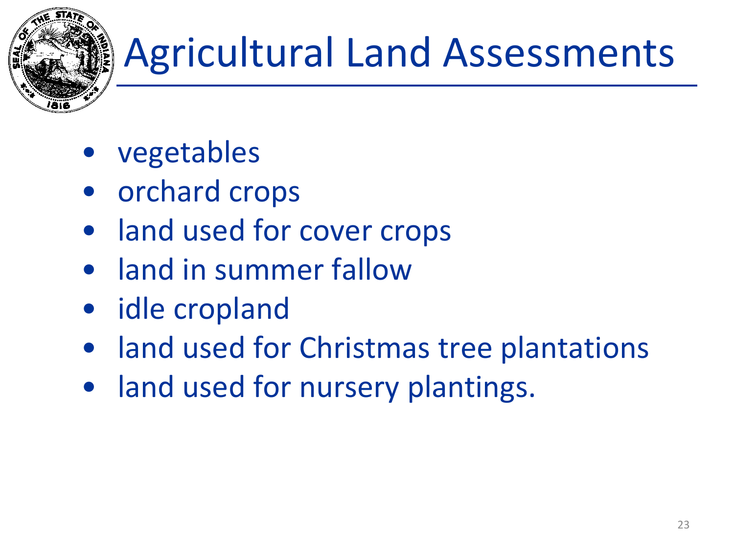# Agricultural Land Assessments

- vegetables
- orchard crops
- land used for cover crops
- land in summer fallow
- idle cropland
- land used for Christmas tree plantations
- land used for nursery plantings.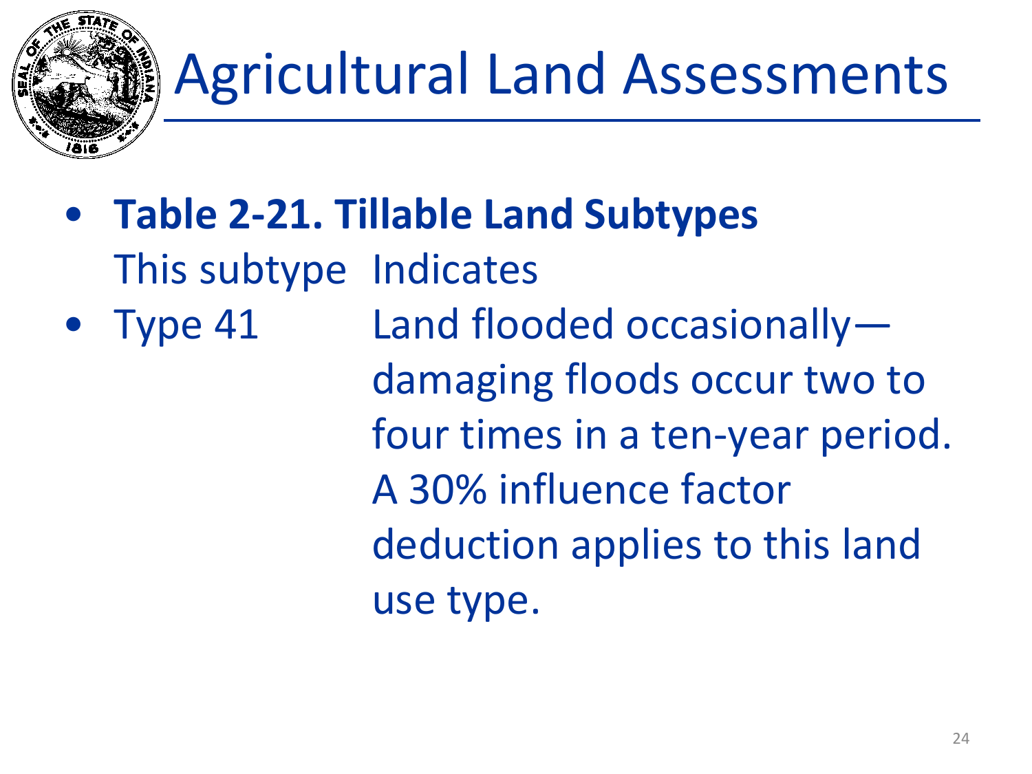# Agricultural Land Assessments

- **Table 2-21. Tillable Land Subtypes**

| This subtype | Indicates |
| --- | --- |
| Type 41 | Land flooded occasionally—damaging floods occur two to four times in a ten-year period. A 30% influence factor deduction applies to this land use type. |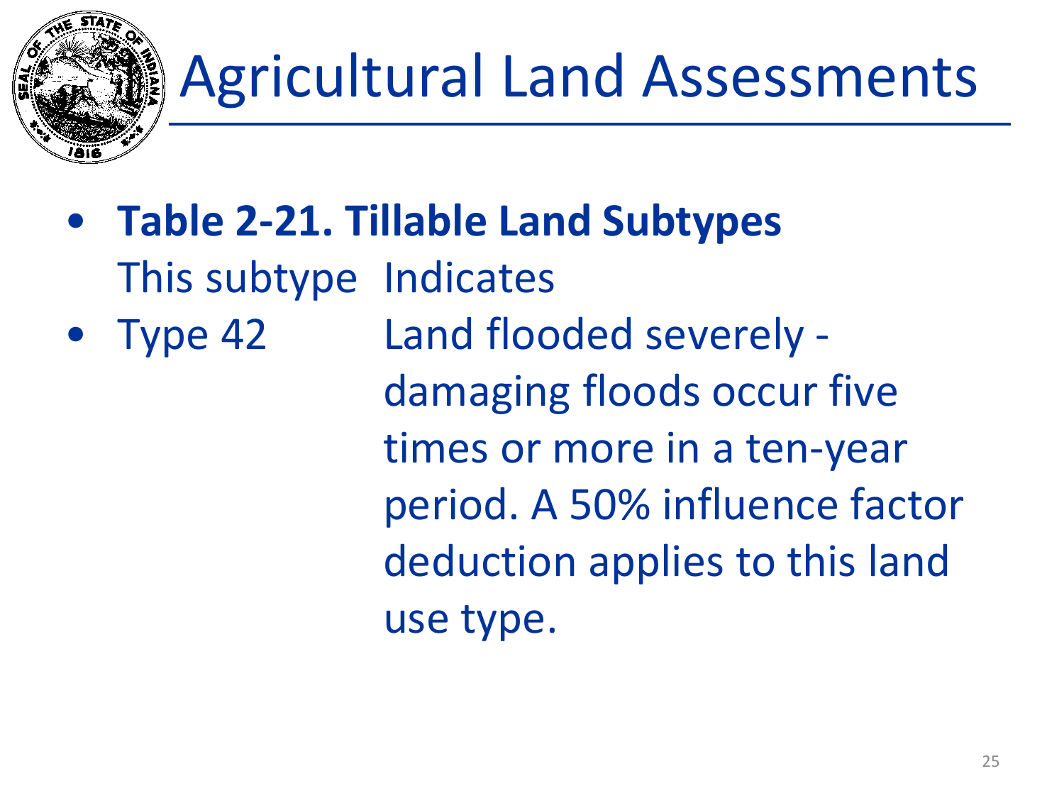# Agricultural Land Assessments

- **Table 2-21. Tillable Land Subtypes**

| This subtype | Indicates |
| --- | --- |
| Type 42 | Land flooded severely - damaging floods occur five times or more in a ten-year period. A 50% influence factor deduction applies to this land use type. |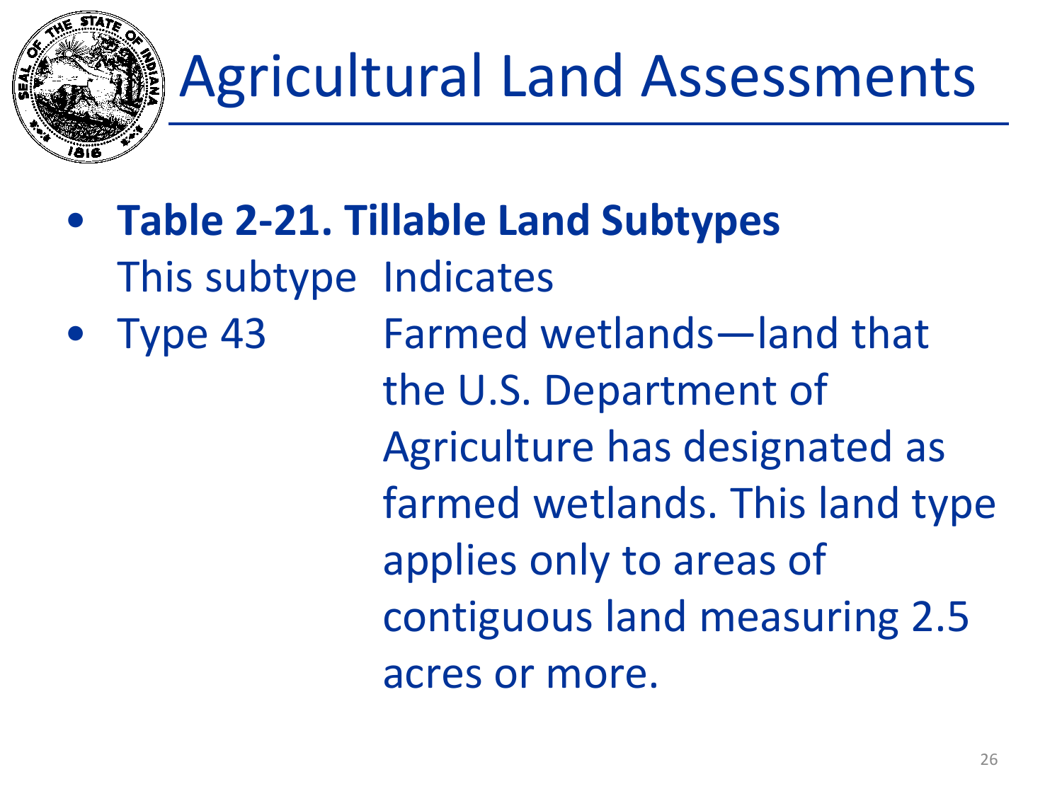# Agricultural Land Assessments

- **Table 2-21. Tillable Land Subtypes**

| This subtype | Indicates |
|---|---|
| Type 43 | Farmed wetlands—land that the U.S. Department of Agriculture has designated as farmed wetlands. This land type applies only to areas of contiguous land measuring 2.5 acres or more. |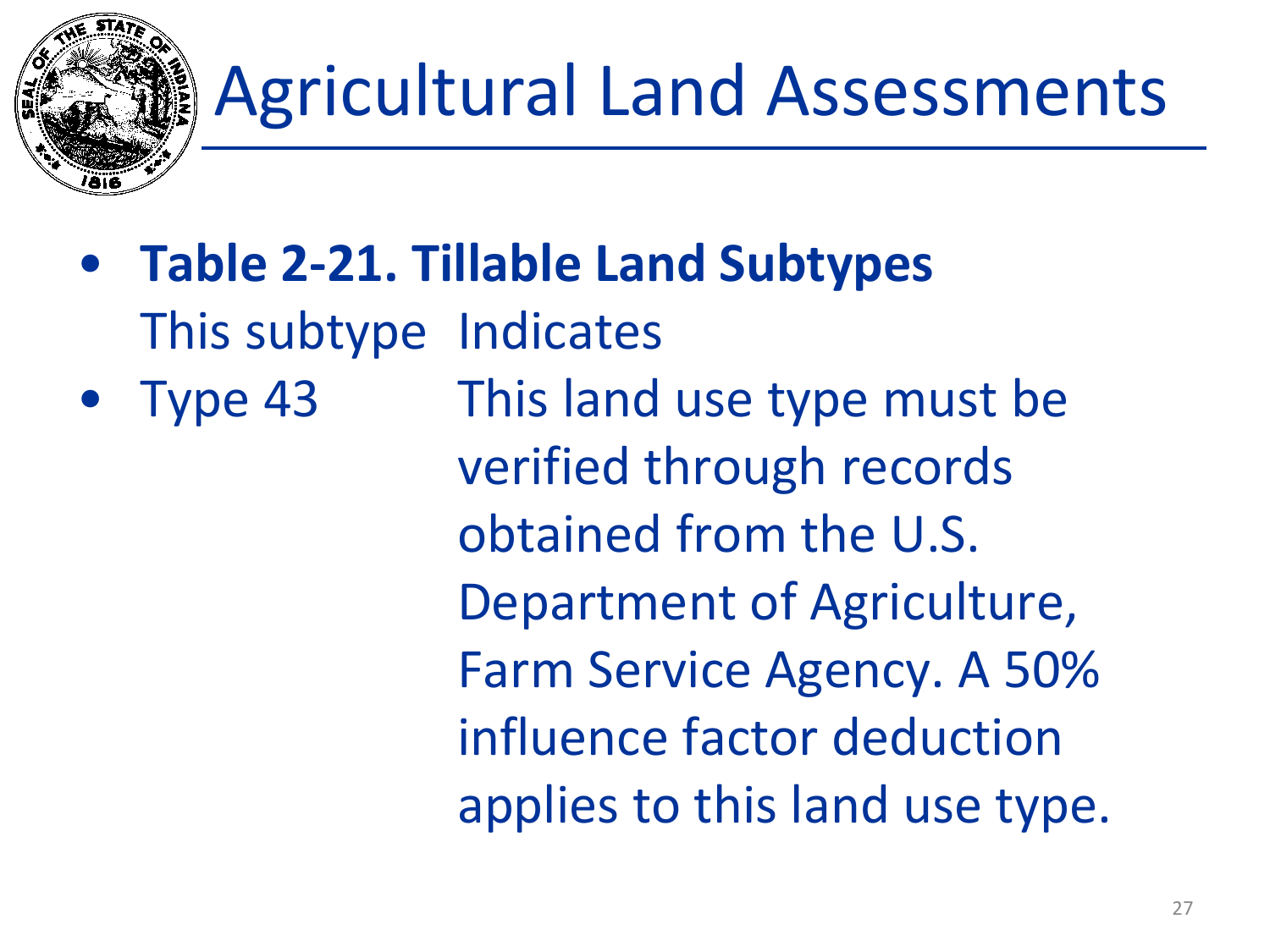# Agricultural Land Assessments

- **Table 2-21. Tillable Land Subtypes**

| This subtype | Indicates |
|---|---|
| Type 43 | This land use type must be verified through records obtained from the U.S. Department of Agriculture, Farm Service Agency. A 50% influence factor deduction applies to this land use type. |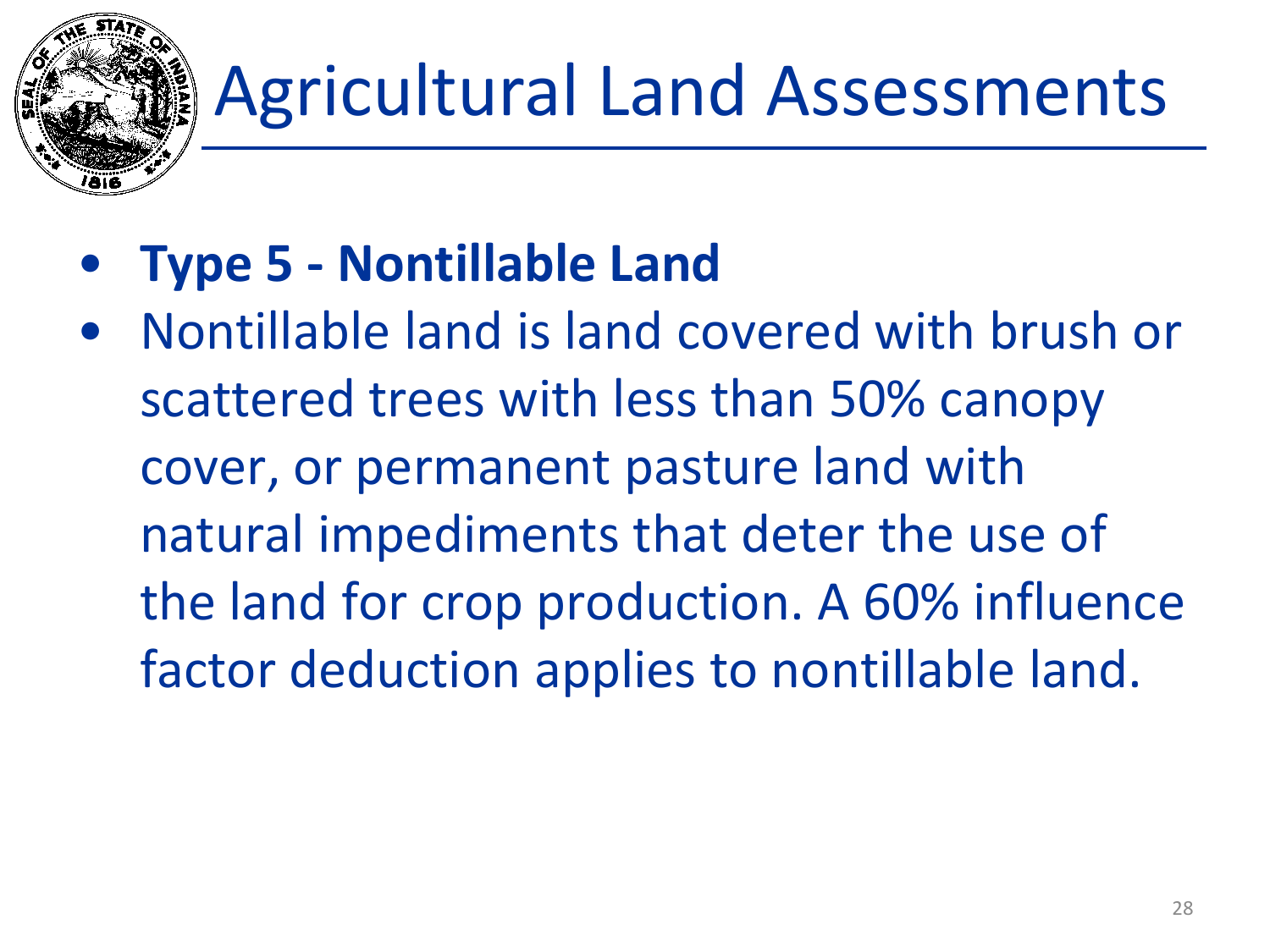# Agricultural Land Assessments

- **Type 5 - Nontillable Land**
- Nontillable land is land covered with brush or scattered trees with less than 50% canopy cover, or permanent pasture land with natural impediments that deter the use of the land for crop production. A 60% influence factor deduction applies to nontillable land.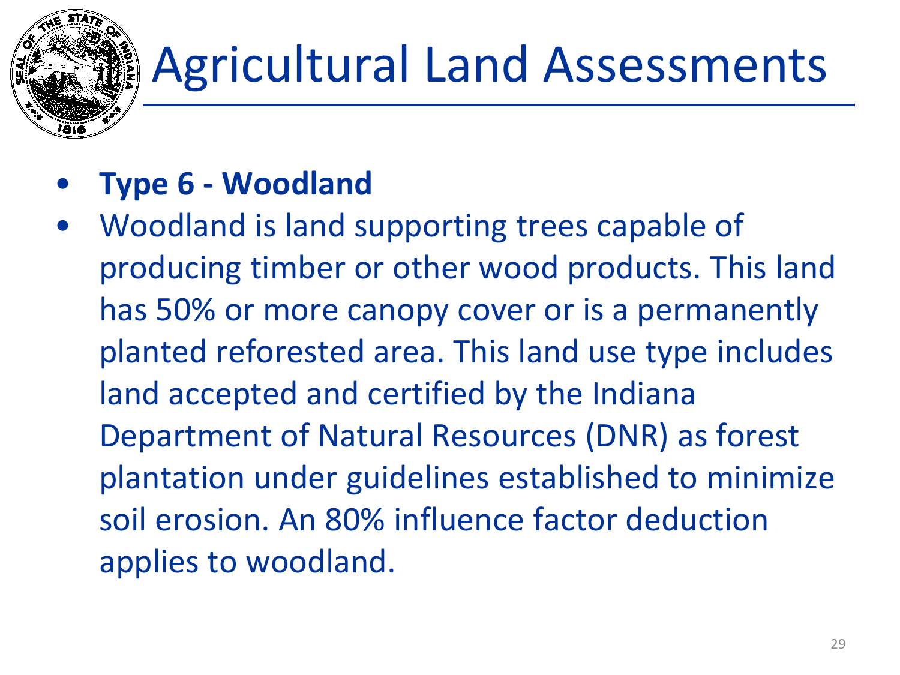# Agricultural Land Assessments

- **Type 6 - Woodland**
- Woodland is land supporting trees capable of producing timber or other wood products. This land has 50% or more canopy cover or is a permanently planted reforested area. This land use type includes land accepted and certified by the Indiana Department of Natural Resources (DNR) as forest plantation under guidelines established to minimize soil erosion. An 80% influence factor deduction applies to woodland.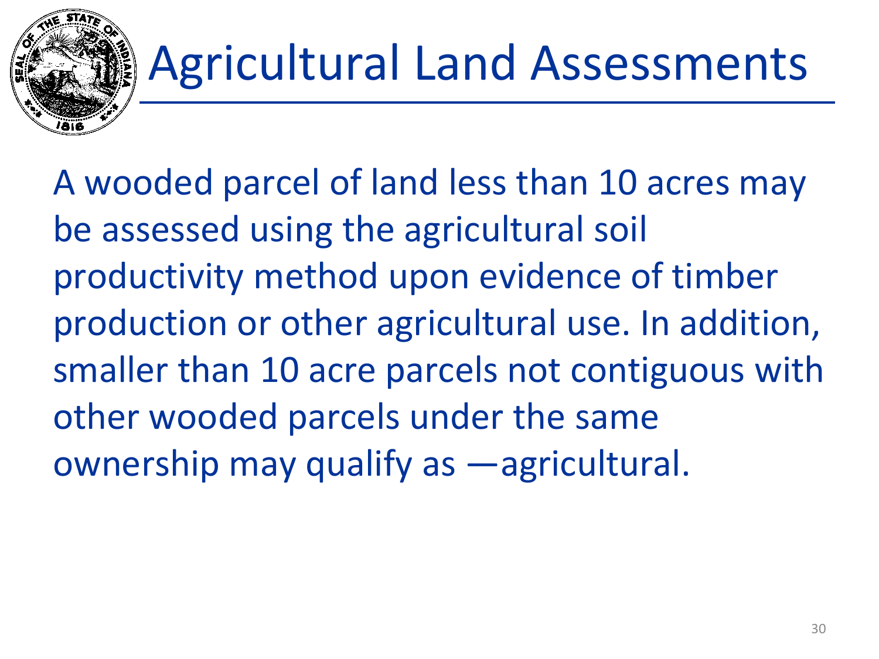# Agricultural Land Assessments

A wooded parcel of land less than 10 acres may be assessed using the agricultural soil productivity method upon evidence of timber production or other agricultural use. In addition, smaller than 10 acre parcels not contiguous with other wooded parcels under the same ownership may qualify as —agricultural.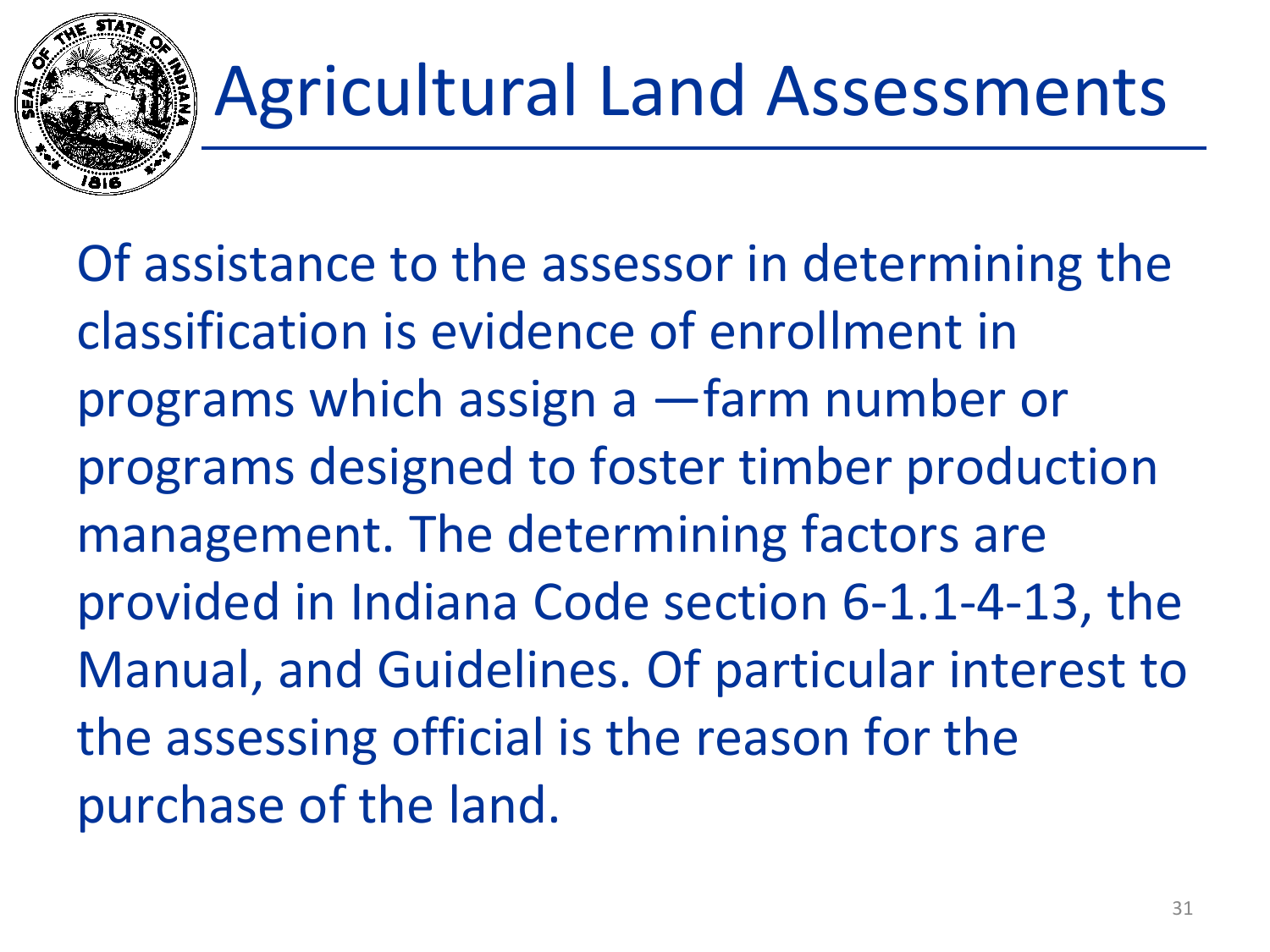# Agricultural Land Assessments

Of assistance to the assessor in determining the classification is evidence of enrollment in programs which assign a —farm number or programs designed to foster timber production management. The determining factors are provided in Indiana Code section 6-1.1-4-13, the Manual, and Guidelines. Of particular interest to the assessing official is the reason for the purchase of the land.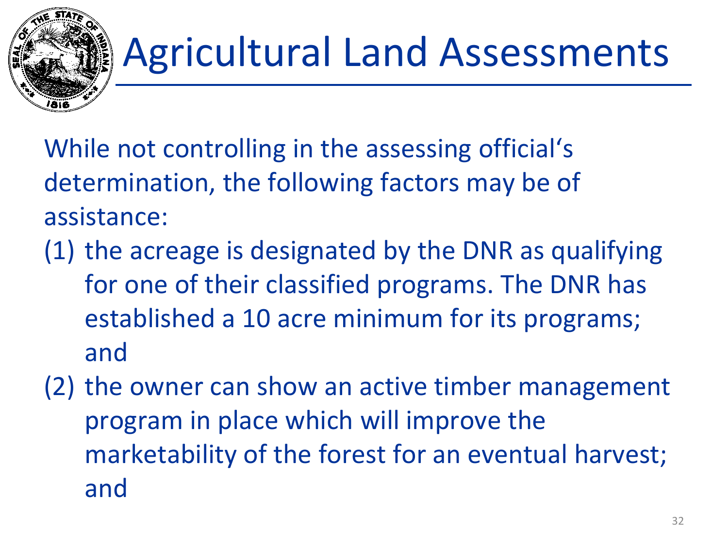# Agricultural Land Assessments

While not controlling in the assessing official's determination, the following factors may be of assistance:

(1) the acreage is designated by the DNR as qualifying for one of their classified programs. The DNR has established a 10 acre minimum for its programs; and

(2) the owner can show an active timber management program in place which will improve the marketability of the forest for an eventual harvest; and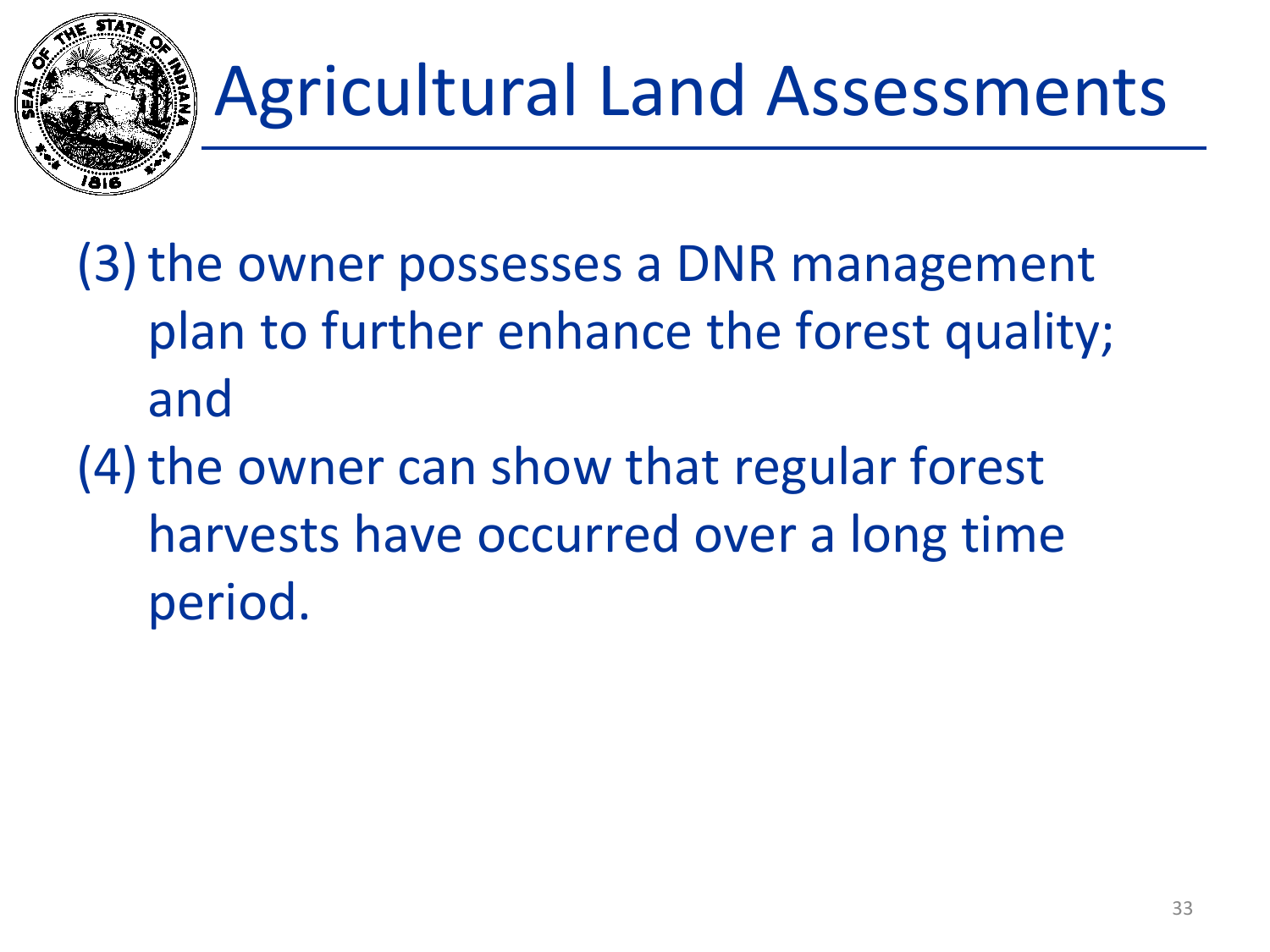# Agricultural Land Assessments

(3) the owner possesses a DNR management plan to further enhance the forest quality; and

(4) the owner can show that regular forest harvests have occurred over a long time period.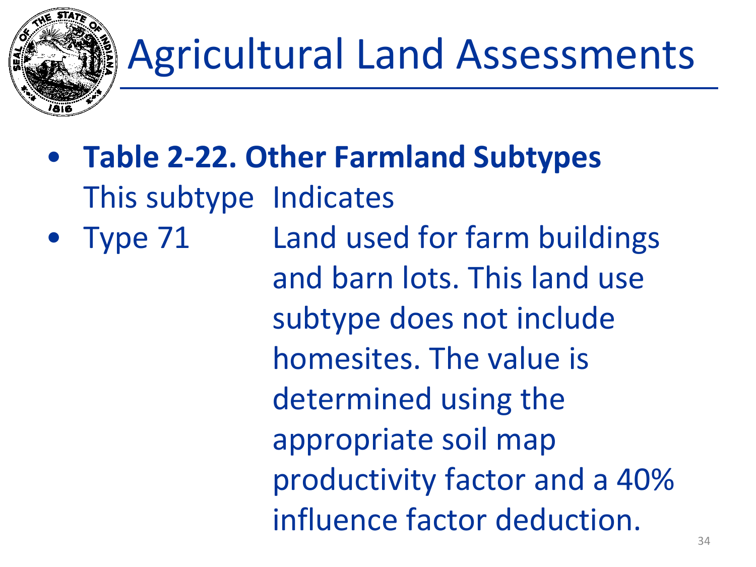# Agricultural Land Assessments

- **Table 2-22. Other Farmland Subtypes**

| This subtype | Indicates |
|---|---|
| Type 71 | Land used for farm buildings and barn lots. This land use subtype does not include homesites. The value is determined using the appropriate soil map productivity factor and a 40% influence factor deduction. |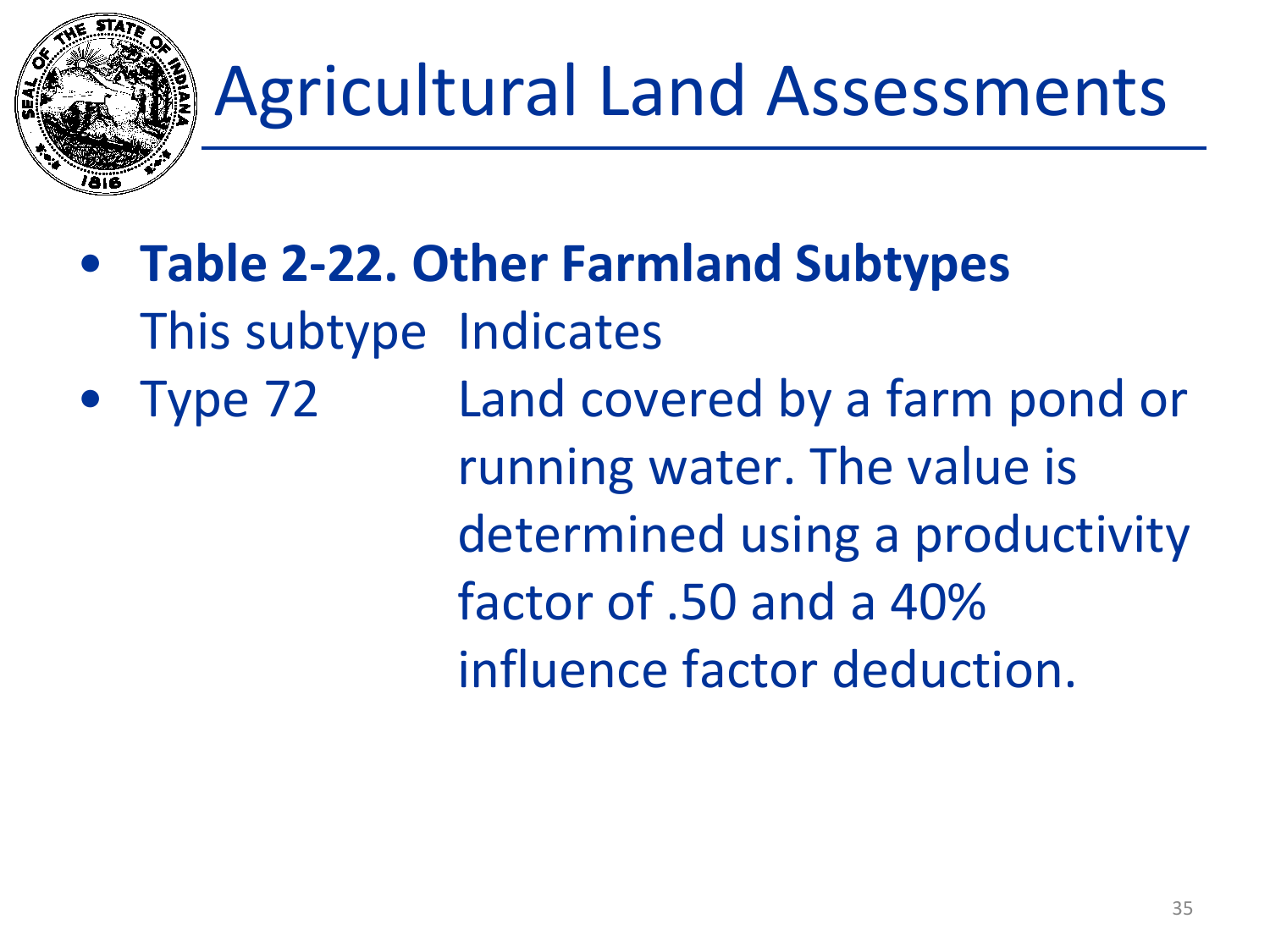# Agricultural Land Assessments

- **Table 2-22. Other Farmland Subtypes**

| This subtype | Indicates |
|---|---|
| Type 72 | Land covered by a farm pond or running water. The value is determined using a productivity factor of .50 and a 40% influence factor deduction. |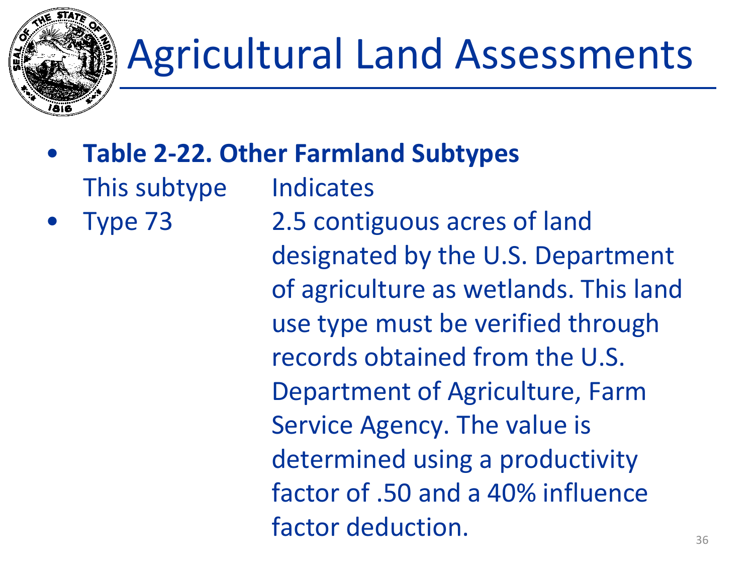# Agricultural Land Assessments

- **Table 2-22. Other Farmland Subtypes**

| This subtype | Indicates |
| --- | --- |
| Type 73 | 2.5 contiguous acres of land designated by the U.S. Department of agriculture as wetlands. This land use type must be verified through records obtained from the U.S. Department of Agriculture, Farm Service Agency. The value is determined using a productivity factor of .50 and a 40% influence factor deduction. |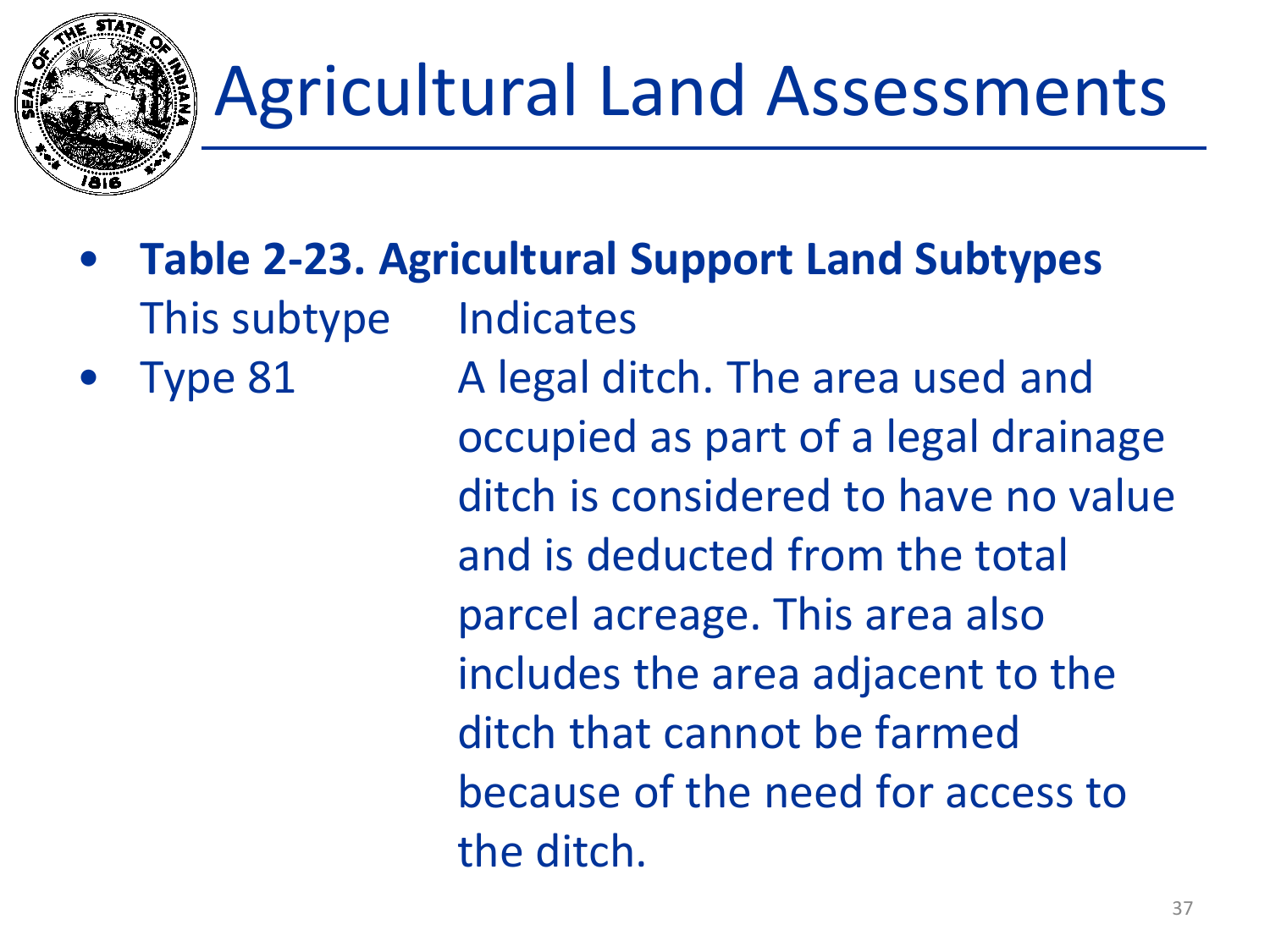# Agricultural Land Assessments

- **Table 2-23. Agricultural Support Land Subtypes**

| This subtype | Indicates |
|---|---|
| Type 81 | A legal ditch. The area used and occupied as part of a legal drainage ditch is considered to have no value and is deducted from the total parcel acreage. This area also includes the area adjacent to the ditch that cannot be farmed because of the need for access to the ditch. |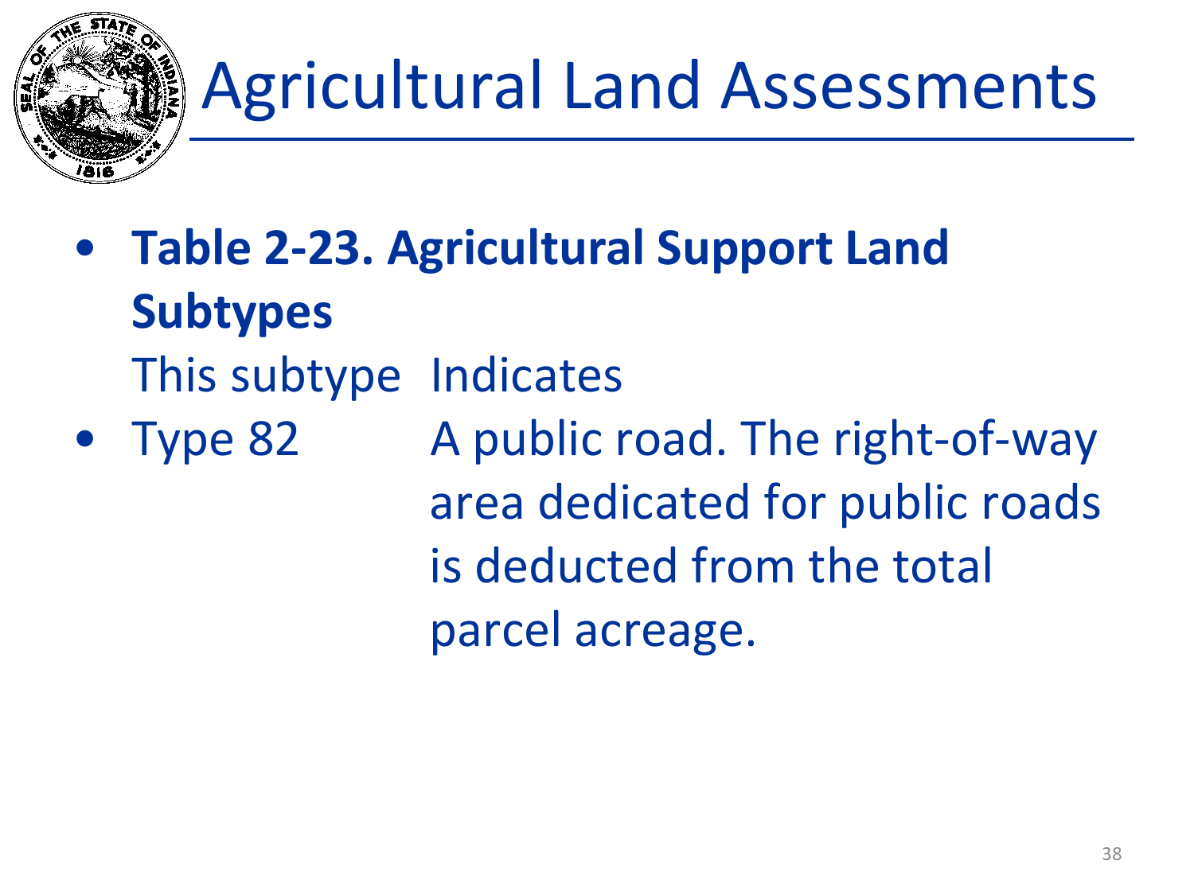# Agricultural Land Assessments

- **Table 2-23. Agricultural Support Land Subtypes**

| This subtype | Indicates |
|---|---|
| Type 82 | A public road. The right-of-way area dedicated for public roads is deducted from the total parcel acreage. |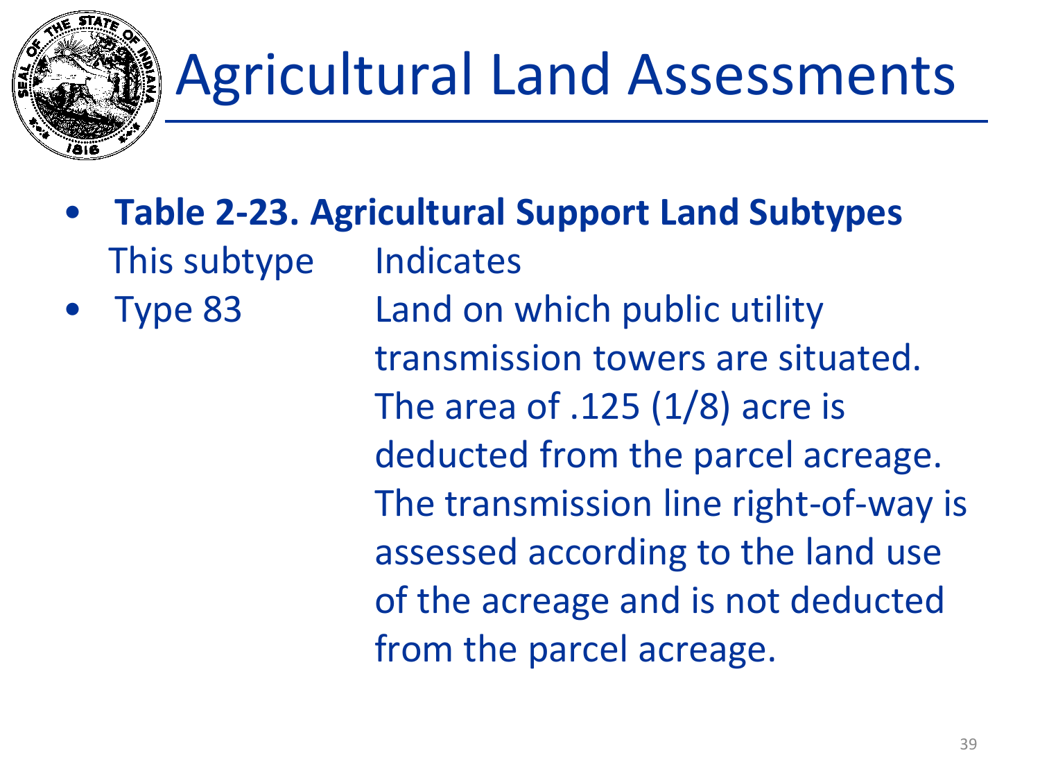# Agricultural Land Assessments

- **Table 2-23. Agricultural Support Land Subtypes**

| This subtype | Indicates |
|---|---|
| Type 83 | Land on which public utility transmission towers are situated. The area of .125 (1/8) acre is deducted from the parcel acreage. The transmission line right-of-way is assessed according to the land use of the acreage and is not deducted from the parcel acreage. |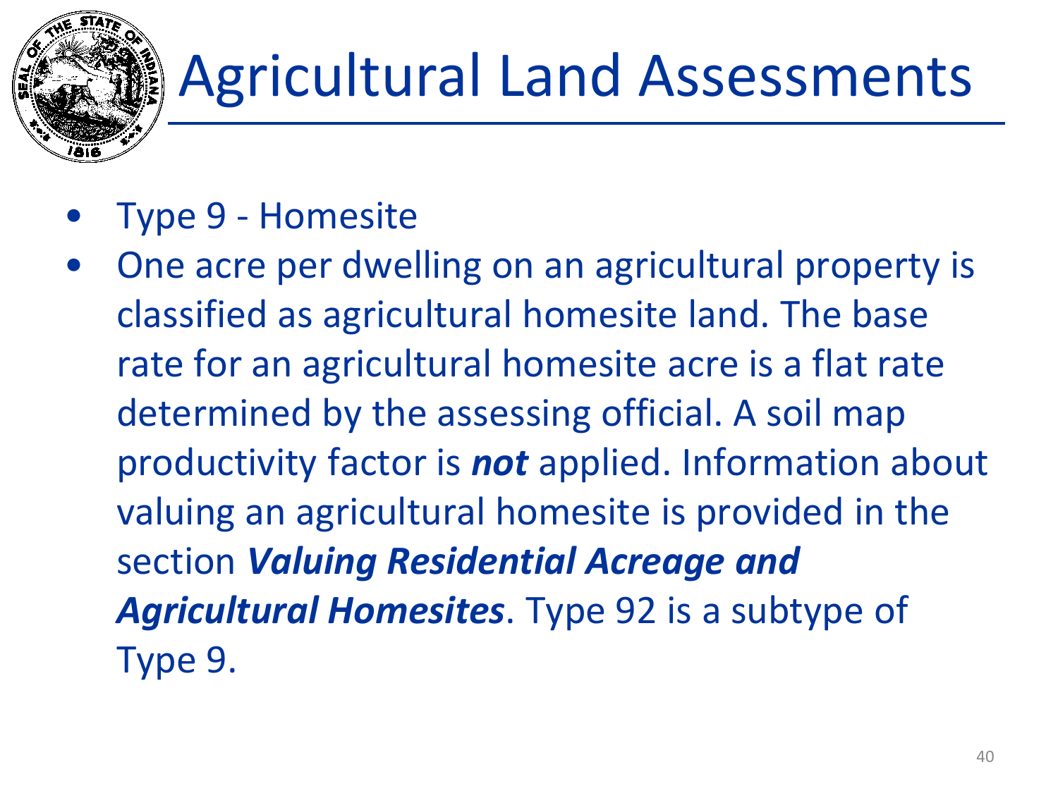# Agricultural Land Assessments

- Type 9 - Homesite
- One acre per dwelling on an agricultural property is classified as agricultural homesite land. The base rate for an agricultural homesite acre is a flat rate determined by the assessing official. A soil map productivity factor is ***not*** applied. Information about valuing an agricultural homesite is provided in the section ***Valuing Residential Acreage and Agricultural Homesites***. Type 92 is a subtype of Type 9.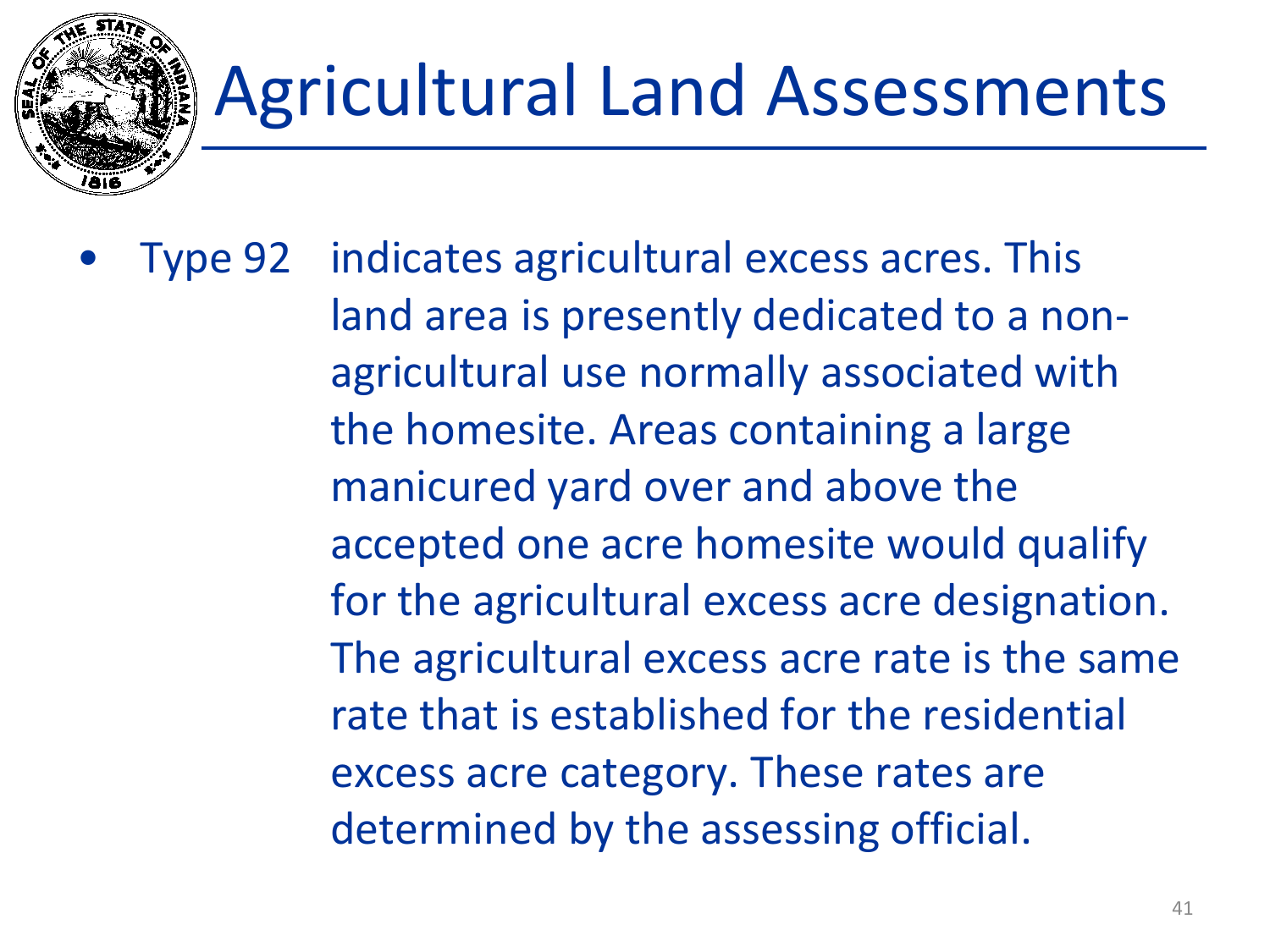# Agricultural Land Assessments

- Type 92 indicates agricultural excess acres. This land area is presently dedicated to a non-agricultural use normally associated with the homesite. Areas containing a large manicured yard over and above the accepted one acre homesite would qualify for the agricultural excess acre designation. The agricultural excess acre rate is the same rate that is established for the residential excess acre category. These rates are determined by the assessing official.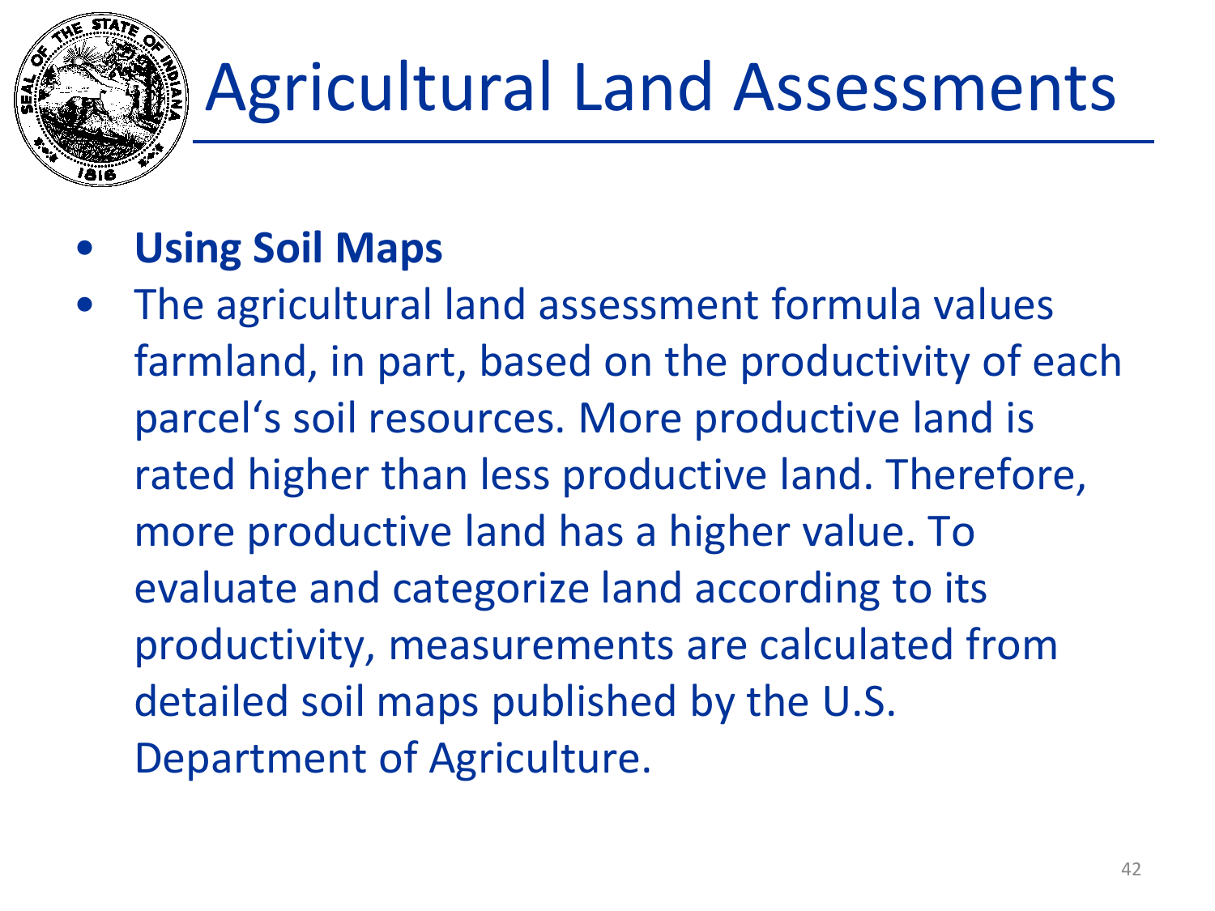# Agricultural Land Assessments

- **Using Soil Maps**
- The agricultural land assessment formula values farmland, in part, based on the productivity of each parcel's soil resources. More productive land is rated higher than less productive land. Therefore, more productive land has a higher value. To evaluate and categorize land according to its productivity, measurements are calculated from detailed soil maps published by the U.S. Department of Agriculture.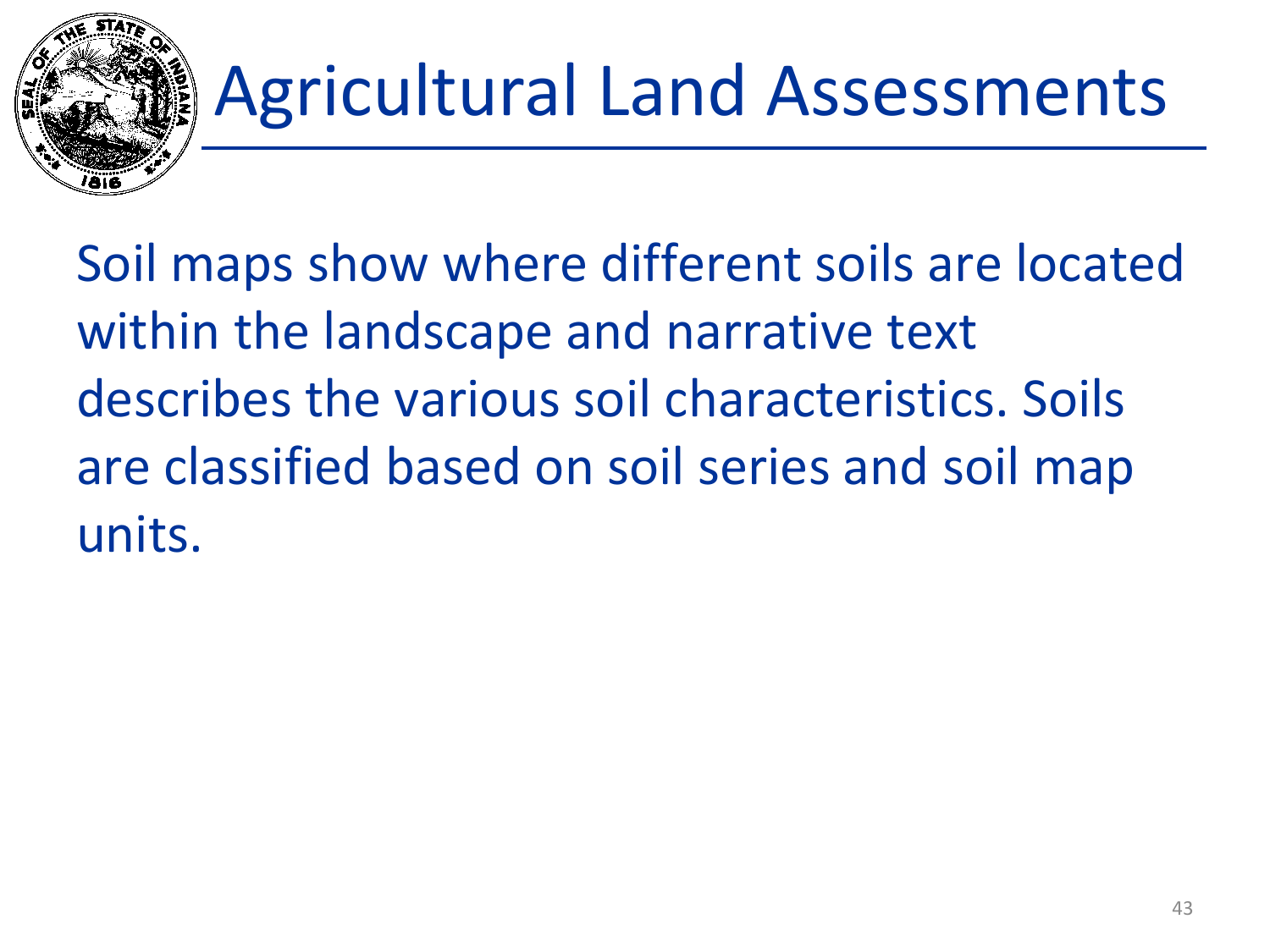# Agricultural Land Assessments

Soil maps show where different soils are located within the landscape and narrative text describes the various soil characteristics. Soils are classified based on soil series and soil map units.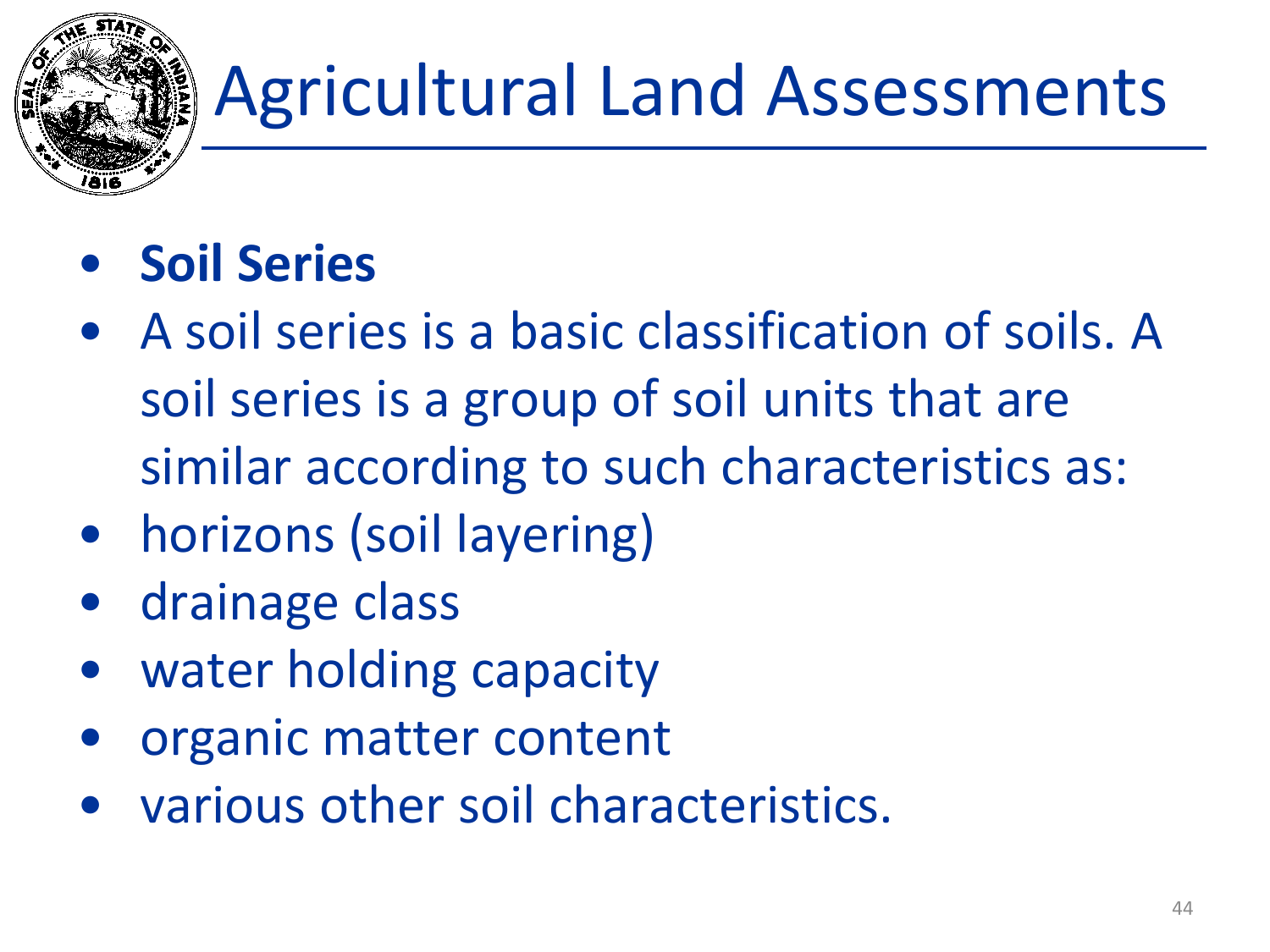# Agricultural Land Assessments

- **Soil Series**
- A soil series is a basic classification of soils. A soil series is a group of soil units that are similar according to such characteristics as:
- horizons (soil layering)
- drainage class
- water holding capacity
- organic matter content
- various other soil characteristics.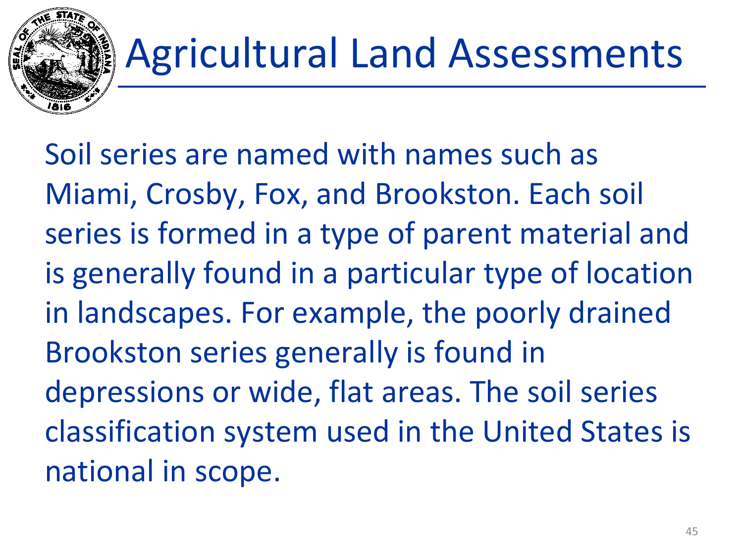# Agricultural Land Assessments

Soil series are named with names such as Miami, Crosby, Fox, and Brookston. Each soil series is formed in a type of parent material and is generally found in a particular type of location in landscapes. For example, the poorly drained Brookston series generally is found in depressions or wide, flat areas. The soil series classification system used in the United States is national in scope.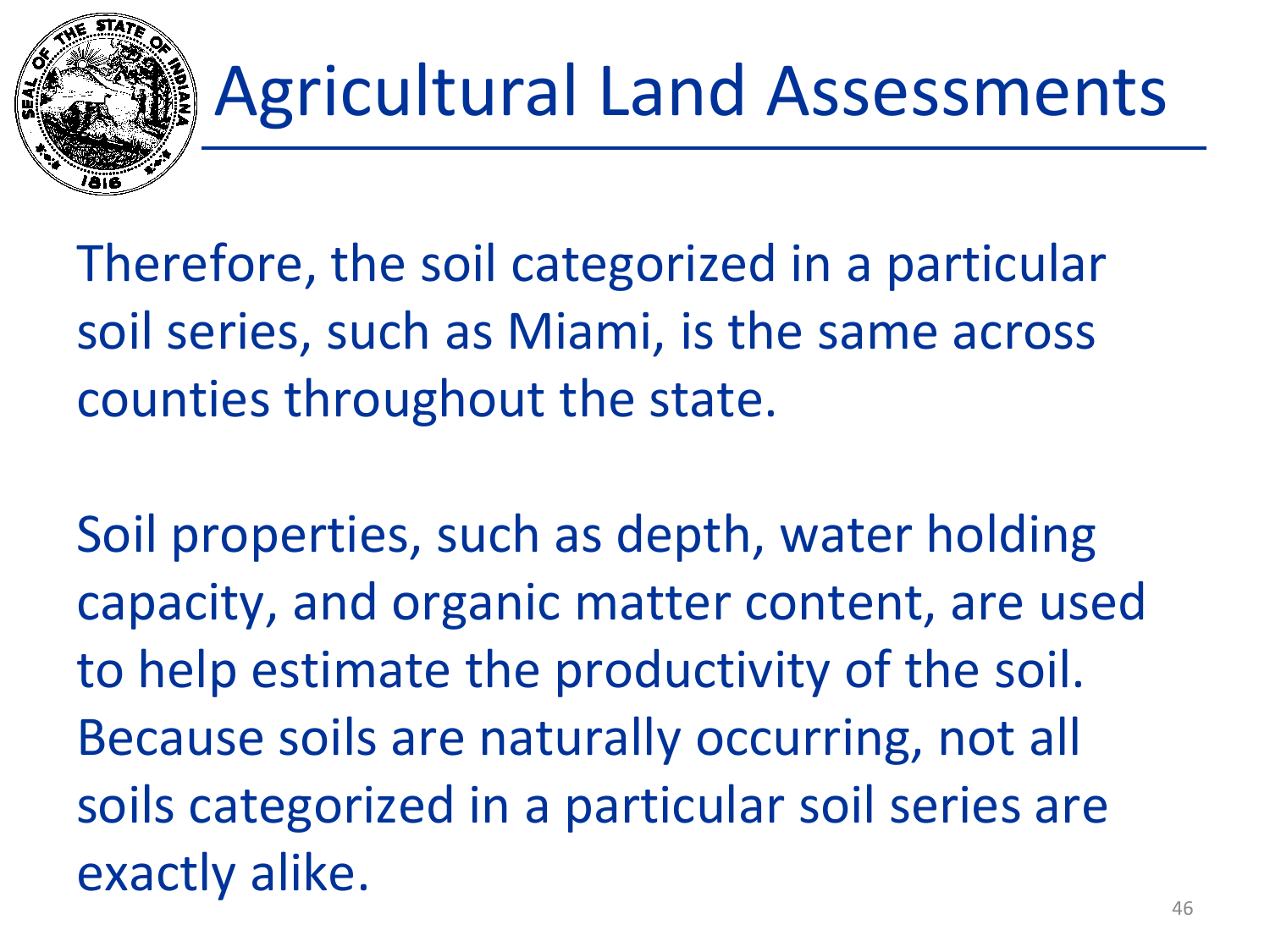# Agricultural Land Assessments

Therefore, the soil categorized in a particular soil series, such as Miami, is the same across counties throughout the state.

Soil properties, such as depth, water holding capacity, and organic matter content, are used to help estimate the productivity of the soil. Because soils are naturally occurring, not all soils categorized in a particular soil series are exactly alike.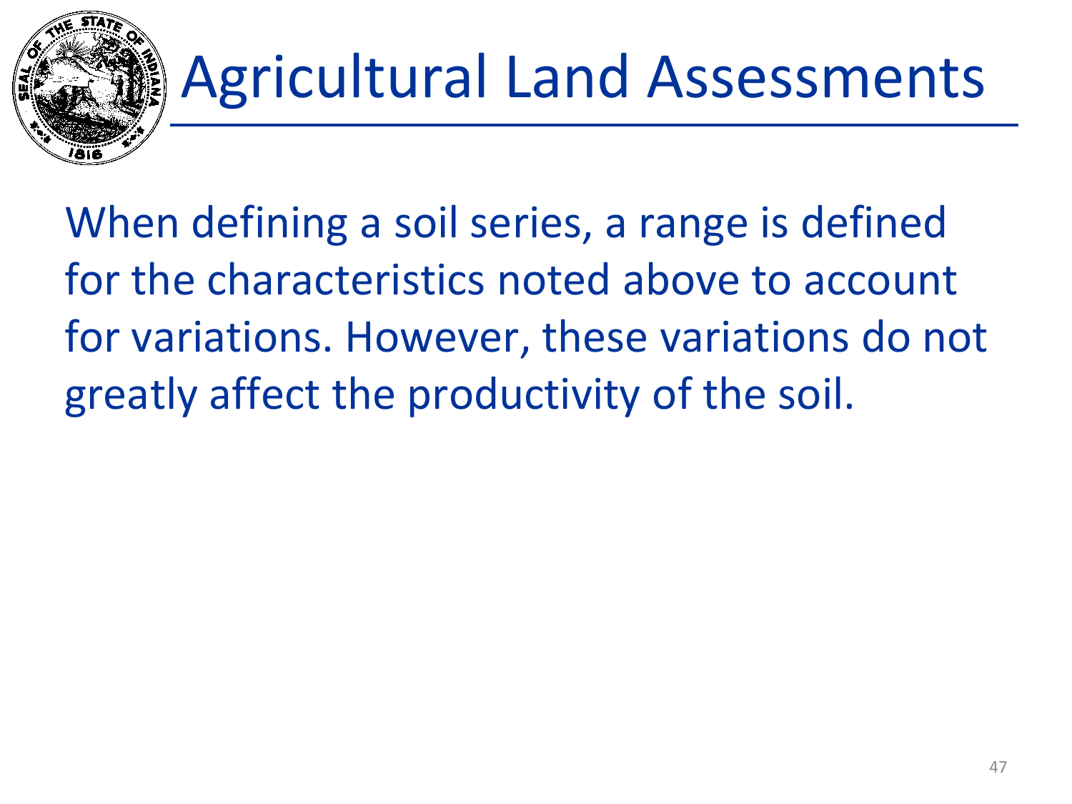# Agricultural Land Assessments

When defining a soil series, a range is defined for the characteristics noted above to account for variations. However, these variations do not greatly affect the productivity of the soil.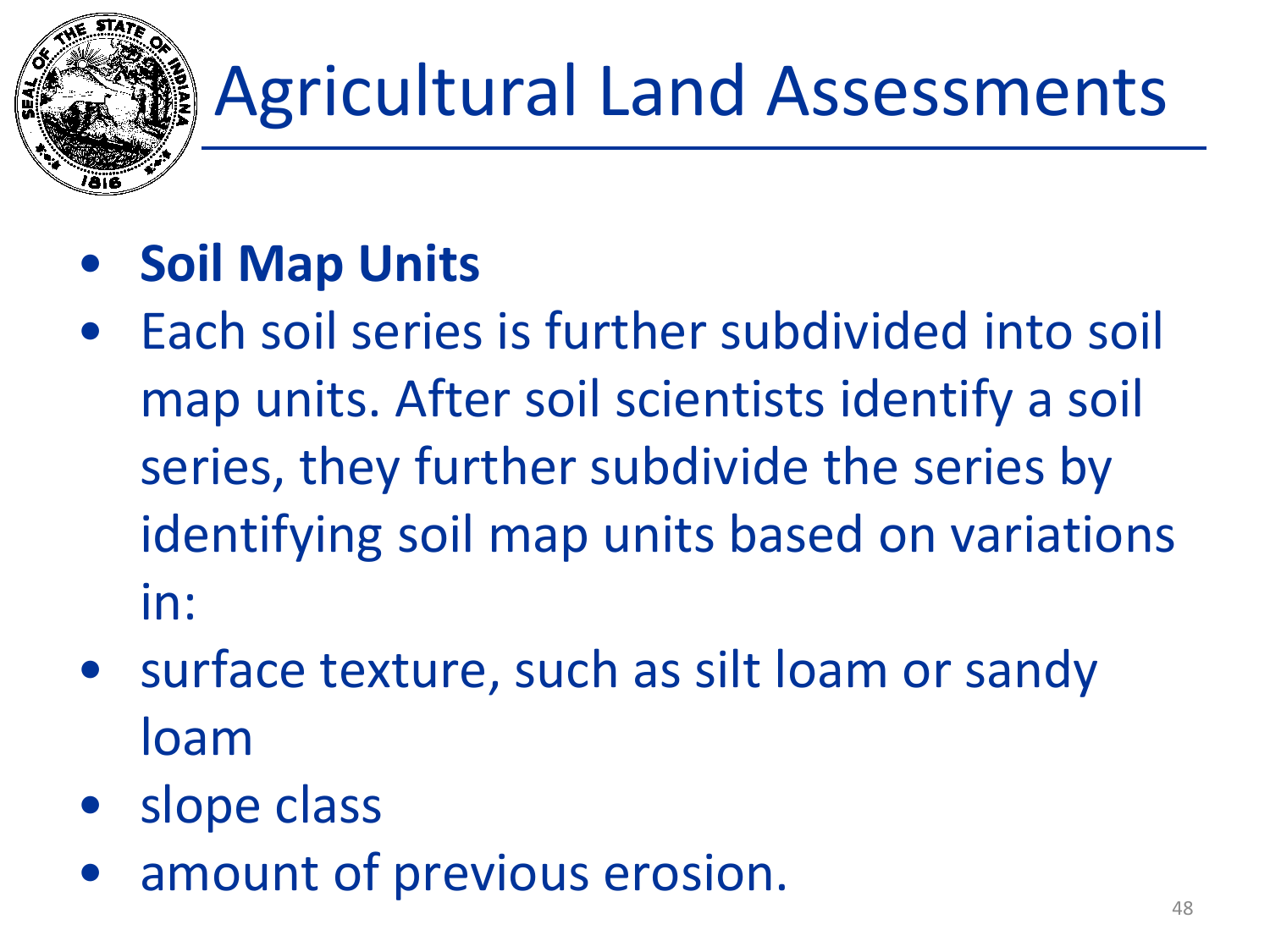# Agricultural Land Assessments

- **Soil Map Units**
- Each soil series is further subdivided into soil map units. After soil scientists identify a soil series, they further subdivide the series by identifying soil map units based on variations in:
- surface texture, such as silt loam or sandy loam
- slope class
- amount of previous erosion.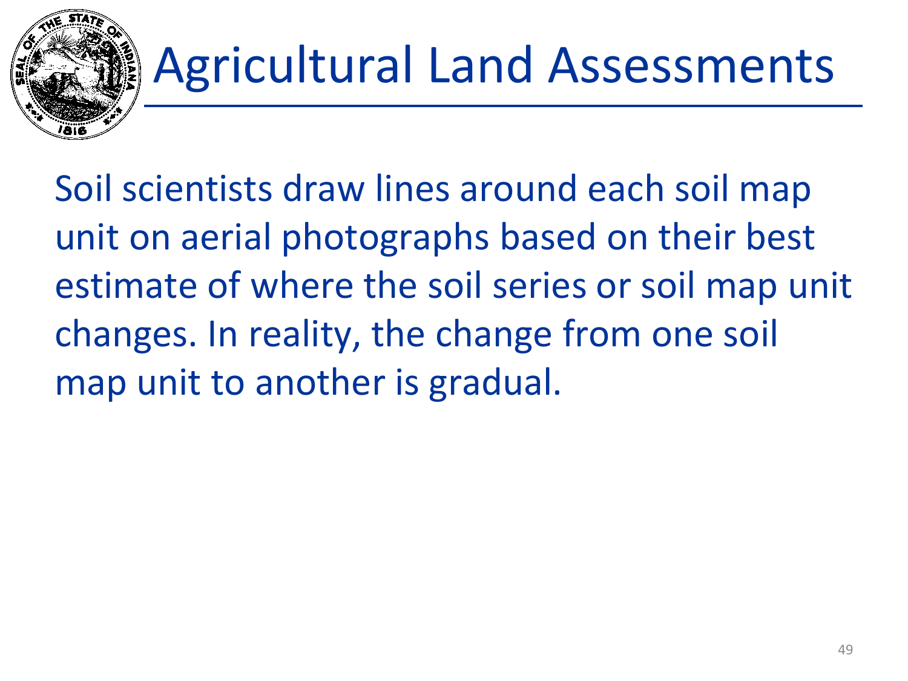# Agricultural Land Assessments

Soil scientists draw lines around each soil map unit on aerial photographs based on their best estimate of where the soil series or soil map unit changes. In reality, the change from one soil map unit to another is gradual.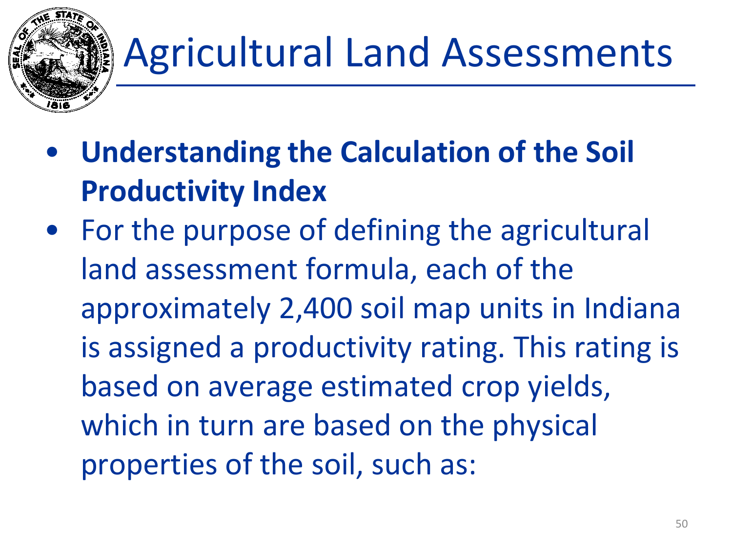# Agricultural Land Assessments

- **Understanding the Calculation of the Soil Productivity Index**
- For the purpose of defining the agricultural land assessment formula, each of the approximately 2,400 soil map units in Indiana is assigned a productivity rating. This rating is based on average estimated crop yields, which in turn are based on the physical properties of the soil, such as: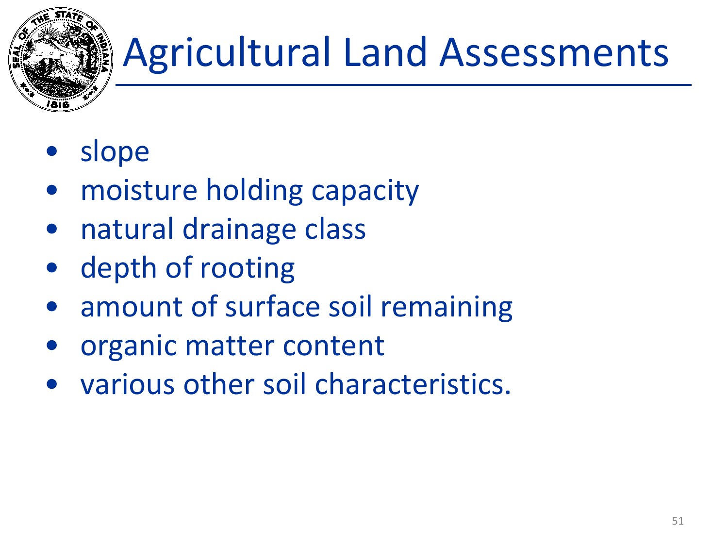# Agricultural Land Assessments

- slope
- moisture holding capacity
- natural drainage class
- depth of rooting
- amount of surface soil remaining
- organic matter content
- various other soil characteristics.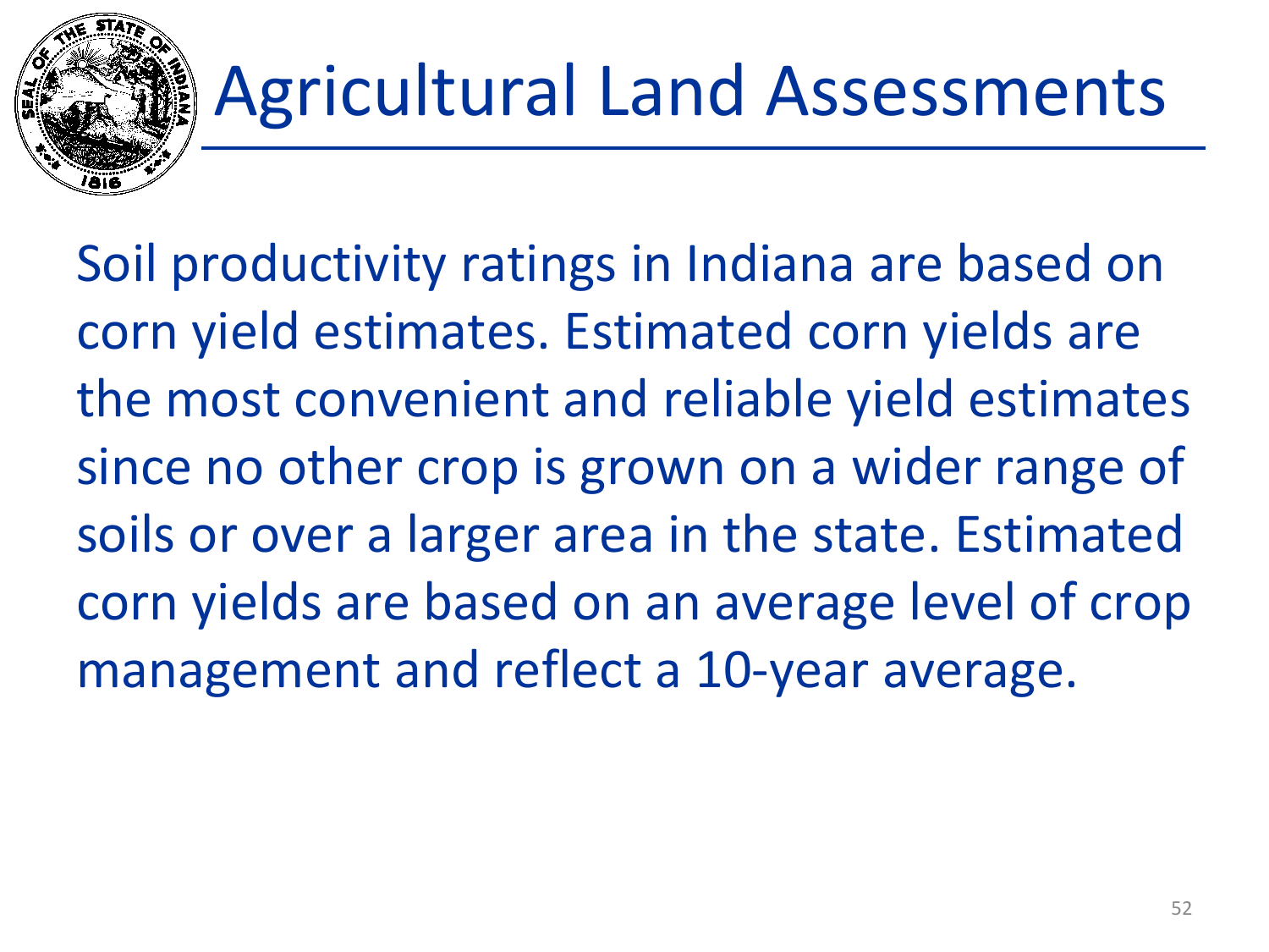# Agricultural Land Assessments

Soil productivity ratings in Indiana are based on corn yield estimates. Estimated corn yields are the most convenient and reliable yield estimates since no other crop is grown on a wider range of soils or over a larger area in the state. Estimated corn yields are based on an average level of crop management and reflect a 10-year average.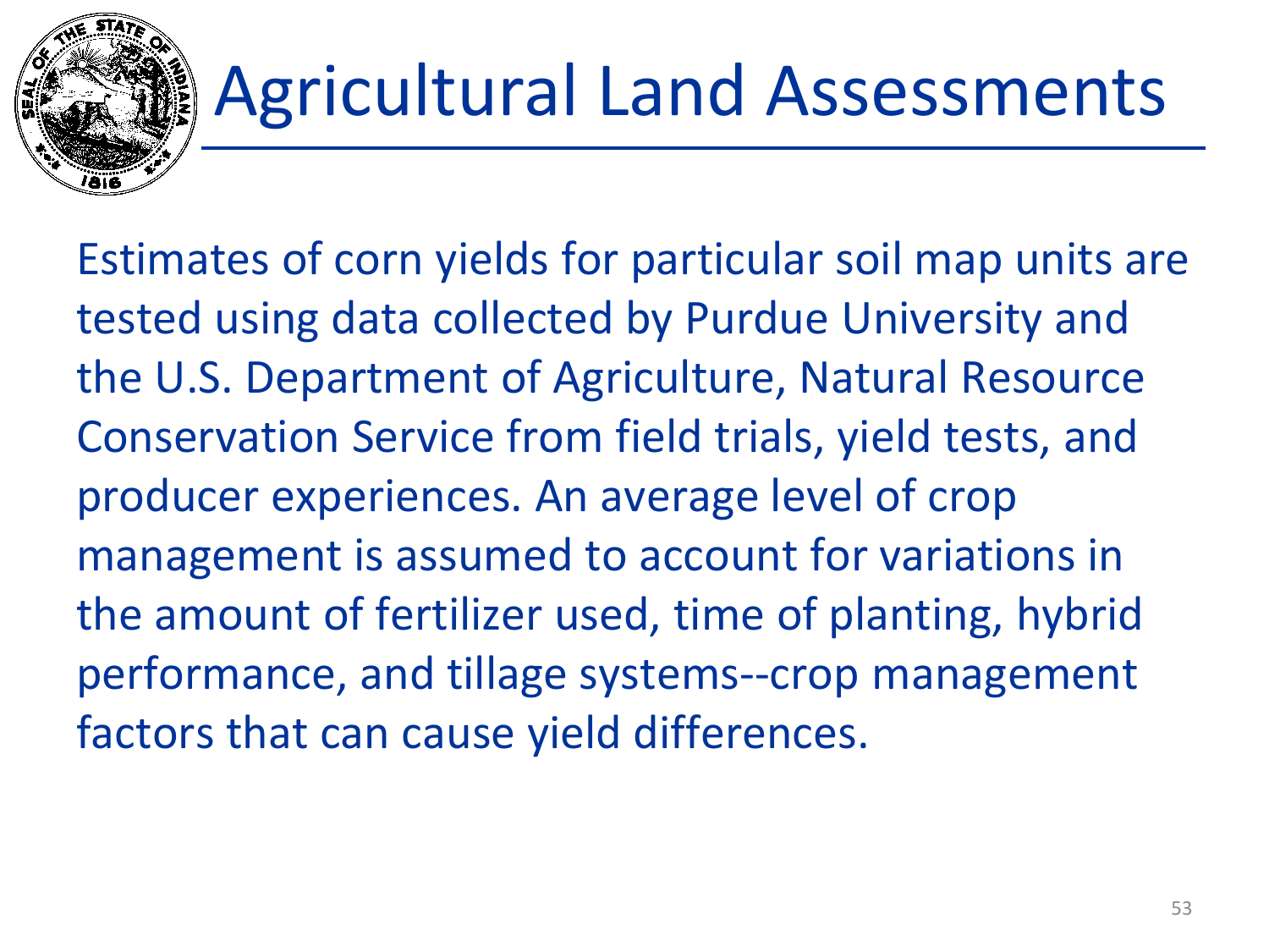# Agricultural Land Assessments

Estimates of corn yields for particular soil map units are tested using data collected by Purdue University and the U.S. Department of Agriculture, Natural Resource Conservation Service from field trials, yield tests, and producer experiences. An average level of crop management is assumed to account for variations in the amount of fertilizer used, time of planting, hybrid performance, and tillage systems--crop management factors that can cause yield differences.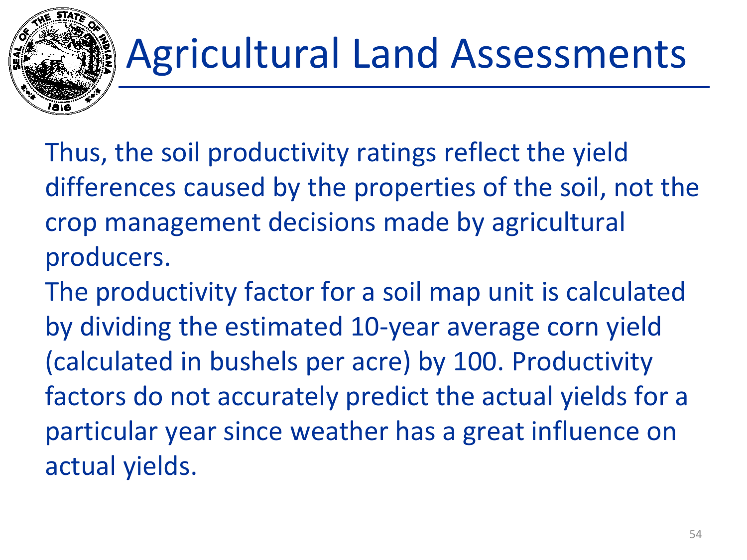# Agricultural Land Assessments

Thus, the soil productivity ratings reflect the yield differences caused by the properties of the soil, not the crop management decisions made by agricultural producers.

The productivity factor for a soil map unit is calculated by dividing the estimated 10-year average corn yield (calculated in bushels per acre) by 100. Productivity factors do not accurately predict the actual yields for a particular year since weather has a great influence on actual yields.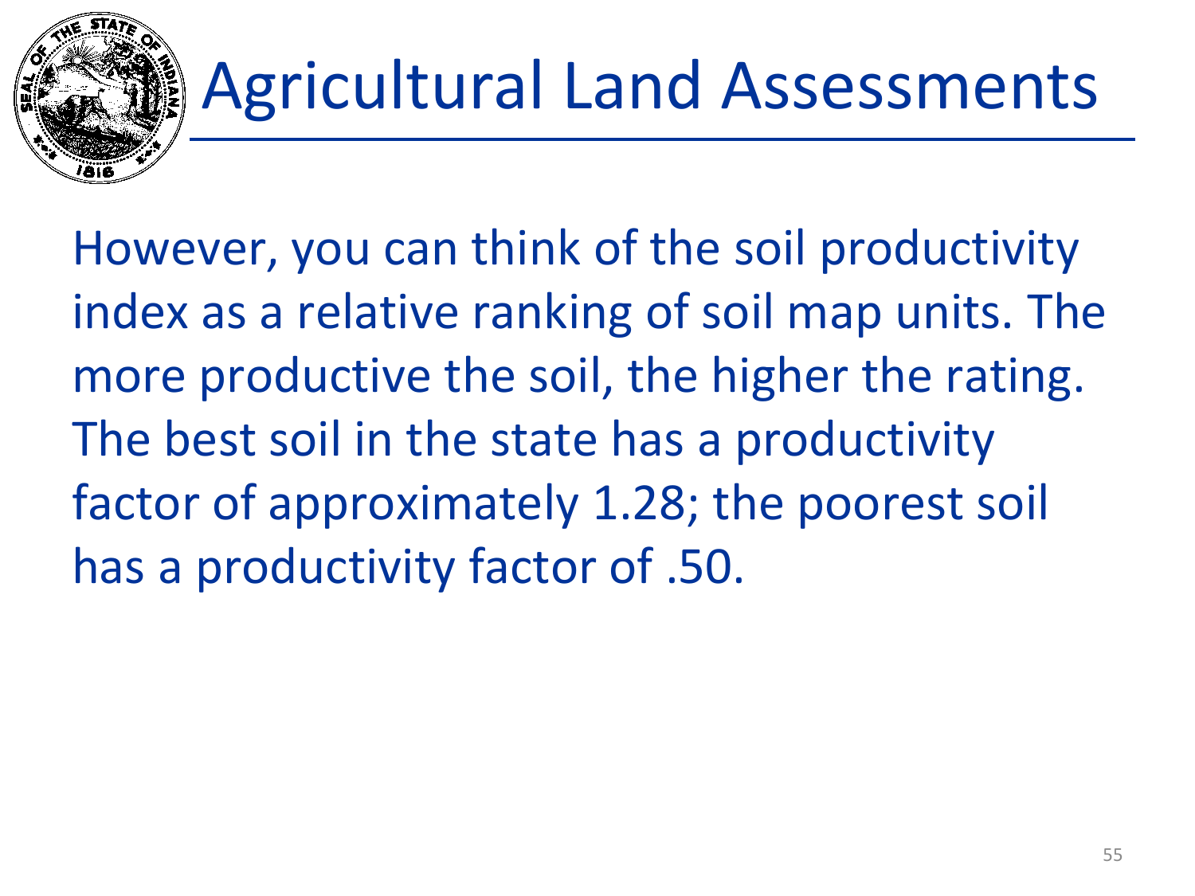# Agricultural Land Assessments

However, you can think of the soil productivity index as a relative ranking of soil map units. The more productive the soil, the higher the rating. The best soil in the state has a productivity factor of approximately 1.28; the poorest soil has a productivity factor of .50.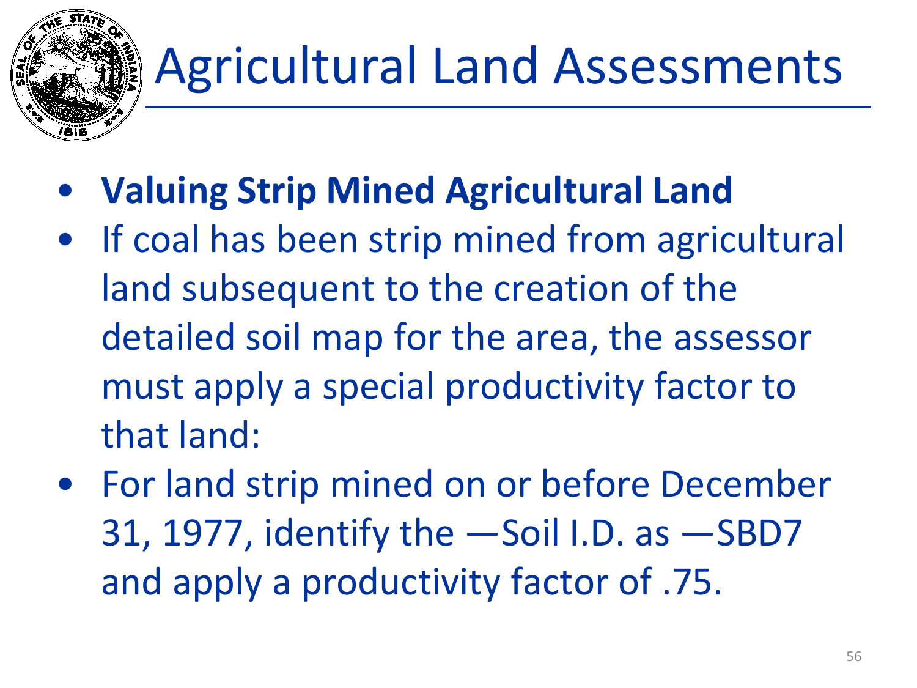# Agricultural Land Assessments

- **Valuing Strip Mined Agricultural Land**
- If coal has been strip mined from agricultural land subsequent to the creation of the detailed soil map for the area, the assessor must apply a special productivity factor to that land:
- For land strip mined on or before December 31, 1977, identify the —Soil I.D. as —SBD7 and apply a productivity factor of .75.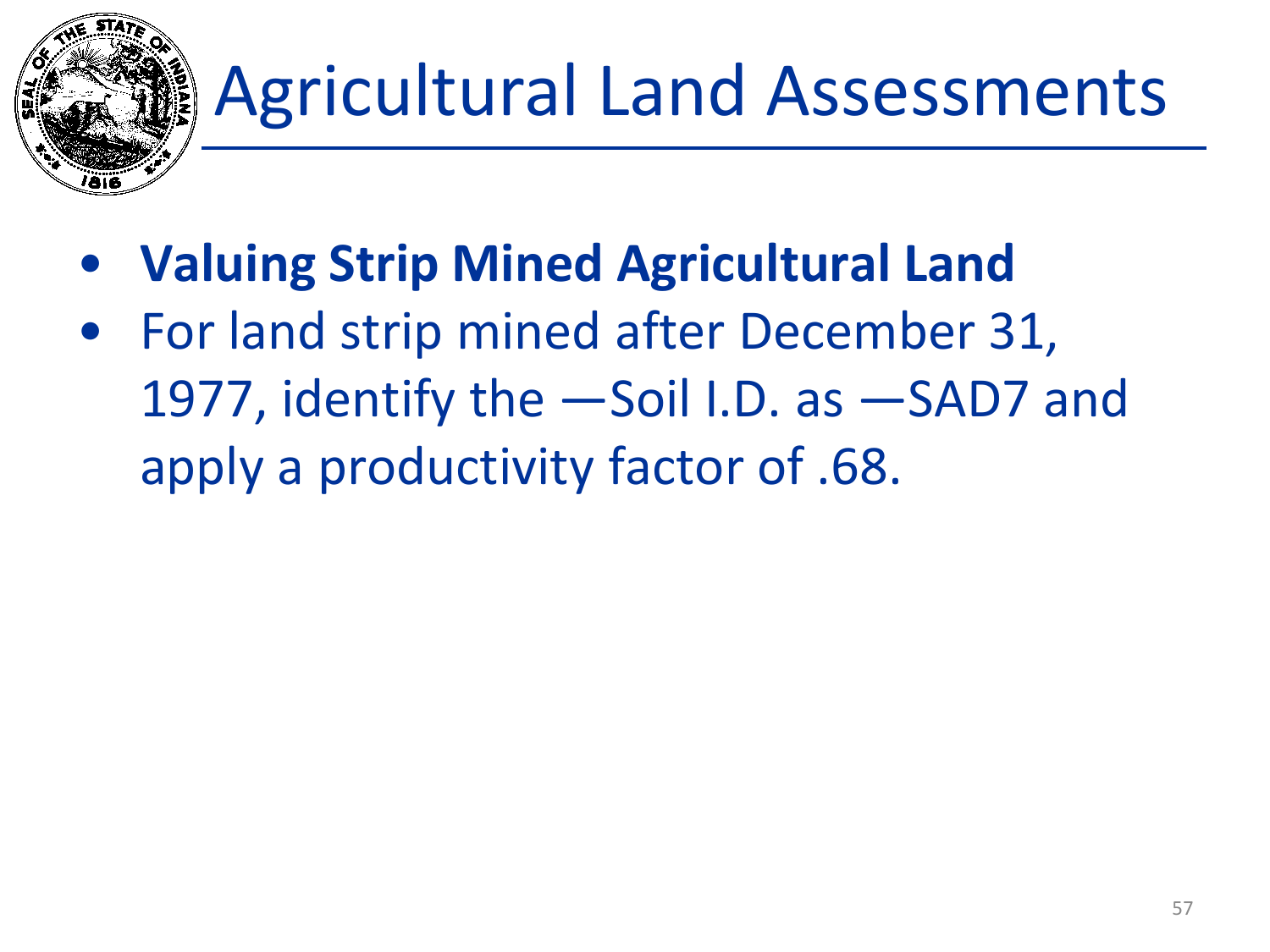# Agricultural Land Assessments

- **Valuing Strip Mined Agricultural Land**
- For land strip mined after December 31, 1977, identify the —Soil I.D. as —SAD7 and apply a productivity factor of .68.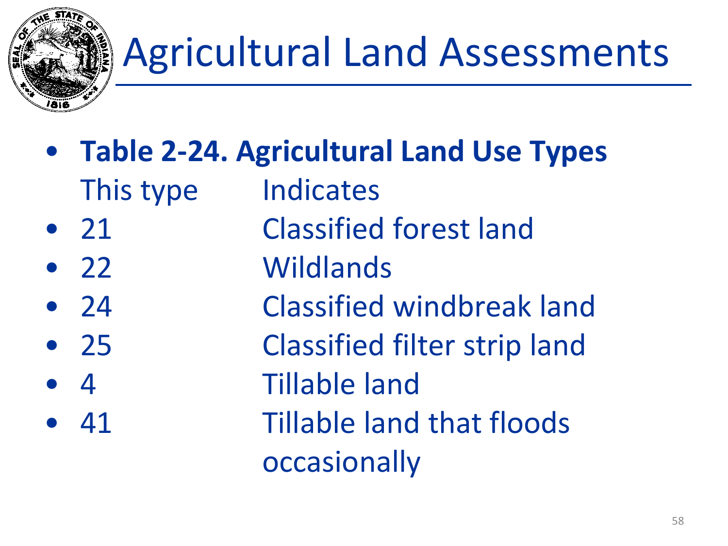# Agricultural Land Assessments

- **Table 2-24. Agricultural Land Use Types**

| This type | Indicates |
| --- | --- |
| 21 | Classified forest land |
| 22 | Wildlands |
| 24 | Classified windbreak land |
| 25 | Classified filter strip land |
| 4 | Tillable land |
| 41 | Tillable land that floods occasionally |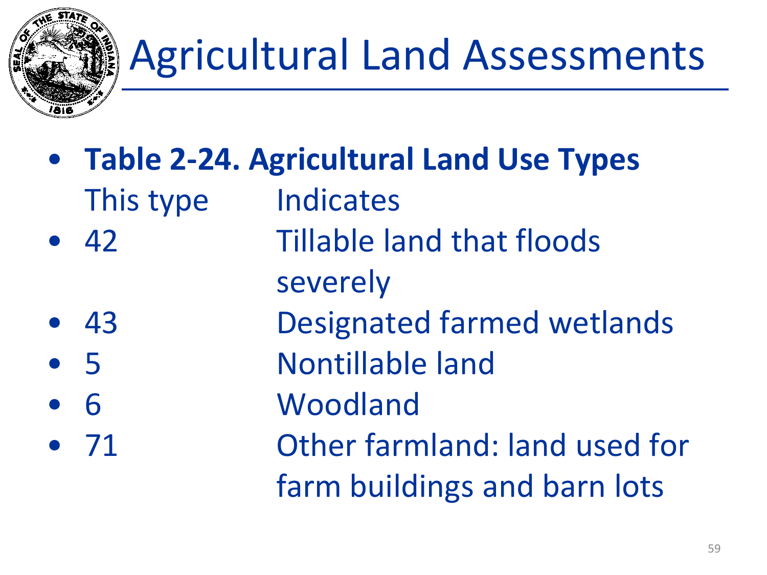# Agricultural Land Assessments

- **Table 2-24. Agricultural Land Use Types**

| This type | Indicates |
| --- | --- |
| 42 | Tillable land that floods severely |
| 43 | Designated farmed wetlands |
| 5 | Nontillable land |
| 6 | Woodland |
| 71 | Other farmland: land used for farm buildings and barn lots |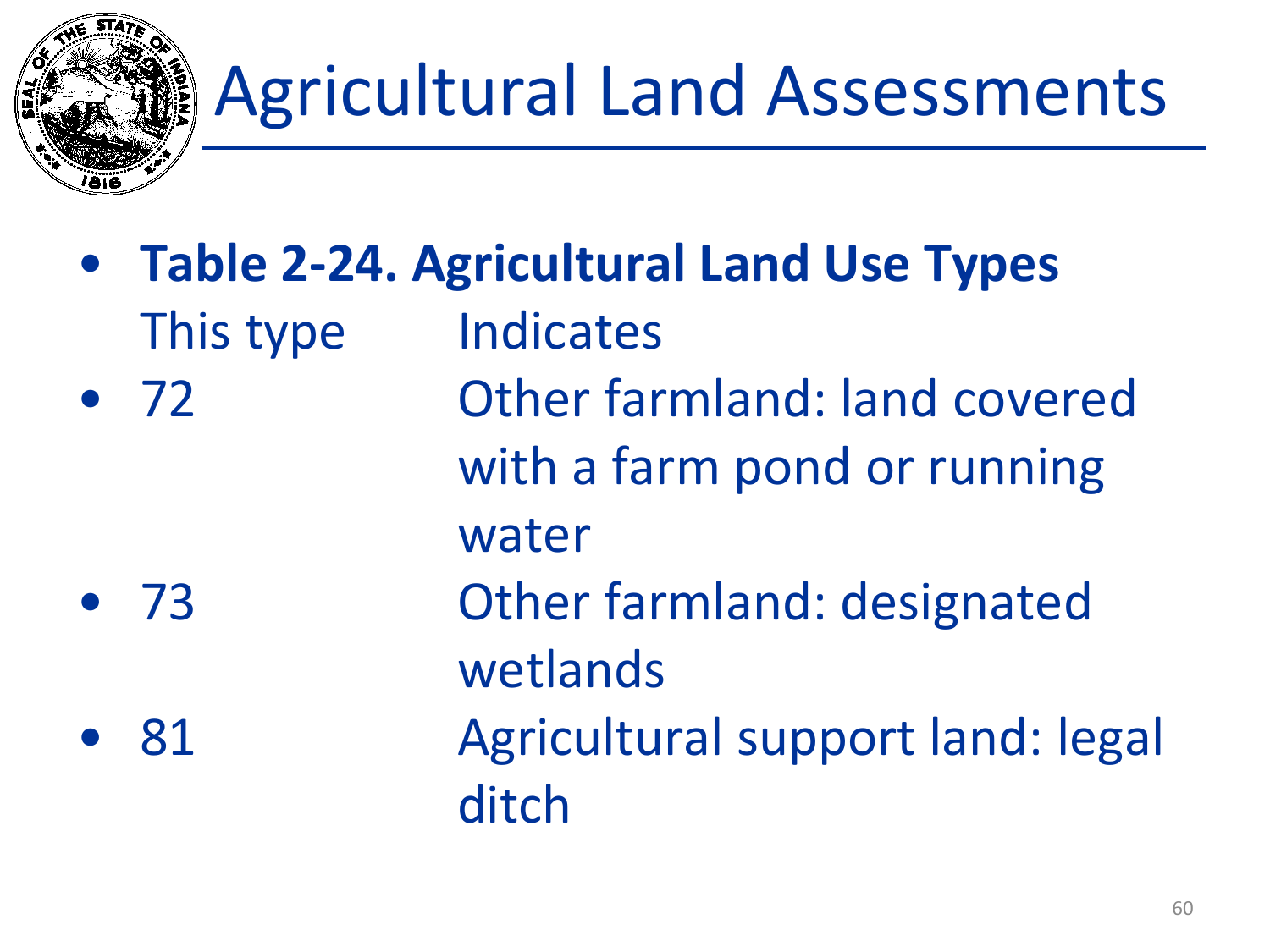# Agricultural Land Assessments

- **Table 2-24. Agricultural Land Use Types**

| This type | Indicates |
|---|---|
| 72 | Other farmland: land covered with a farm pond or running water |
| 73 | Other farmland: designated wetlands |
| 81 | Agricultural support land: legal ditch |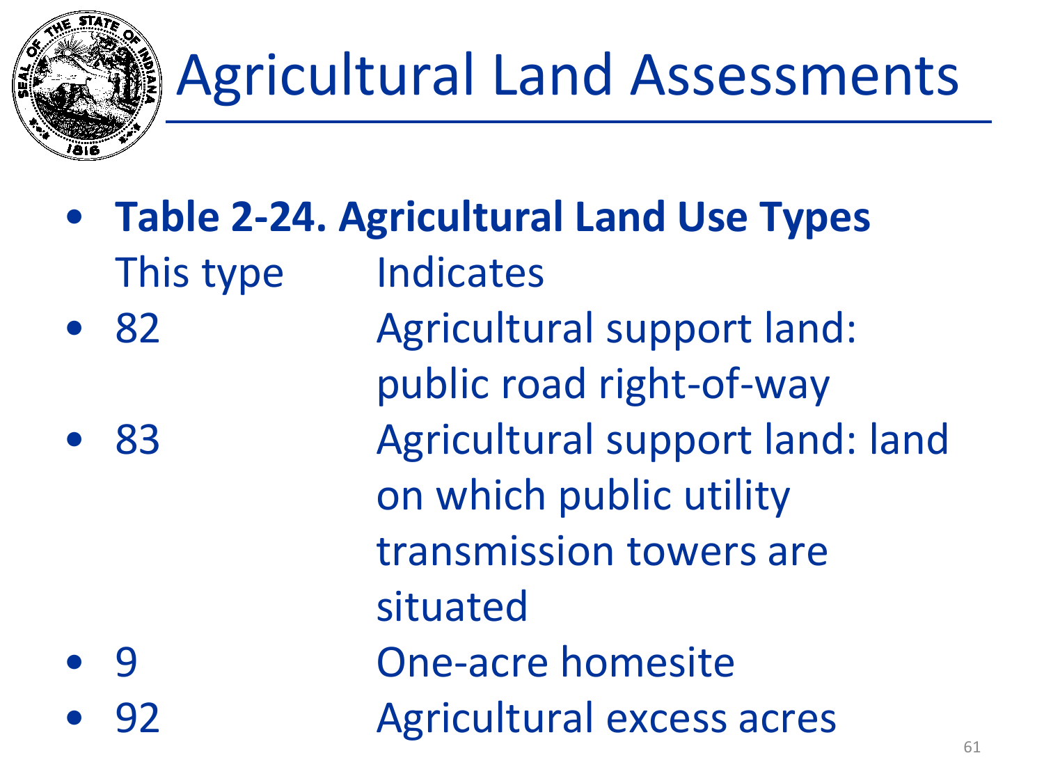# Agricultural Land Assessments

- **Table 2-24. Agricultural Land Use Types**

| This type | Indicates |
|---|---|
| 82 | Agricultural support land: public road right-of-way |
| 83 | Agricultural support land: land on which public utility transmission towers are situated |
| 9 | One-acre homesite |
| 92 | Agricultural excess acres |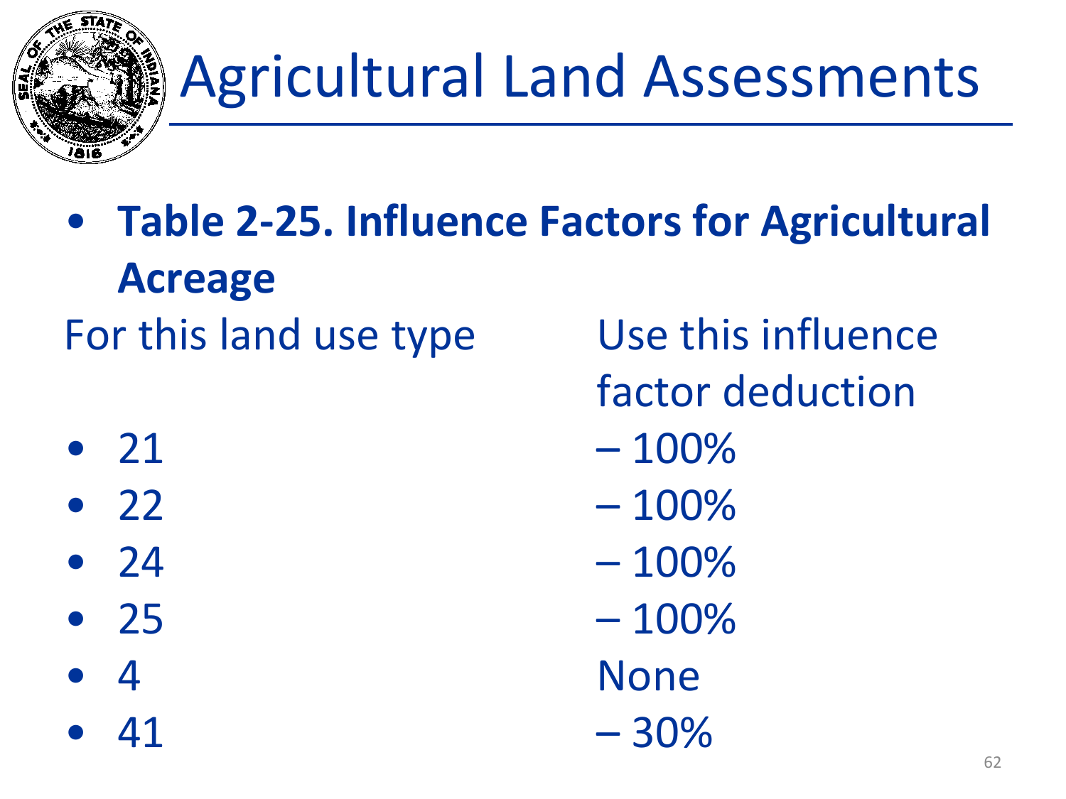# Agricultural Land Assessments

- **Table 2-25. Influence Factors for Agricultural Acreage**

| For this land use type | Use this influence factor deduction |
| --- | --- |
| 21 | – 100% |
| 22 | – 100% |
| 24 | – 100% |
| 25 | – 100% |
| 4 | None |
| 41 | – 30% |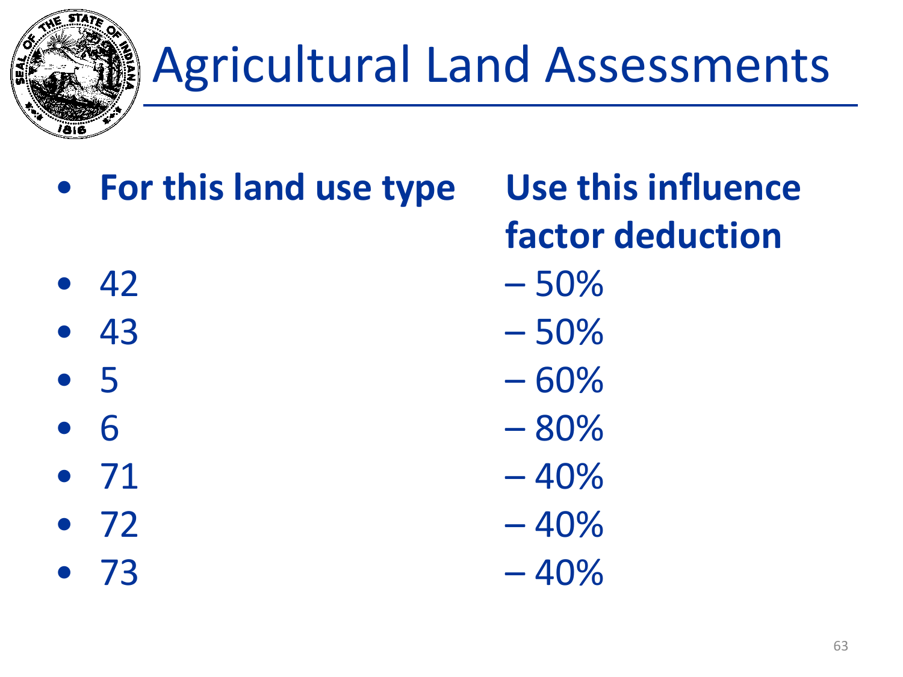# Agricultural Land Assessments

| For this land use type | Use this influence factor deduction |
|---|---|
| 42 | – 50% |
| 43 | – 50% |
| 5 | – 60% |
| 6 | – 80% |
| 71 | – 40% |
| 72 | – 40% |
| 73 | – 40% |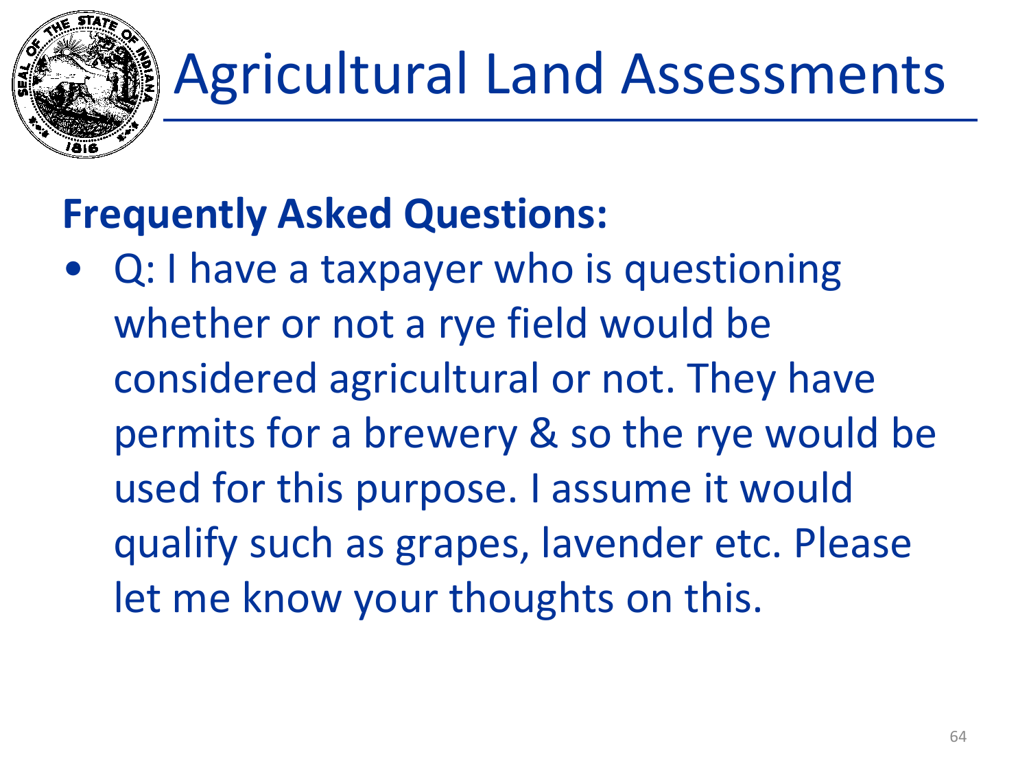# Agricultural Land Assessments

**Frequently Asked Questions:**

- Q: I have a taxpayer who is questioning whether or not a rye field would be considered agricultural or not. They have permits for a brewery & so the rye would be used for this purpose. I assume it would qualify such as grapes, lavender etc. Please let me know your thoughts on this.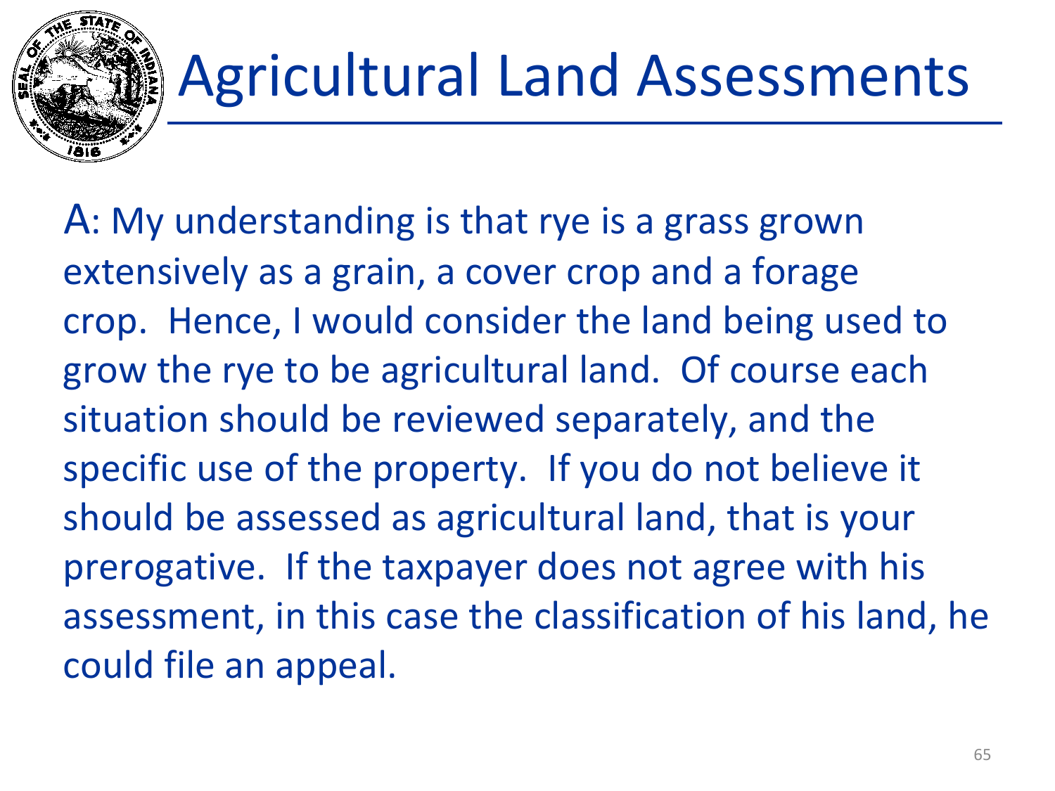# Agricultural Land Assessments

A: My understanding is that rye is a grass grown extensively as a grain, a cover crop and a forage crop. Hence, I would consider the land being used to grow the rye to be agricultural land. Of course each situation should be reviewed separately, and the specific use of the property. If you do not believe it should be assessed as agricultural land, that is your prerogative. If the taxpayer does not agree with his assessment, in this case the classification of his land, he could file an appeal.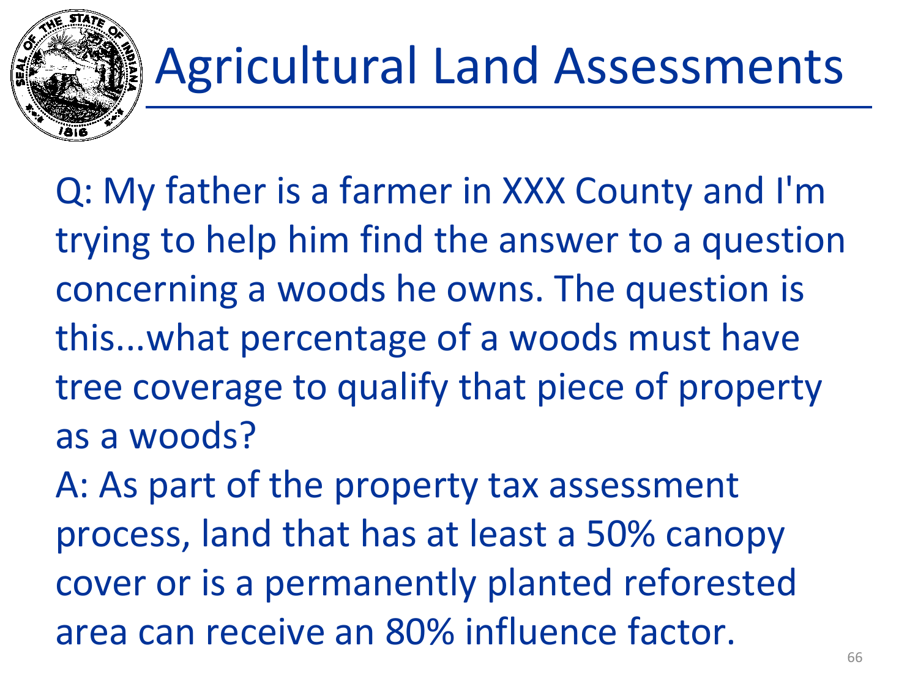# Agricultural Land Assessments

Q: My father is a farmer in XXX County and I'm trying to help him find the answer to a question concerning a woods he owns. The question is this...what percentage of a woods must have tree coverage to qualify that piece of property as a woods?

A: As part of the property tax assessment process, land that has at least a 50% canopy cover or is a permanently planted reforested area can receive an 80% influence factor.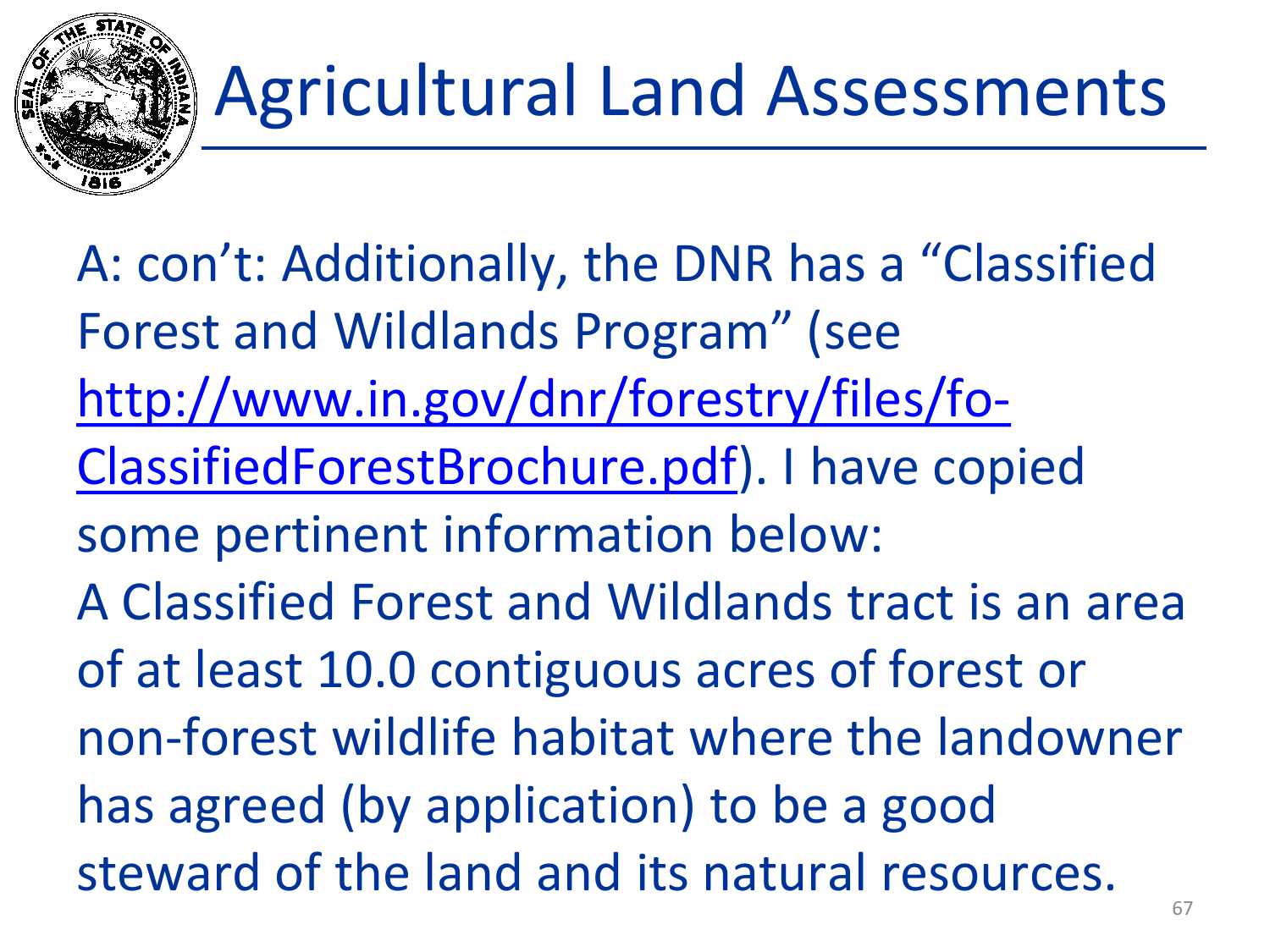# Agricultural Land Assessments

A: con't: Additionally, the DNR has a "Classified Forest and Wildlands Program" (see [http://www.in.gov/dnr/forestry/files/fo-ClassifiedForestBrochure.pdf](http://www.in.gov/dnr/forestry/files/fo-ClassifiedForestBrochure.pdf)). I have copied some pertinent information below:

A Classified Forest and Wildlands tract is an area of at least 10.0 contiguous acres of forest or non-forest wildlife habitat where the landowner has agreed (by application) to be a good steward of the land and its natural resources.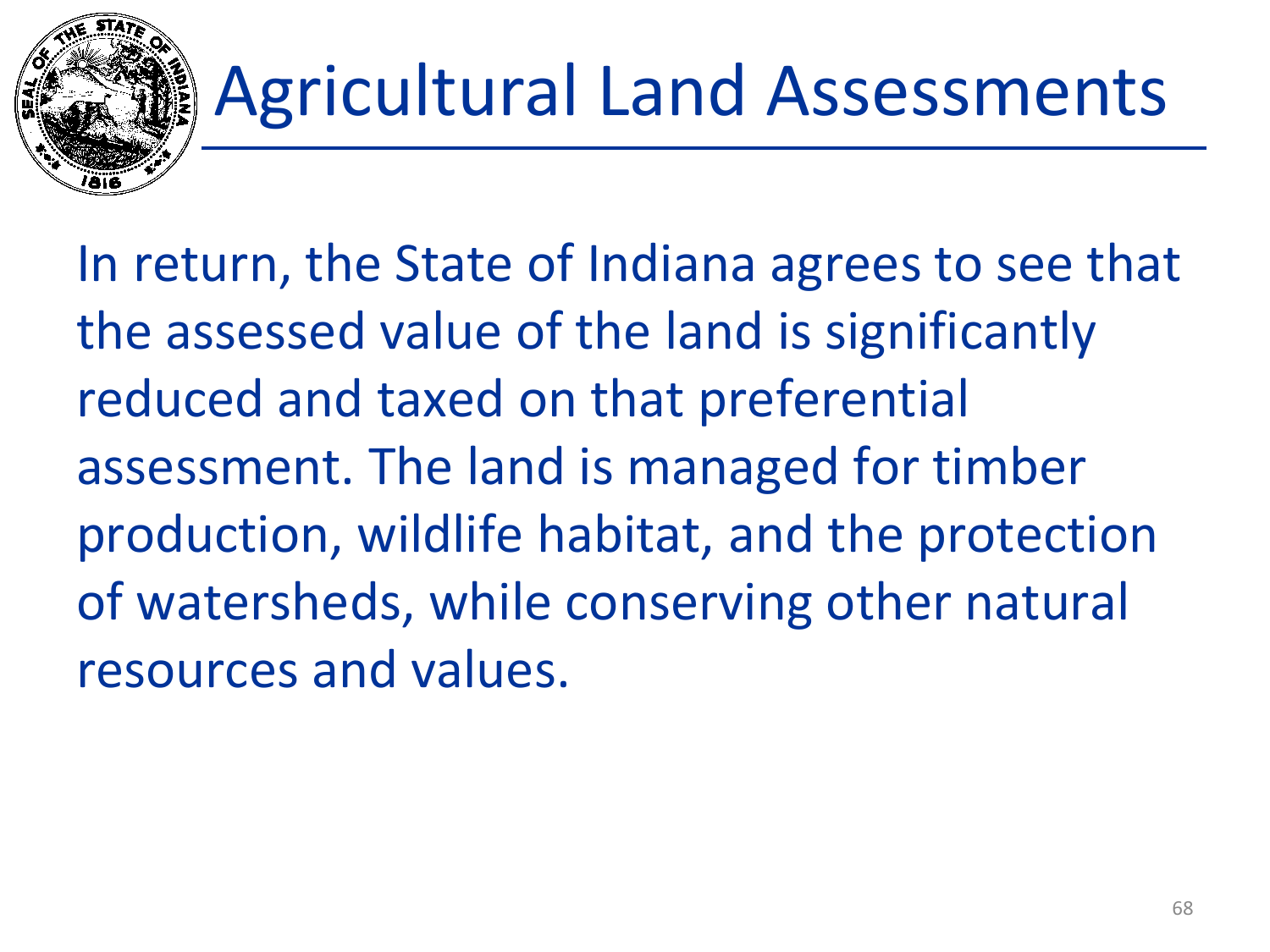# Agricultural Land Assessments

In return, the State of Indiana agrees to see that the assessed value of the land is significantly reduced and taxed on that preferential assessment. The land is managed for timber production, wildlife habitat, and the protection of watersheds, while conserving other natural resources and values.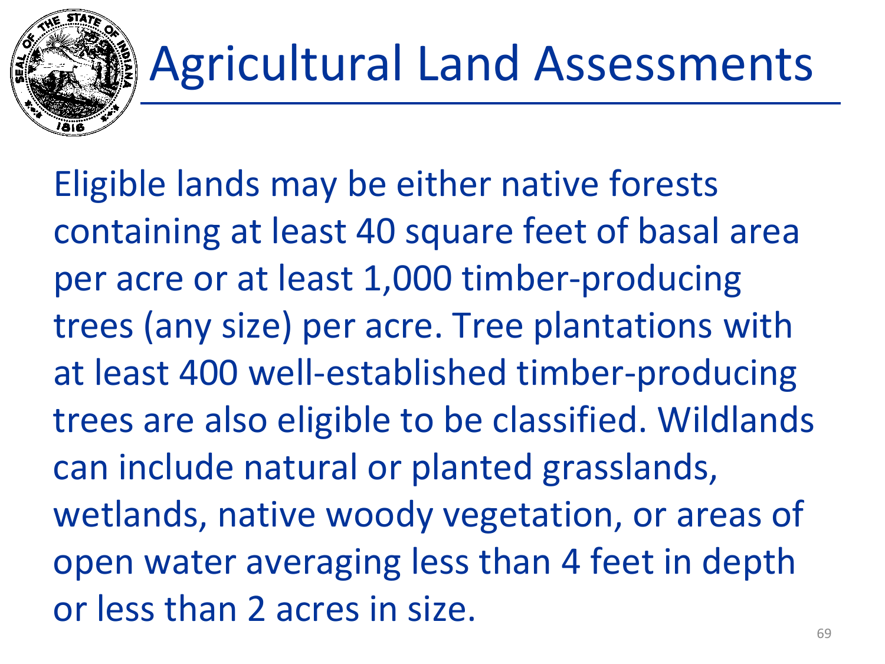# Agricultural Land Assessments

Eligible lands may be either native forests containing at least 40 square feet of basal area per acre or at least 1,000 timber-producing trees (any size) per acre. Tree plantations with at least 400 well-established timber-producing trees are also eligible to be classified. Wildlands can include natural or planted grasslands, wetlands, native woody vegetation, or areas of open water averaging less than 4 feet in depth or less than 2 acres in size.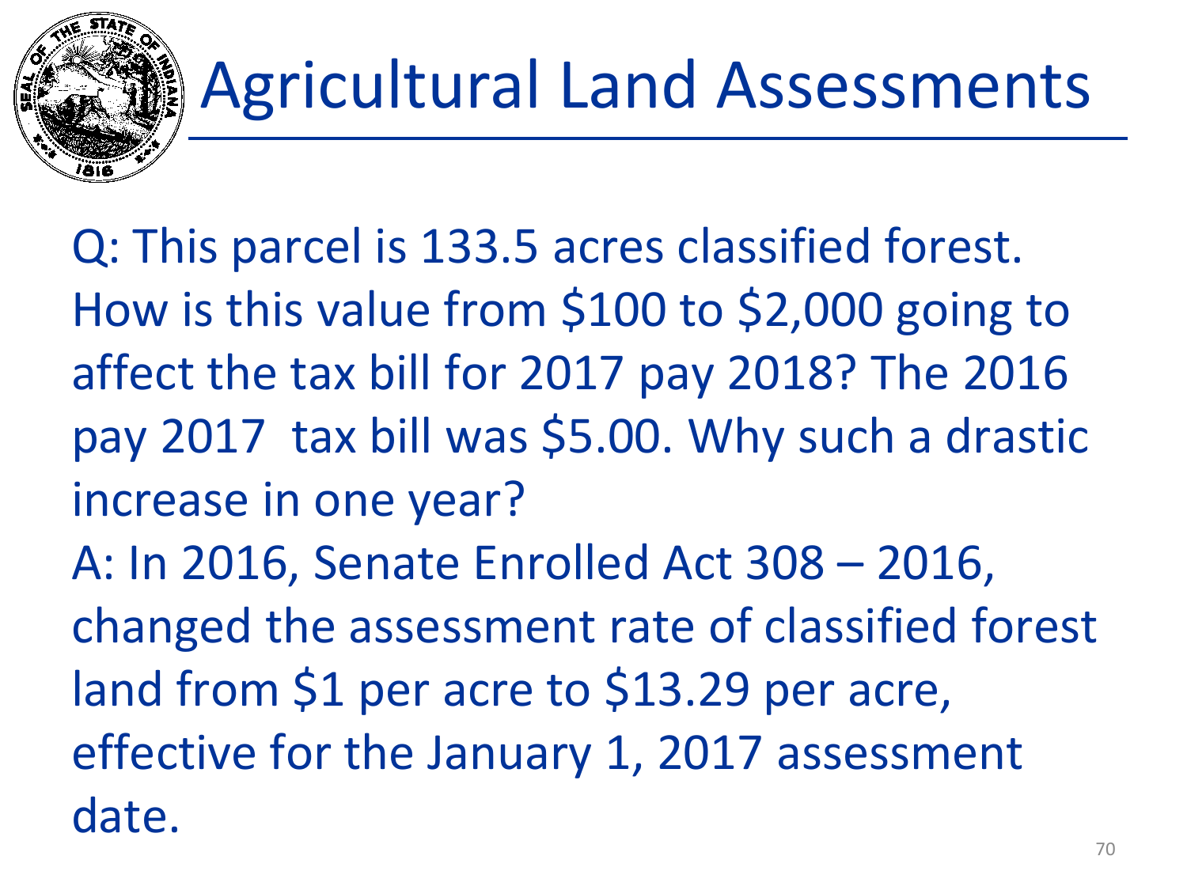# Agricultural Land Assessments

Q: This parcel is 133.5 acres classified forest. How is this value from $100 to $2,000 going to affect the tax bill for 2017 pay 2018? The 2016 pay 2017 tax bill was $5.00. Why such a drastic increase in one year?

A: In 2016, Senate Enrolled Act 308 – 2016, changed the assessment rate of classified forest land from $1 per acre to $13.29 per acre, effective for the January 1, 2017 assessment date.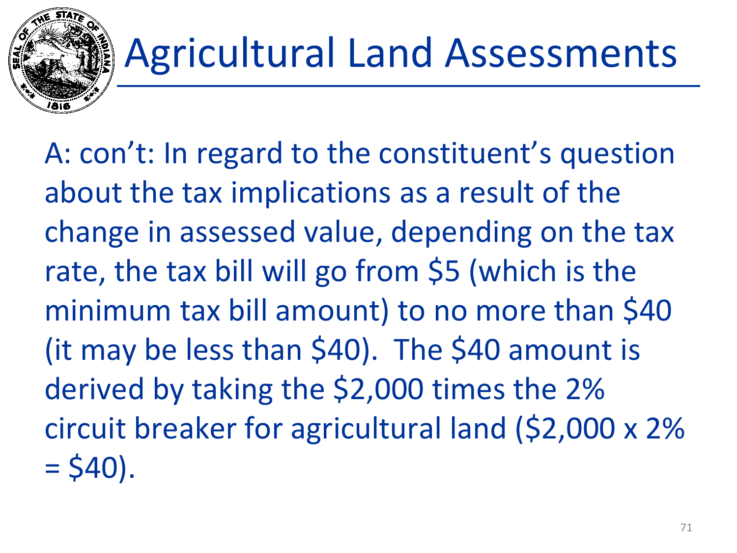# Agricultural Land Assessments

A: con't: In regard to the constituent's question about the tax implications as a result of the change in assessed value, depending on the tax rate, the tax bill will go from \$5 (which is the minimum tax bill amount) to no more than \$40 (it may be less than \$40). The \$40 amount is derived by taking the \$2,000 times the 2% circuit breaker for agricultural land (\$2,000 x 2% = \$40).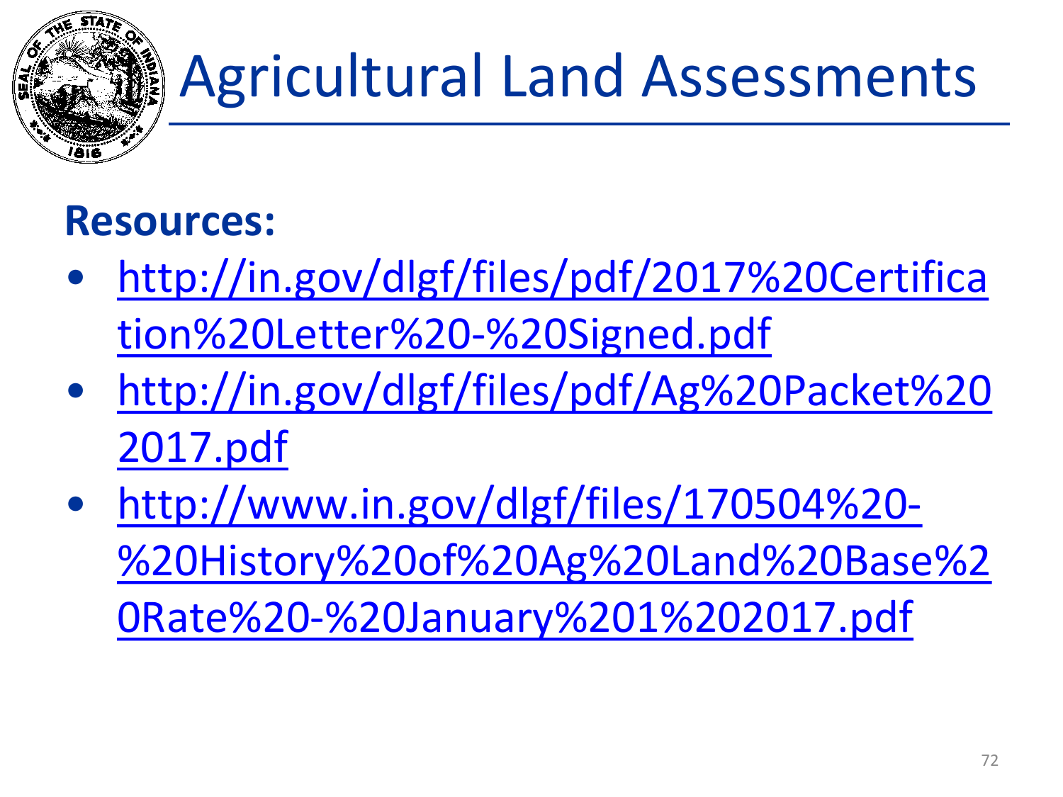# Agricultural Land Assessments

**Resources:**

- http://in.gov/dlgf/files/pdf/2017%20Certification%20Letter%20-%20Signed.pdf
- http://in.gov/dlgf/files/pdf/Ag%20Packet%202017.pdf
- http://www.in.gov/dlgf/files/170504%20-%20History%20of%20Ag%20Land%20Base%20Rate%20-%20January%201%202017.pdf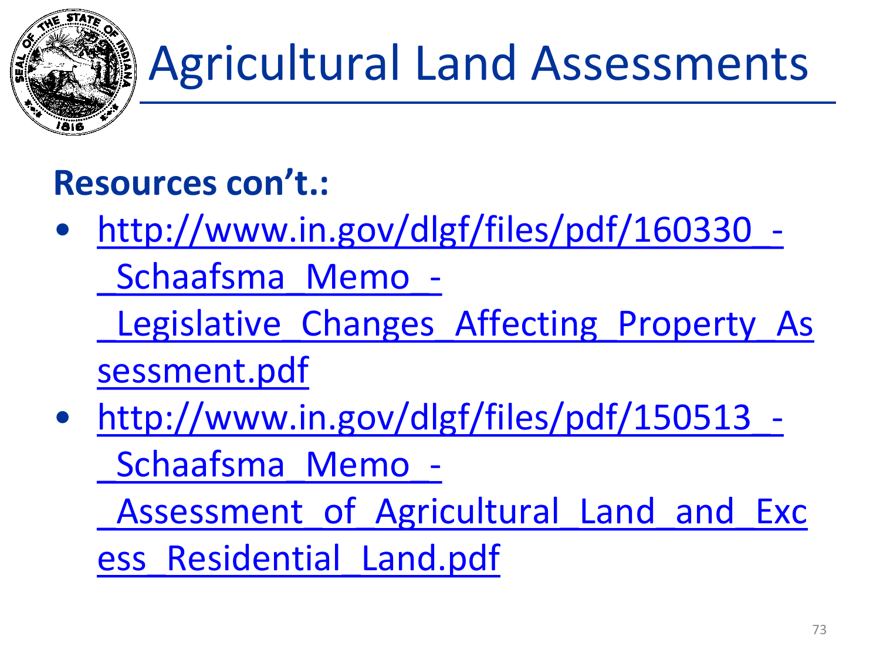# Agricultural Land Assessments

**Resources con't.:**

- http://www.in.gov/dlgf/files/pdf/160330_-_Schaafsma_Memo_-_Legislative_Changes_Affecting_Property_Assessment.pdf
- http://www.in.gov/dlgf/files/pdf/150513_-_Schaafsma_Memo_-_Assessment_of_Agricultural_Land_and_Excess_Residential_Land.pdf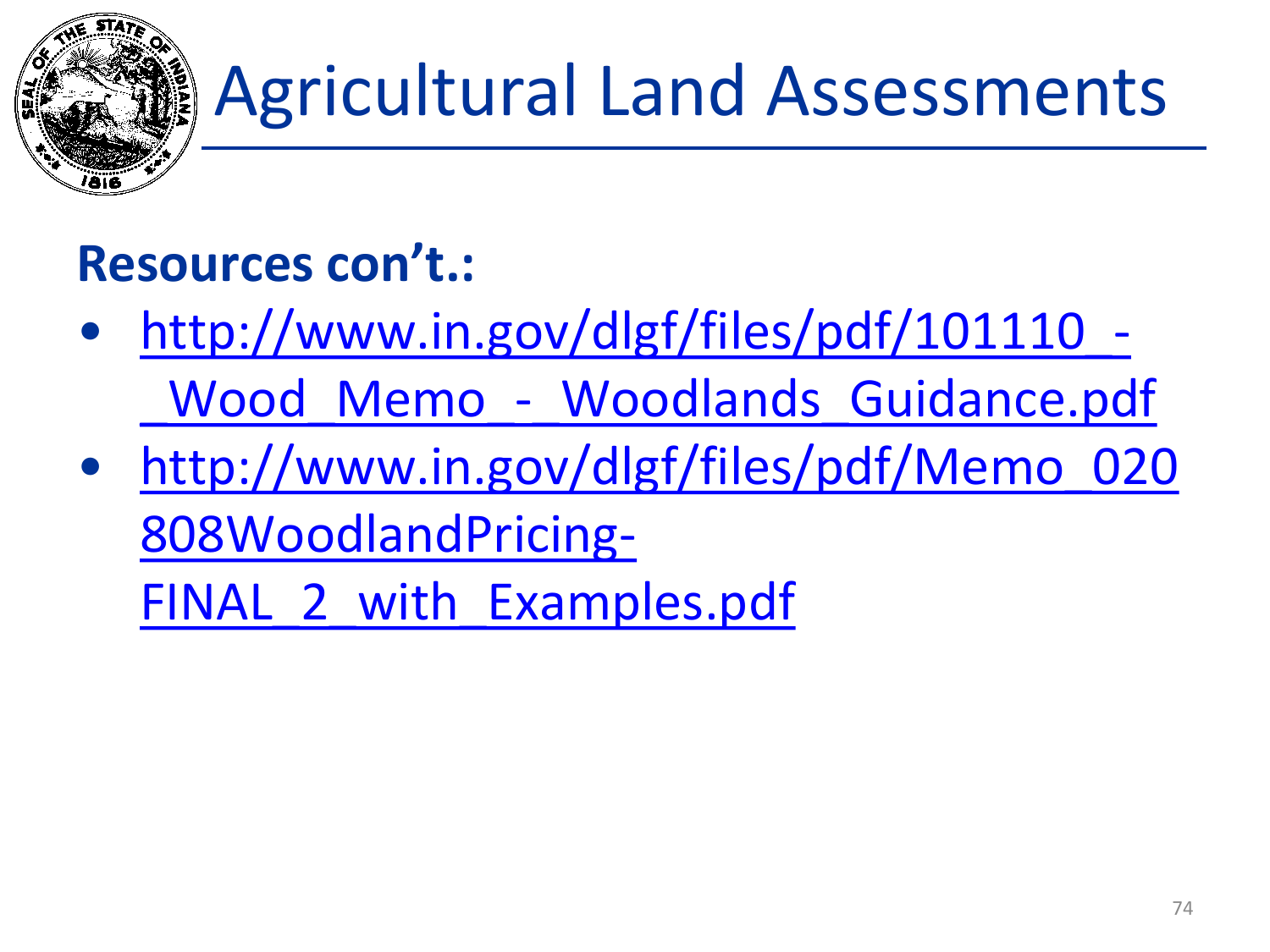# Agricultural Land Assessments

**Resources con't.:**

- http://www.in.gov/dlgf/files/pdf/101110_-_Wood_Memo_-_Woodlands_Guidance.pdf
- http://www.in.gov/dlgf/files/pdf/Memo_020808WoodlandPricing-FINAL_2_with_Examples.pdf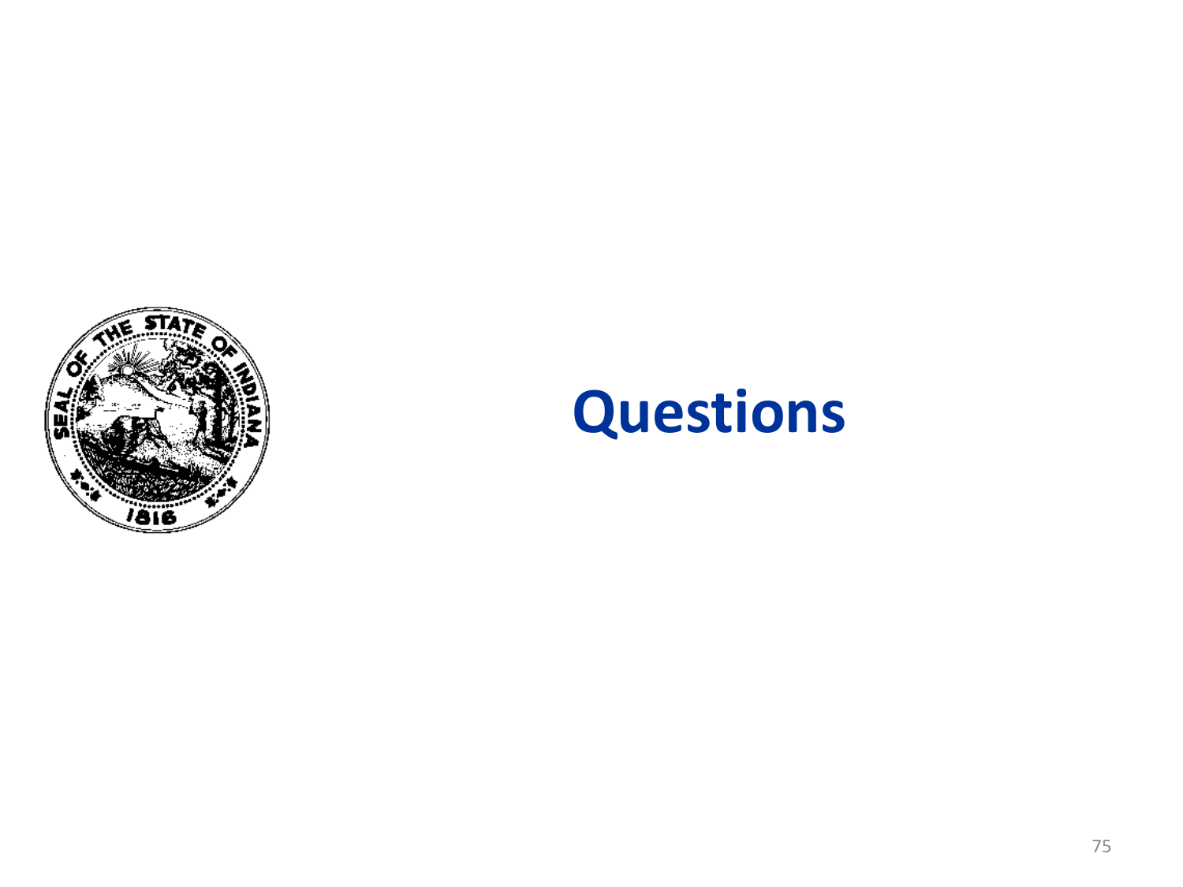# Questions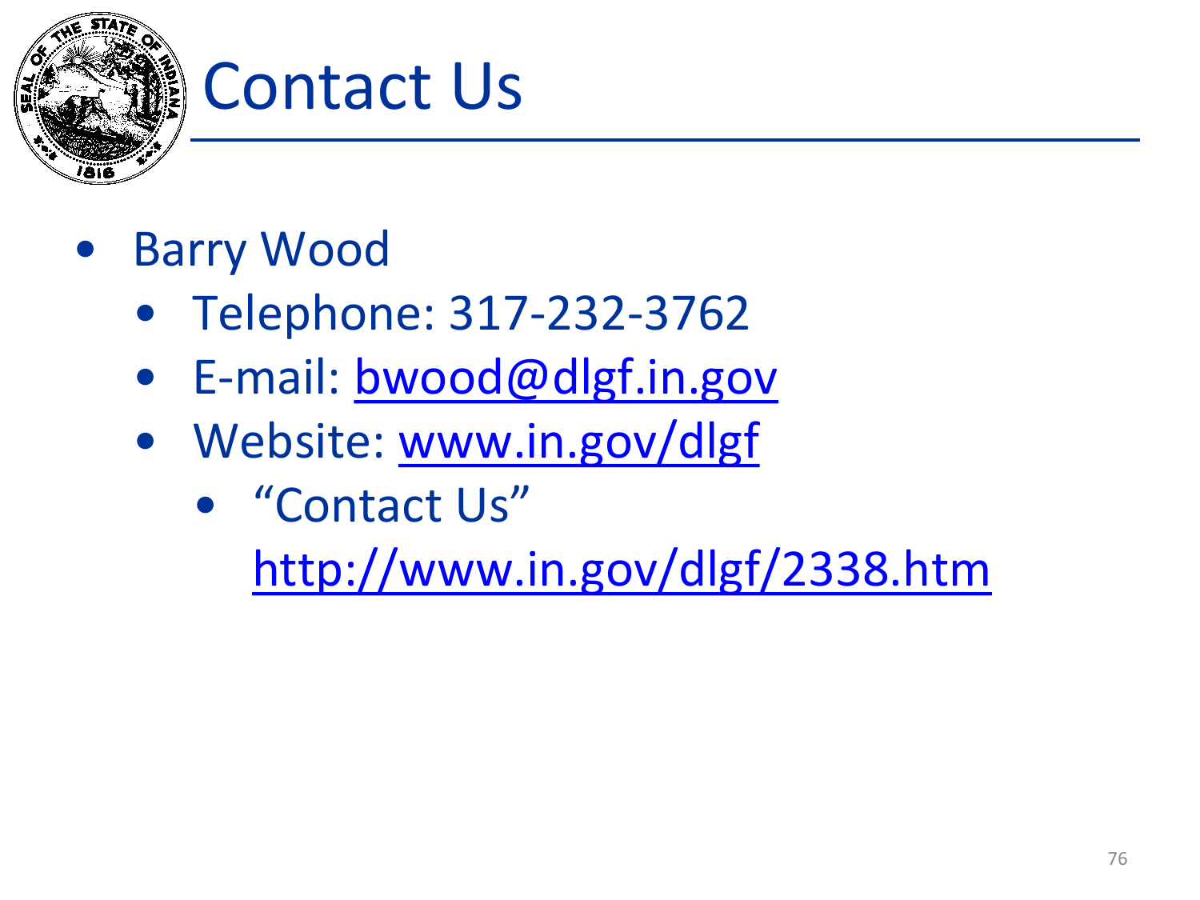# Contact Us

- Barry Wood
  - Telephone: 317-232-3762
  - E-mail: bwood@dlgf.in.gov
  - Website: www.in.gov/dlgf
    - "Contact Us" http://www.in.gov/dlgf/2338.htm